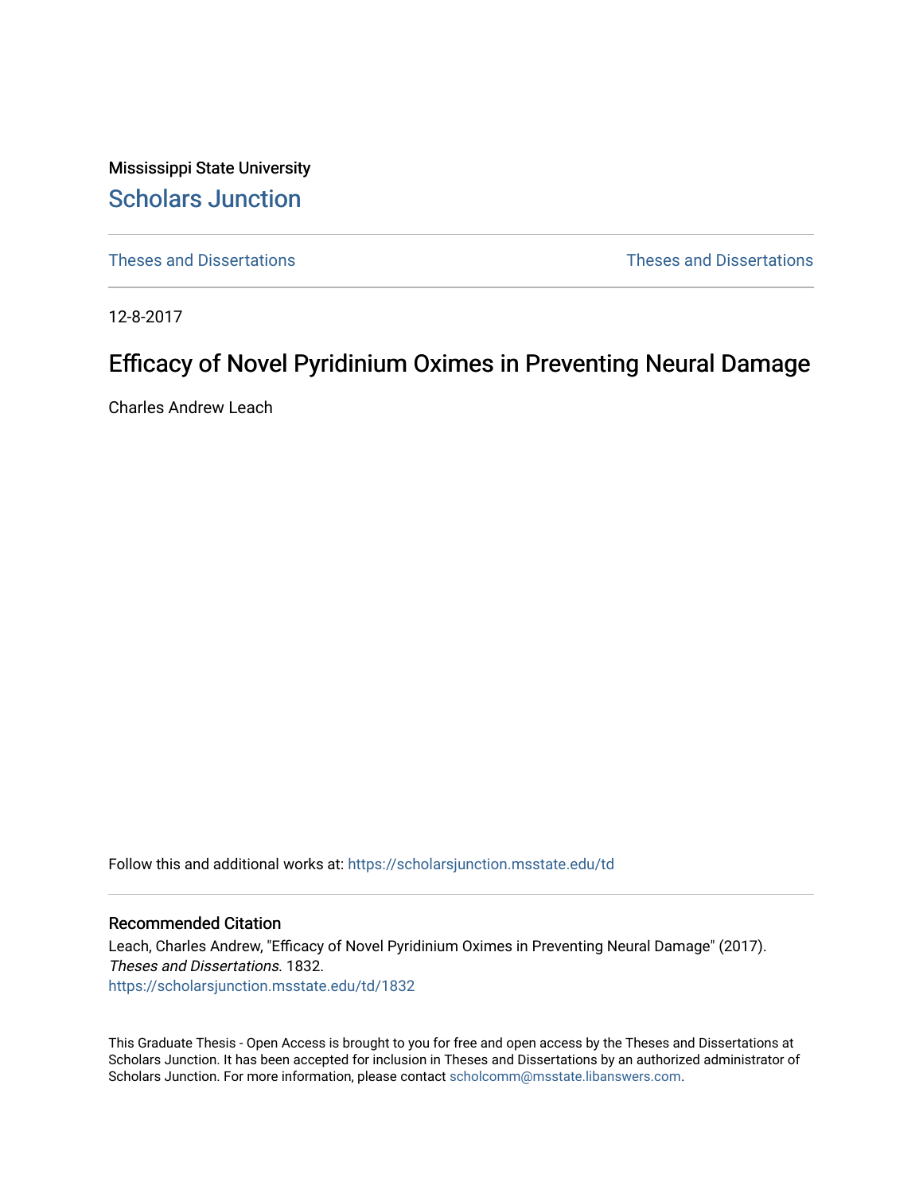Mississippi State University

## Scholars Junction

Theses and Dissertations Theses and Dissertations

12-8-2017

# Efficacy of Novel Pyridinium Oximes in Preventing Neural Damage

Charles Andrew Leach

Follow this and additional works at: https://scholarsjunction.msstate.edu/td

### Recommended Citation

Leach, Charles Andrew, "Efficacy of Novel Pyridinium Oximes in Preventing Neural Damage" (2017). *Theses and Dissertations*. 1832.
https://scholarsjunction.msstate.edu/td/1832

This Graduate Thesis - Open Access is brought to you for free and open access by the Theses and Dissertations at Scholars Junction. It has been accepted for inclusion in Theses and Dissertations by an authorized administrator of Scholars Junction. For more information, please contact scholcomm@msstate.libanswers.com.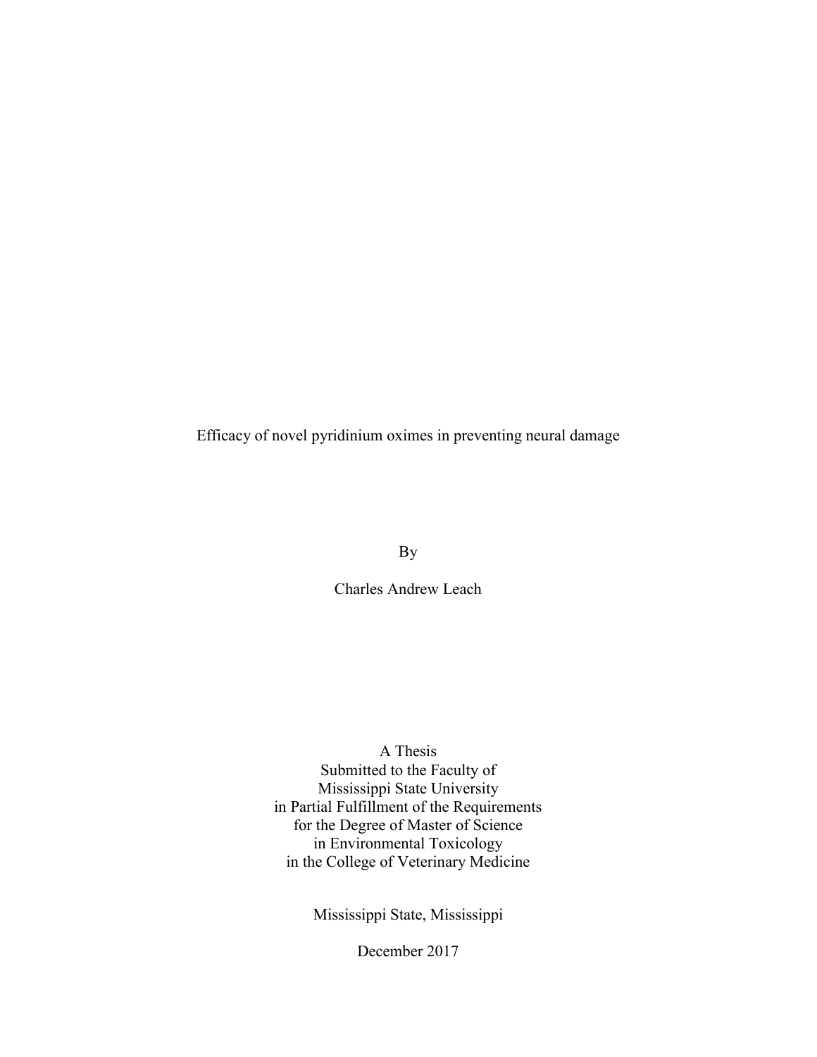# Efficacy of novel pyridinium oximes in preventing neural damage

By

Charles Andrew Leach

A Thesis
Submitted to the Faculty of
Mississippi State University
in Partial Fulfillment of the Requirements
for the Degree of Master of Science
in Environmental Toxicology
in the College of Veterinary Medicine

Mississippi State, Mississippi

December 2017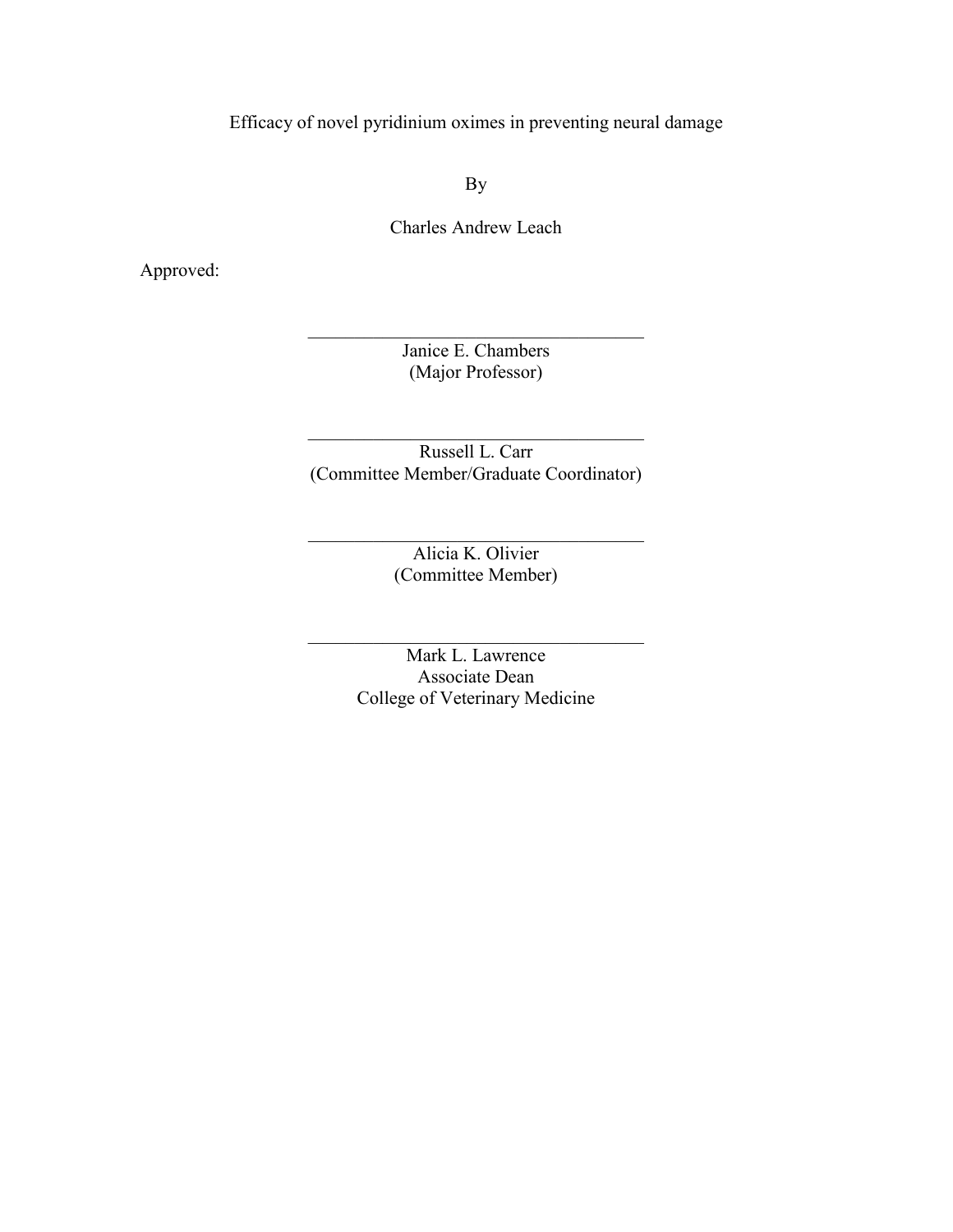Efficacy of novel pyridinium oximes in preventing neural damage

By

Charles Andrew Leach

Approved:

\_\_\_\_\_\_\_\_\_\_\_\_\_\_\_\_\_\_\_\_\_\_\_\_\_\_\_\_\_\_\_\_\_\_\_\_

Janice E. Chambers
(Major Professor)

\_\_\_\_\_\_\_\_\_\_\_\_\_\_\_\_\_\_\_\_\_\_\_\_\_\_\_\_\_\_\_\_\_\_\_\_

Russell L. Carr
(Committee Member/Graduate Coordinator)

\_\_\_\_\_\_\_\_\_\_\_\_\_\_\_\_\_\_\_\_\_\_\_\_\_\_\_\_\_\_\_\_\_\_\_\_

Alicia K. Olivier
(Committee Member)

\_\_\_\_\_\_\_\_\_\_\_\_\_\_\_\_\_\_\_\_\_\_\_\_\_\_\_\_\_\_\_\_\_\_\_\_

Mark L. Lawrence
Associate Dean
College of Veterinary Medicine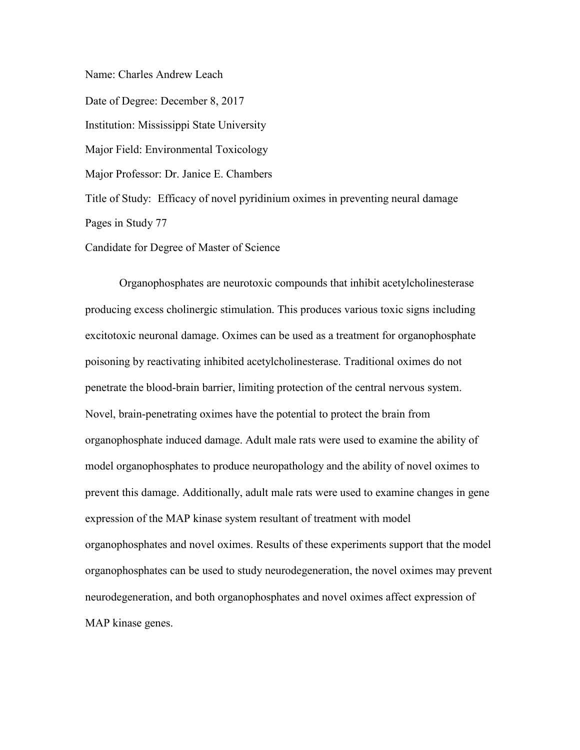Name: Charles Andrew Leach

Date of Degree: December 8, 2017

Institution: Mississippi State University

Major Field: Environmental Toxicology

Major Professor: Dr. Janice E. Chambers

Title of Study: Efficacy of novel pyridinium oximes in preventing neural damage

Pages in Study 77

Candidate for Degree of Master of Science

Organophosphates are neurotoxic compounds that inhibit acetylcholinesterase producing excess cholinergic stimulation. This produces various toxic signs including excitotoxic neuronal damage. Oximes can be used as a treatment for organophosphate poisoning by reactivating inhibited acetylcholinesterase. Traditional oximes do not penetrate the blood-brain barrier, limiting protection of the central nervous system. Novel, brain-penetrating oximes have the potential to protect the brain from organophosphate induced damage. Adult male rats were used to examine the ability of model organophosphates to produce neuropathology and the ability of novel oximes to prevent this damage. Additionally, adult male rats were used to examine changes in gene expression of the MAP kinase system resultant of treatment with model organophosphates and novel oximes. Results of these experiments support that the model organophosphates can be used to study neurodegeneration, the novel oximes may prevent neurodegeneration, and both organophosphates and novel oximes affect expression of MAP kinase genes.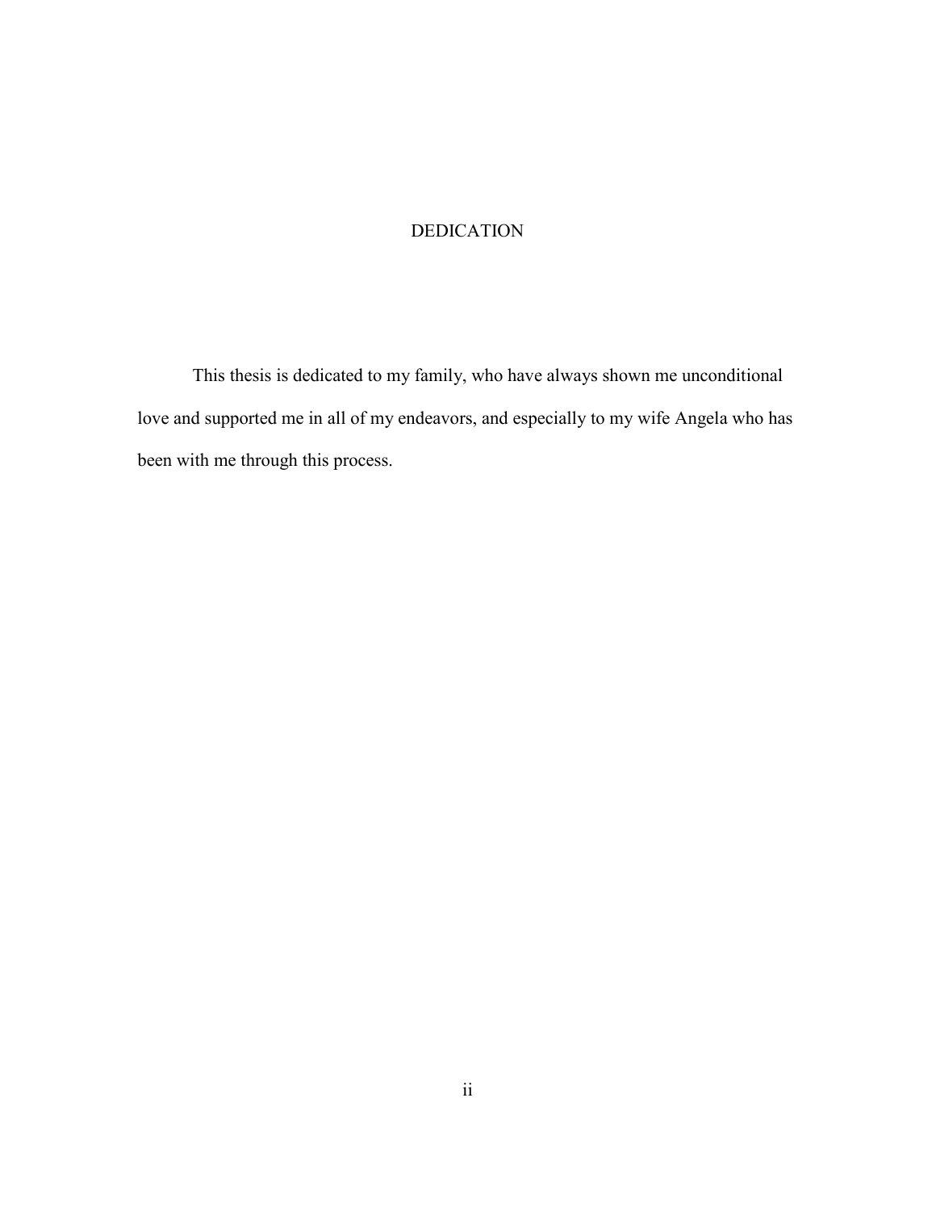# DEDICATION

This thesis is dedicated to my family, who have always shown me unconditional love and supported me in all of my endeavors, and especially to my wife Angela who has been with me through this process.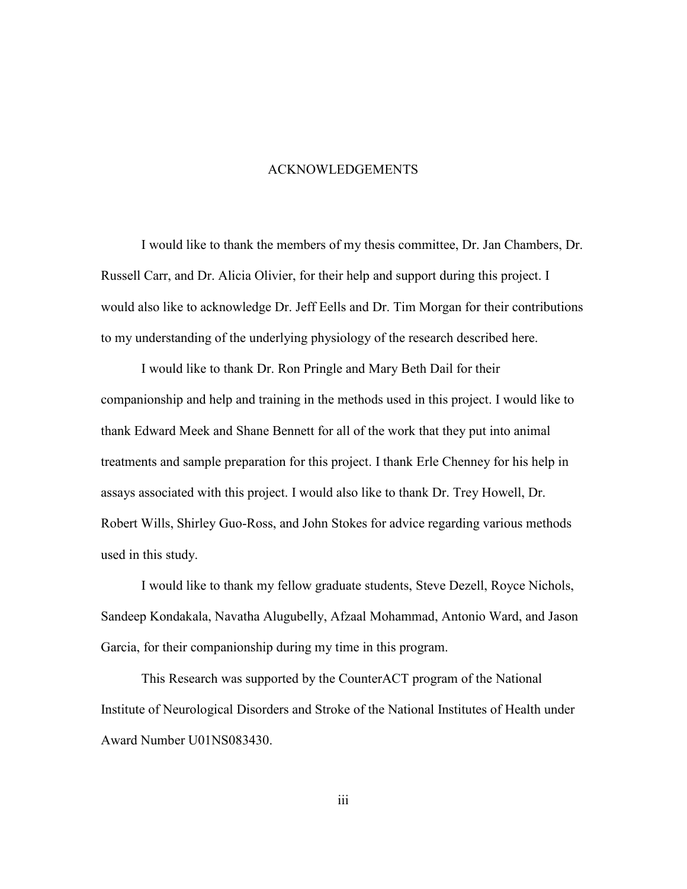# ACKNOWLEDGEMENTS

I would like to thank the members of my thesis committee, Dr. Jan Chambers, Dr. Russell Carr, and Dr. Alicia Olivier, for their help and support during this project. I would also like to acknowledge Dr. Jeff Eells and Dr. Tim Morgan for their contributions to my understanding of the underlying physiology of the research described here.

I would like to thank Dr. Ron Pringle and Mary Beth Dail for their companionship and help and training in the methods used in this project. I would like to thank Edward Meek and Shane Bennett for all of the work that they put into animal treatments and sample preparation for this project. I thank Erle Chenney for his help in assays associated with this project. I would also like to thank Dr. Trey Howell, Dr. Robert Wills, Shirley Guo-Ross, and John Stokes for advice regarding various methods used in this study.

I would like to thank my fellow graduate students, Steve Dezell, Royce Nichols, Sandeep Kondakala, Navatha Alugubelly, Afzaal Mohammad, Antonio Ward, and Jason Garcia, for their companionship during my time in this program.

This Research was supported by the CounterACT program of the National Institute of Neurological Disorders and Stroke of the National Institutes of Health under Award Number U01NS083430.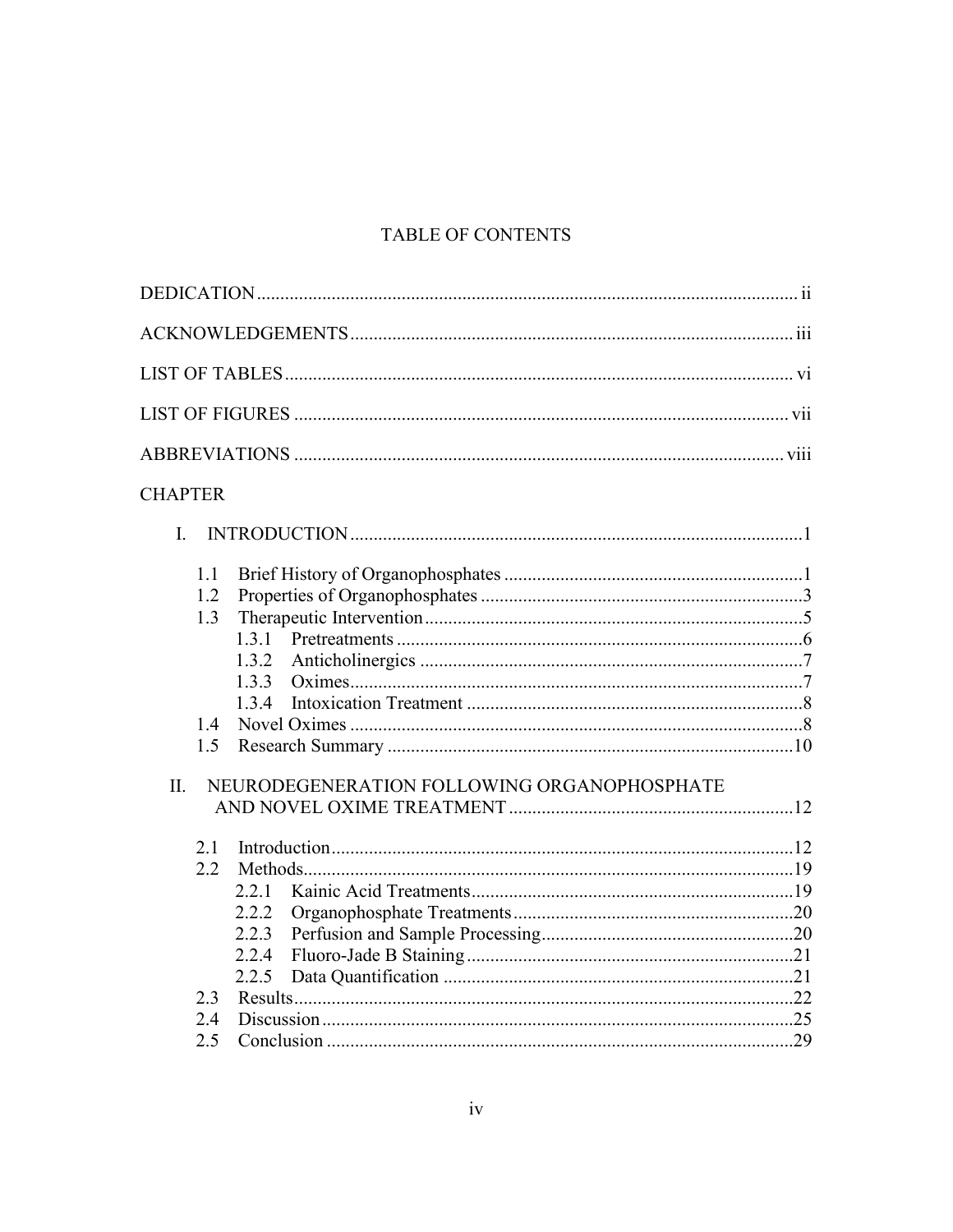# TABLE OF CONTENTS

DEDICATION ii

ACKNOWLEDGEMENTS iii

LIST OF TABLES vi

LIST OF FIGURES vii

ABBREVIATIONS viii

CHAPTER

I. INTRODUCTION 1

- 1.1 Brief History of Organophosphates 1
- 1.2 Properties of Organophosphates 3
- 1.3 Therapeutic Intervention 5
  - 1.3.1 Pretreatments 6
  - 1.3.2 Anticholinergics 7
  - 1.3.3 Oximes 7
  - 1.3.4 Intoxication Treatment 8
- 1.4 Novel Oximes 8
- 1.5 Research Summary 10

II. NEURODEGENERATION FOLLOWING ORGANOPHOSPHATE AND NOVEL OXIME TREATMENT 12

- 2.1 Introduction 12
- 2.2 Methods 19
  - 2.2.1 Kainic Acid Treatments 19
  - 2.2.2 Organophosphate Treatments 20
  - 2.2.3 Perfusion and Sample Processing 20
  - 2.2.4 Fluoro-Jade B Staining 21
  - 2.2.5 Data Quantification 21
- 2.3 Results 22
- 2.4 Discussion 25
- 2.5 Conclusion 29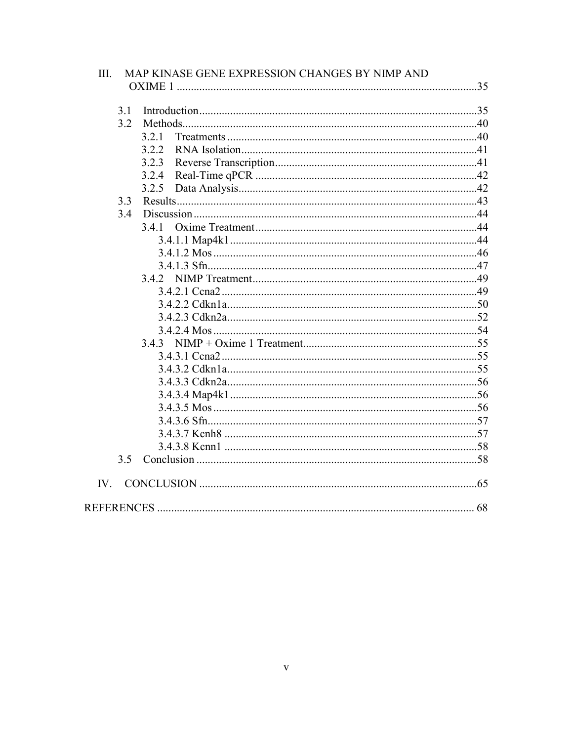III. MAP KINASE GENE EXPRESSION CHANGES BY NIMP AND OXIME 1 .......................................................... 35

- 3.1 Introduction .......................................................... 35
- 3.2 Methods .......................................................... 40
  - 3.2.1 Treatments .......................................................... 40
  - 3.2.2 RNA Isolation .......................................................... 41
  - 3.2.3 Reverse Transcription .......................................................... 41
  - 3.2.4 Real-Time qPCR .......................................................... 42
  - 3.2.5 Data Analysis .......................................................... 42
- 3.3 Results .......................................................... 43
- 3.4 Discussion .......................................................... 44
  - 3.4.1 Oxime Treatment .......................................................... 44
    - 3.4.1.1 Map4k1 .......................................................... 44
    - 3.4.1.2 Mos .......................................................... 46
    - 3.4.1.3 Sfn .......................................................... 47
  - 3.4.2 NIMP Treatment .......................................................... 49
    - 3.4.2.1 Ccna2 .......................................................... 49
    - 3.4.2.2 Cdkn1a .......................................................... 50
    - 3.4.2.3 Cdkn2a .......................................................... 52
    - 3.4.2.4 Mos .......................................................... 54
  - 3.4.3 NIMP + Oxime 1 Treatment .......................................................... 55
    - 3.4.3.1 Ccna2 .......................................................... 55
    - 3.4.3.2 Cdkn1a .......................................................... 55
    - 3.4.3.3 Cdkn2a .......................................................... 56
    - 3.4.3.4 Map4k1 .......................................................... 56
    - 3.4.3.5 Mos .......................................................... 56
    - 3.4.3.6 Sfn .......................................................... 57
    - 3.4.3.7 Kcnh8 .......................................................... 57
    - 3.4.3.8 Kcnn1 .......................................................... 58
- 3.5 Conclusion .......................................................... 58

IV. CONCLUSION .......................................................... 65

REFERENCES .......................................................... 68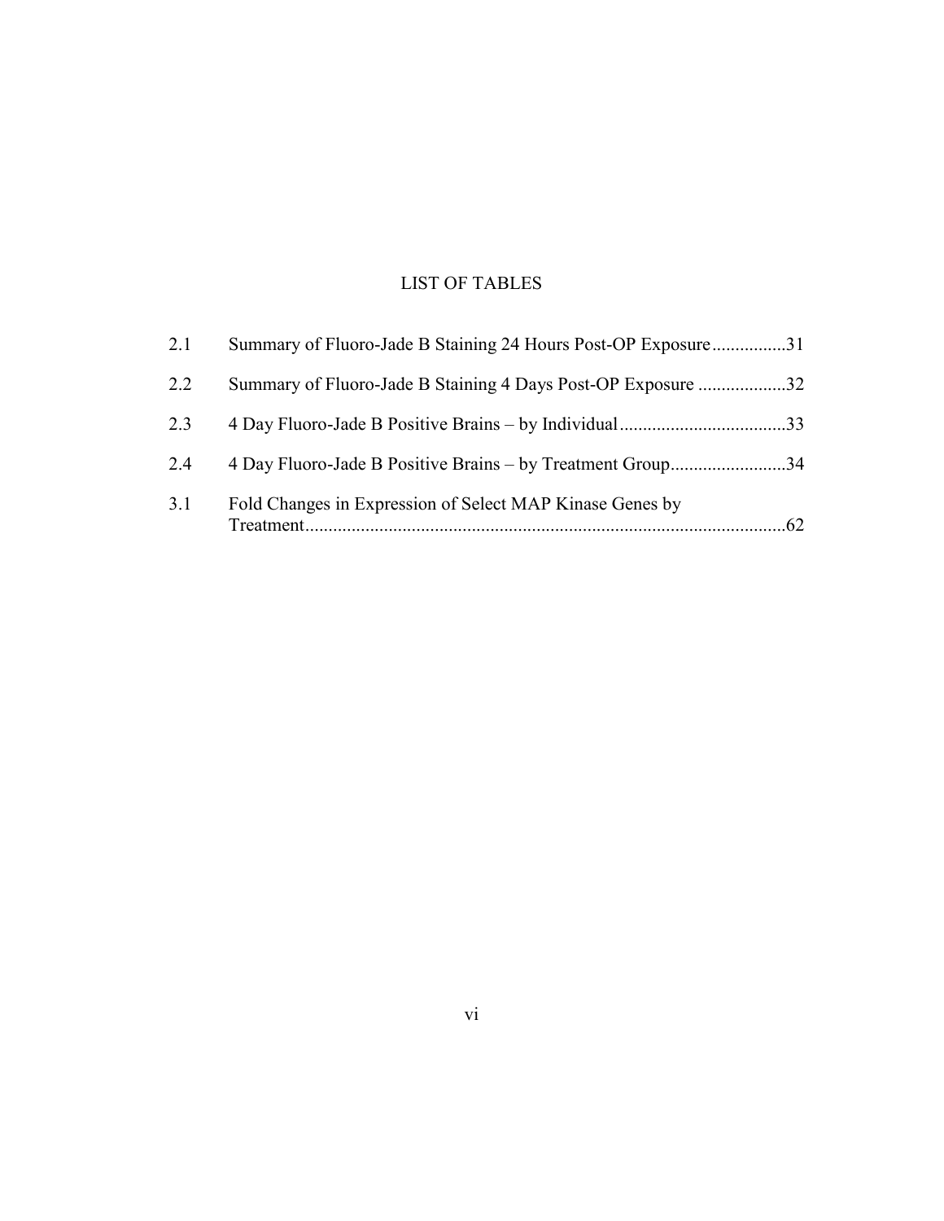# LIST OF TABLES

| | | |
|---|---|---|
| 2.1 | Summary of Fluoro-Jade B Staining 24 Hours Post-OP Exposure | 31 |
| 2.2 | Summary of Fluoro-Jade B Staining 4 Days Post-OP Exposure | 32 |
| 2.3 | 4 Day Fluoro-Jade B Positive Brains – by Individual | 33 |
| 2.4 | 4 Day Fluoro-Jade B Positive Brains – by Treatment Group | 34 |
| 3.1 | Fold Changes in Expression of Select MAP Kinase Genes by Treatment | 62 |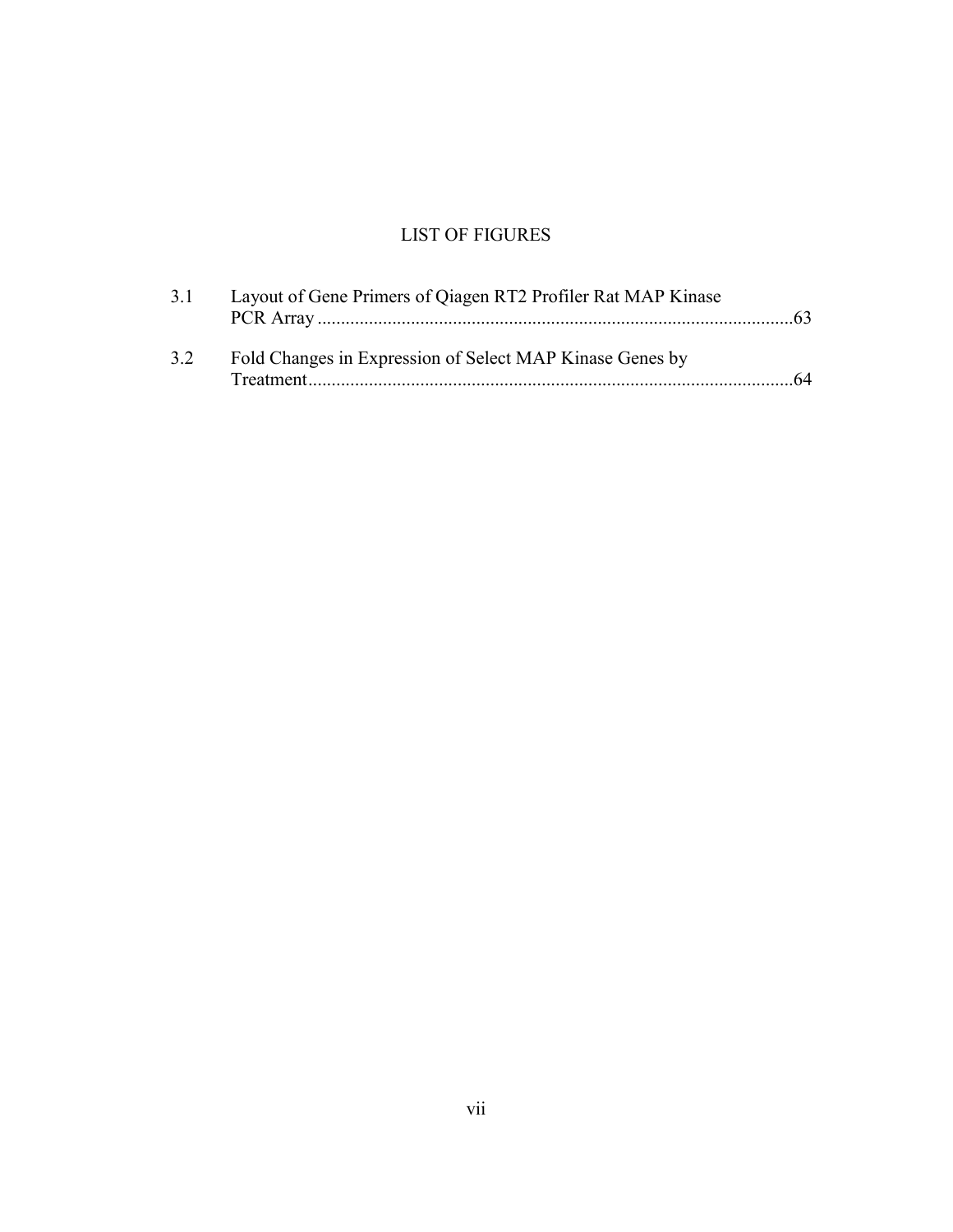# LIST OF FIGURES

| | | |
|---|---|---|
| 3.1 | Layout of Gene Primers of Qiagen RT2 Profiler Rat MAP Kinase PCR Array | 63 |
| 3.2 | Fold Changes in Expression of Select MAP Kinase Genes by Treatment | 64 |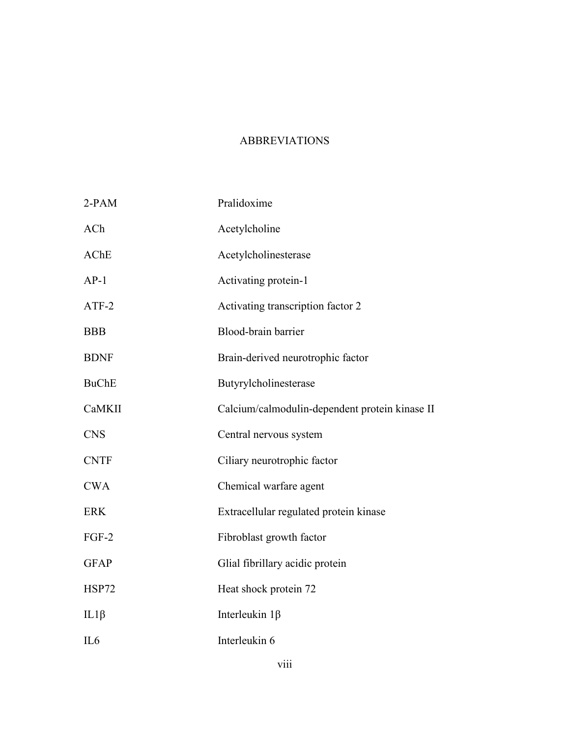# ABBREVIATIONS

| | |
|---|---|
| 2-PAM | Pralidoxime |
| ACh | Acetylcholine |
| AChE | Acetylcholinesterase |
| AP-1 | Activating protein-1 |
| ATF-2 | Activating transcription factor 2 |
| BBB | Blood-brain barrier |
| BDNF | Brain-derived neurotrophic factor |
| BuChE | Butyrylcholinesterase |
| CaMKII | Calcium/calmodulin-dependent protein kinase II |
| CNS | Central nervous system |
| CNTF | Ciliary neurotrophic factor |
| CWA | Chemical warfare agent |
| ERK | Extracellular regulated protein kinase |
| FGF-2 | Fibroblast growth factor |
| GFAP | Glial fibrillary acidic protein |
| HSP72 | Heat shock protein 72 |
| IL1β | Interleukin 1β |
| IL6 | Interleukin 6 |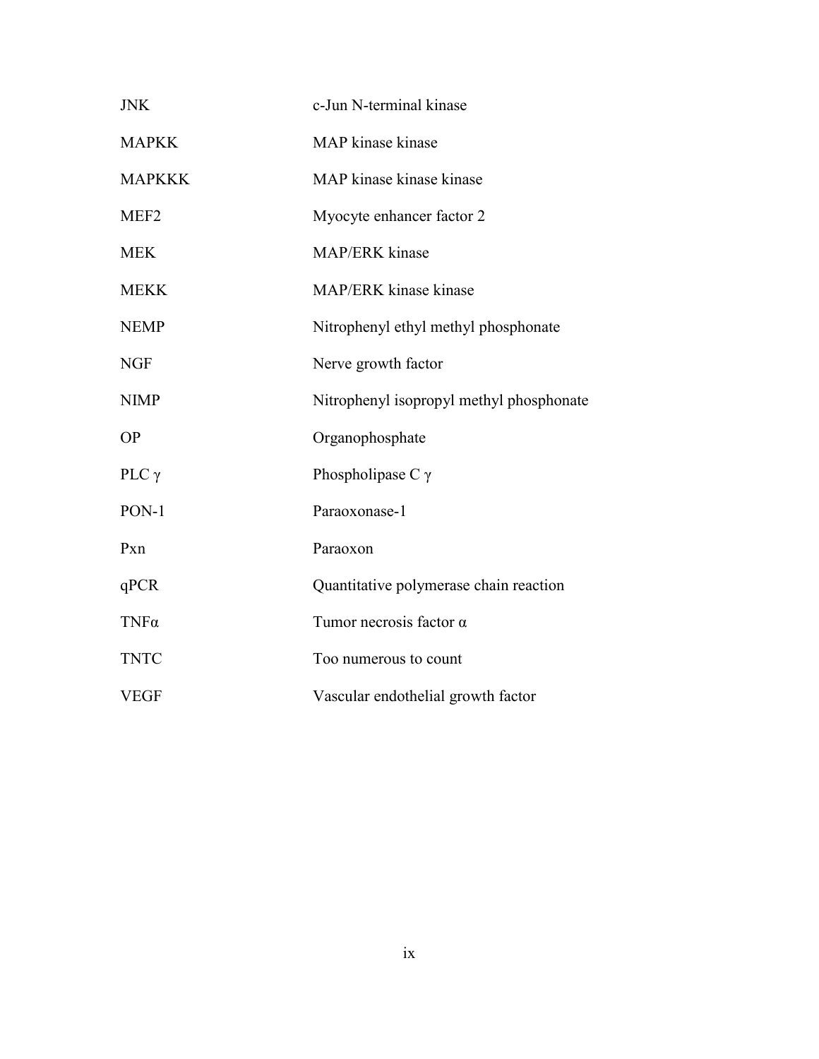| | |
|---|---|
| JNK | c-Jun N-terminal kinase |
| MAPKK | MAP kinase kinase |
| MAPKKK | MAP kinase kinase kinase |
| MEF2 | Myocyte enhancer factor 2 |
| MEK | MAP/ERK kinase |
| MEKK | MAP/ERK kinase kinase |
| NEMP | Nitrophenyl ethyl methyl phosphonate |
| NGF | Nerve growth factor |
| NIMP | Nitrophenyl isopropyl methyl phosphonate |
| OP | Organophosphate |
| PLC $\gamma$ | Phospholipase C $\gamma$ |
| PON-1 | Paraoxonase-1 |
| Pxn | Paraoxon |
| qPCR | Quantitative polymerase chain reaction |
| TNF$\alpha$ | Tumor necrosis factor $\alpha$ |
| TNTC | Too numerous to count |
| VEGF | Vascular endothelial growth factor |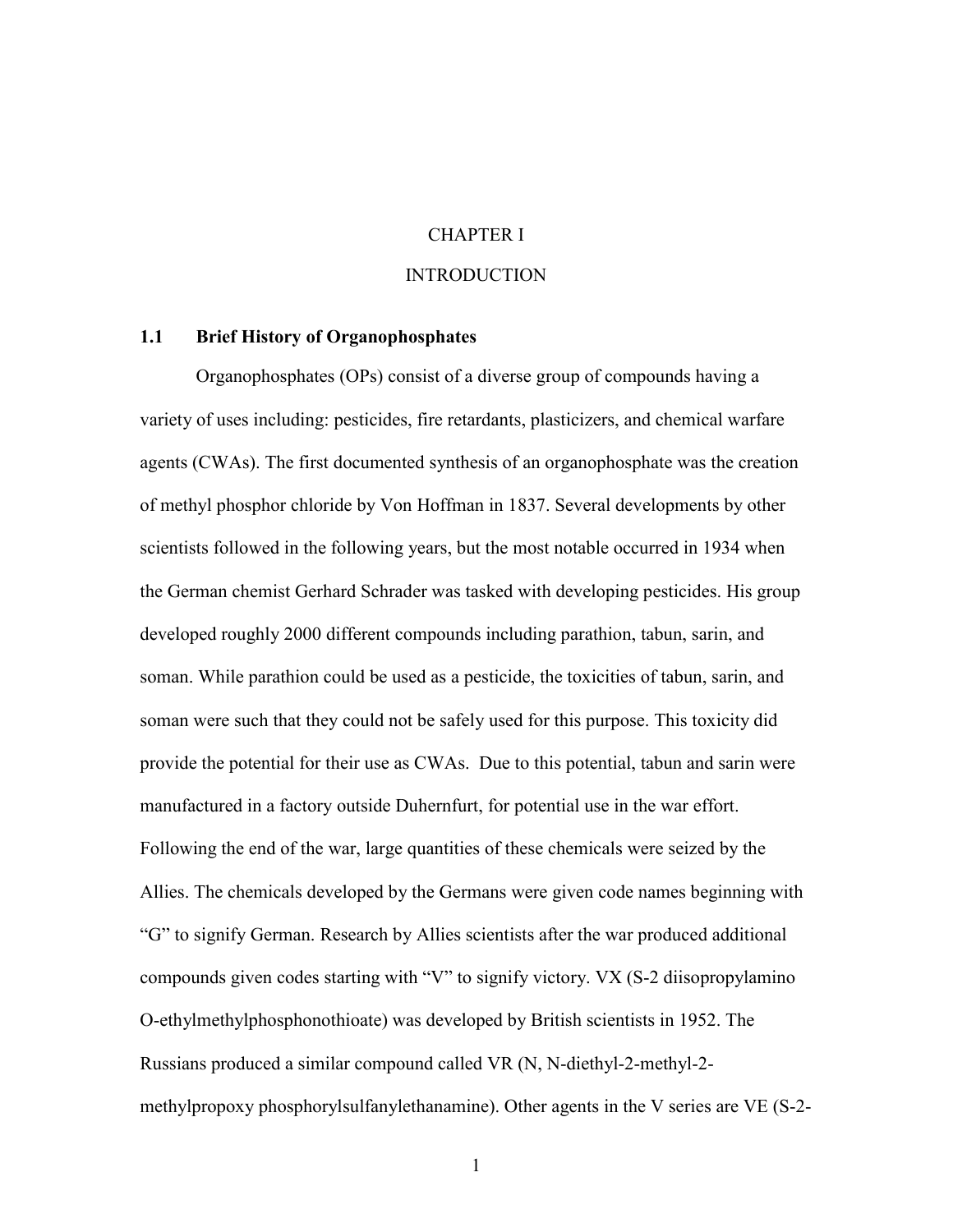# CHAPTER I

# INTRODUCTION

## 1.1 Brief History of Organophosphates

Organophosphates (OPs) consist of a diverse group of compounds having a variety of uses including: pesticides, fire retardants, plasticizers, and chemical warfare agents (CWAs). The first documented synthesis of an organophosphate was the creation of methyl phosphor chloride by Von Hoffman in 1837. Several developments by other scientists followed in the following years, but the most notable occurred in 1934 when the German chemist Gerhard Schrader was tasked with developing pesticides. His group developed roughly 2000 different compounds including parathion, tabun, sarin, and soman. While parathion could be used as a pesticide, the toxicities of tabun, sarin, and soman were such that they could not be safely used for this purpose. This toxicity did provide the potential for their use as CWAs. Due to this potential, tabun and sarin were manufactured in a factory outside Duhernfurt, for potential use in the war effort. Following the end of the war, large quantities of these chemicals were seized by the Allies. The chemicals developed by the Germans were given code names beginning with "G" to signify German. Research by Allies scientists after the war produced additional compounds given codes starting with "V" to signify victory. VX (S-2 diisopropylamino O-ethylmethylphosphonothioate) was developed by British scientists in 1952. The Russians produced a similar compound called VR (N, N-diethyl-2-methyl-2-methylpropoxy phosphorylsulfanylethanamine). Other agents in the V series are VE (S-2-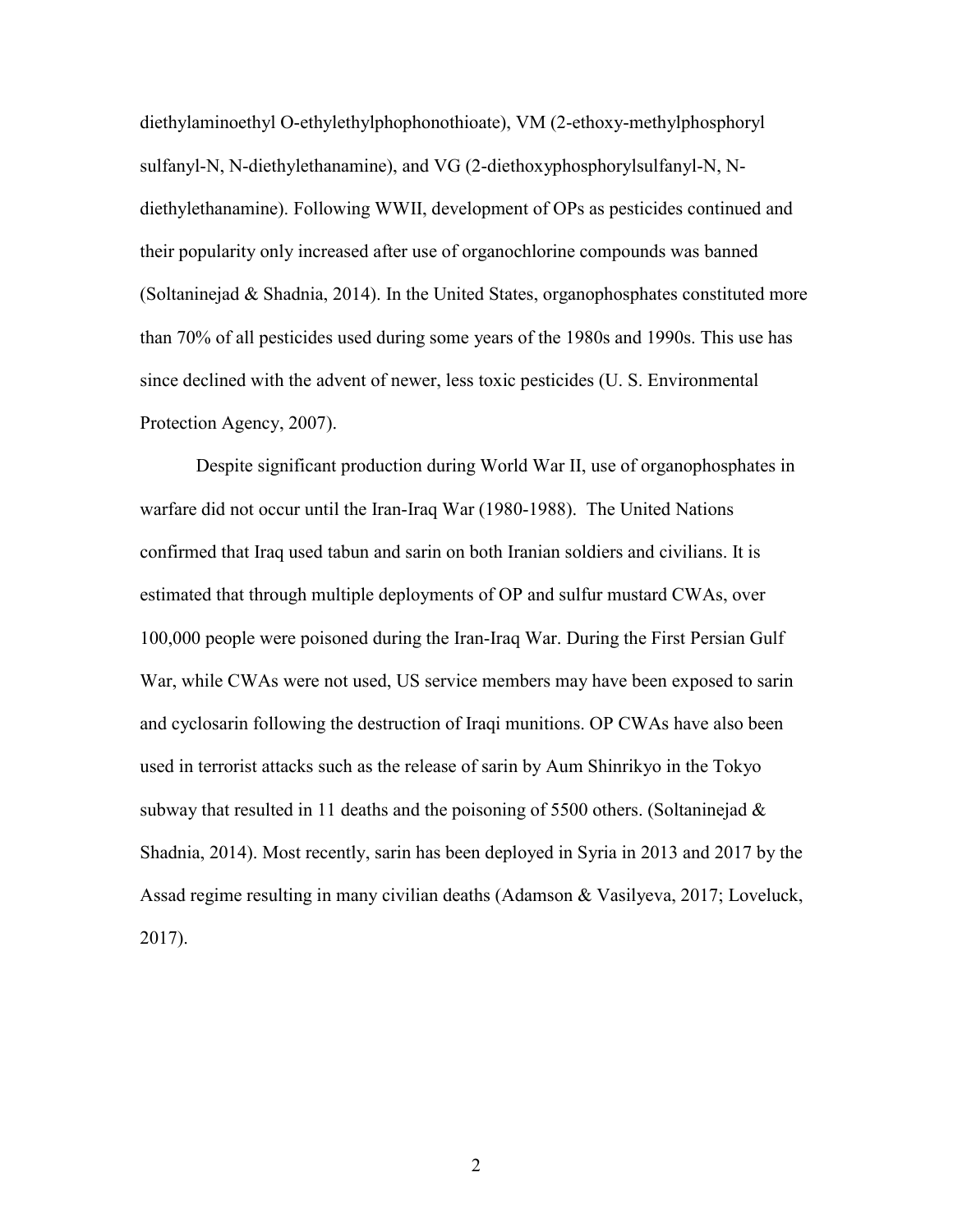diethylaminoethyl O-ethylethylphophonothioate), VM (2-ethoxy-methylphosphoryl sulfanyl-N, N-diethylethanamine), and VG (2-diethoxyphosphorylsulfanyl-N, N-diethylethanamine). Following WWII, development of OPs as pesticides continued and their popularity only increased after use of organochlorine compounds was banned (Soltaninejad & Shadnia, 2014). In the United States, organophosphates constituted more than 70% of all pesticides used during some years of the 1980s and 1990s. This use has since declined with the advent of newer, less toxic pesticides (U. S. Environmental Protection Agency, 2007).

Despite significant production during World War II, use of organophosphates in warfare did not occur until the Iran-Iraq War (1980-1988). The United Nations confirmed that Iraq used tabun and sarin on both Iranian soldiers and civilians. It is estimated that through multiple deployments of OP and sulfur mustard CWAs, over 100,000 people were poisoned during the Iran-Iraq War. During the First Persian Gulf War, while CWAs were not used, US service members may have been exposed to sarin and cyclosarin following the destruction of Iraqi munitions. OP CWAs have also been used in terrorist attacks such as the release of sarin by Aum Shinrikyo in the Tokyo subway that resulted in 11 deaths and the poisoning of 5500 others. (Soltaninejad & Shadnia, 2014). Most recently, sarin has been deployed in Syria in 2013 and 2017 by the Assad regime resulting in many civilian deaths (Adamson & Vasilyeva, 2017; Loveluck, 2017).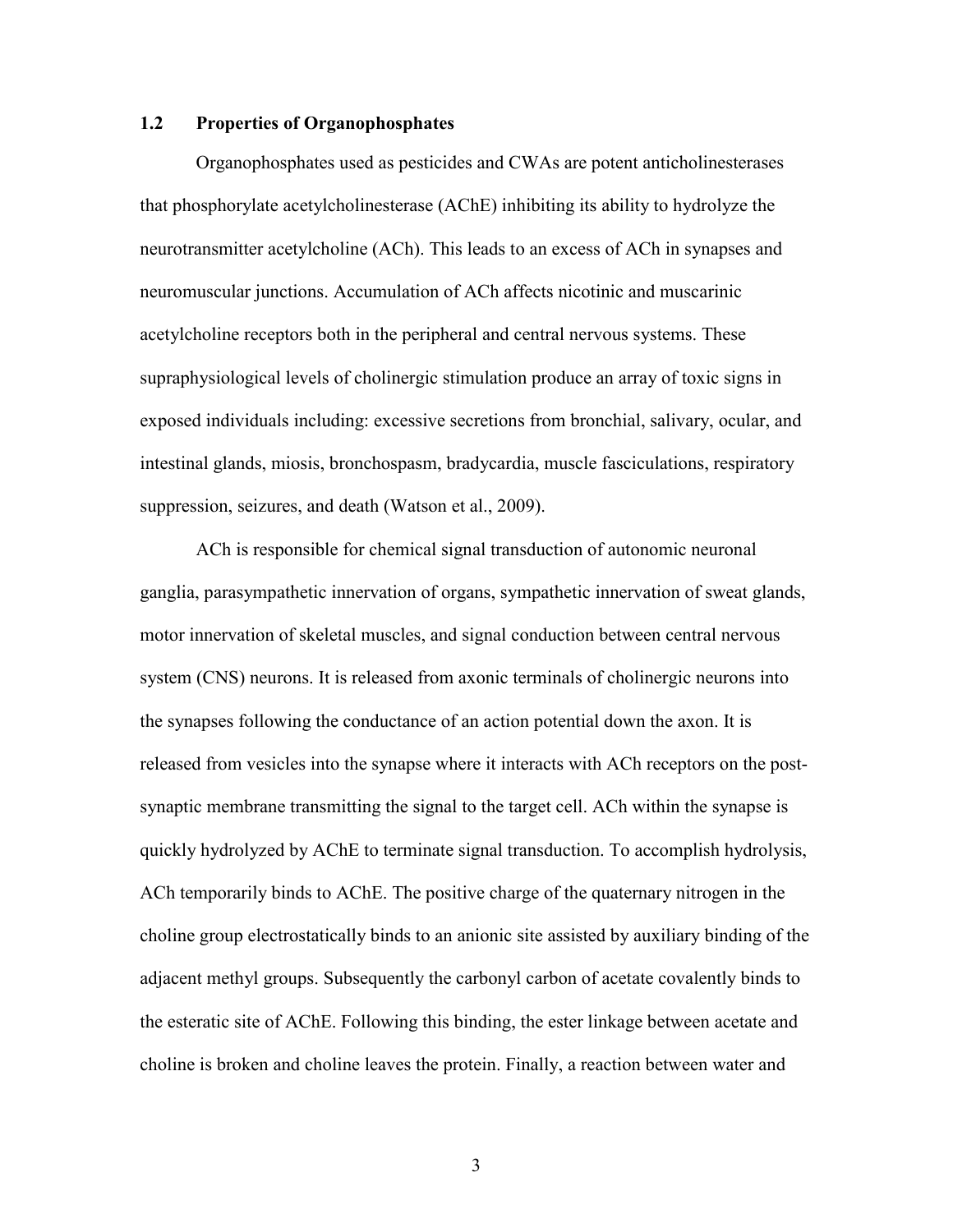## 1.2 Properties of Organophosphates

Organophosphates used as pesticides and CWAs are potent anticholinesterases that phosphorylate acetylcholinesterase (AChE) inhibiting its ability to hydrolyze the neurotransmitter acetylcholine (ACh). This leads to an excess of ACh in synapses and neuromuscular junctions. Accumulation of ACh affects nicotinic and muscarinic acetylcholine receptors both in the peripheral and central nervous systems. These supraphysiological levels of cholinergic stimulation produce an array of toxic signs in exposed individuals including: excessive secretions from bronchial, salivary, ocular, and intestinal glands, miosis, bronchospasm, bradycardia, muscle fasciculations, respiratory suppression, seizures, and death (Watson et al., 2009).

ACh is responsible for chemical signal transduction of autonomic neuronal ganglia, parasympathetic innervation of organs, sympathetic innervation of sweat glands, motor innervation of skeletal muscles, and signal conduction between central nervous system (CNS) neurons. It is released from axonic terminals of cholinergic neurons into the synapses following the conductance of an action potential down the axon. It is released from vesicles into the synapse where it interacts with ACh receptors on the post-synaptic membrane transmitting the signal to the target cell. ACh within the synapse is quickly hydrolyzed by AChE to terminate signal transduction. To accomplish hydrolysis, ACh temporarily binds to AChE. The positive charge of the quaternary nitrogen in the choline group electrostatically binds to an anionic site assisted by auxiliary binding of the adjacent methyl groups. Subsequently the carbonyl carbon of acetate covalently binds to the esteratic site of AChE. Following this binding, the ester linkage between acetate and choline is broken and choline leaves the protein. Finally, a reaction between water and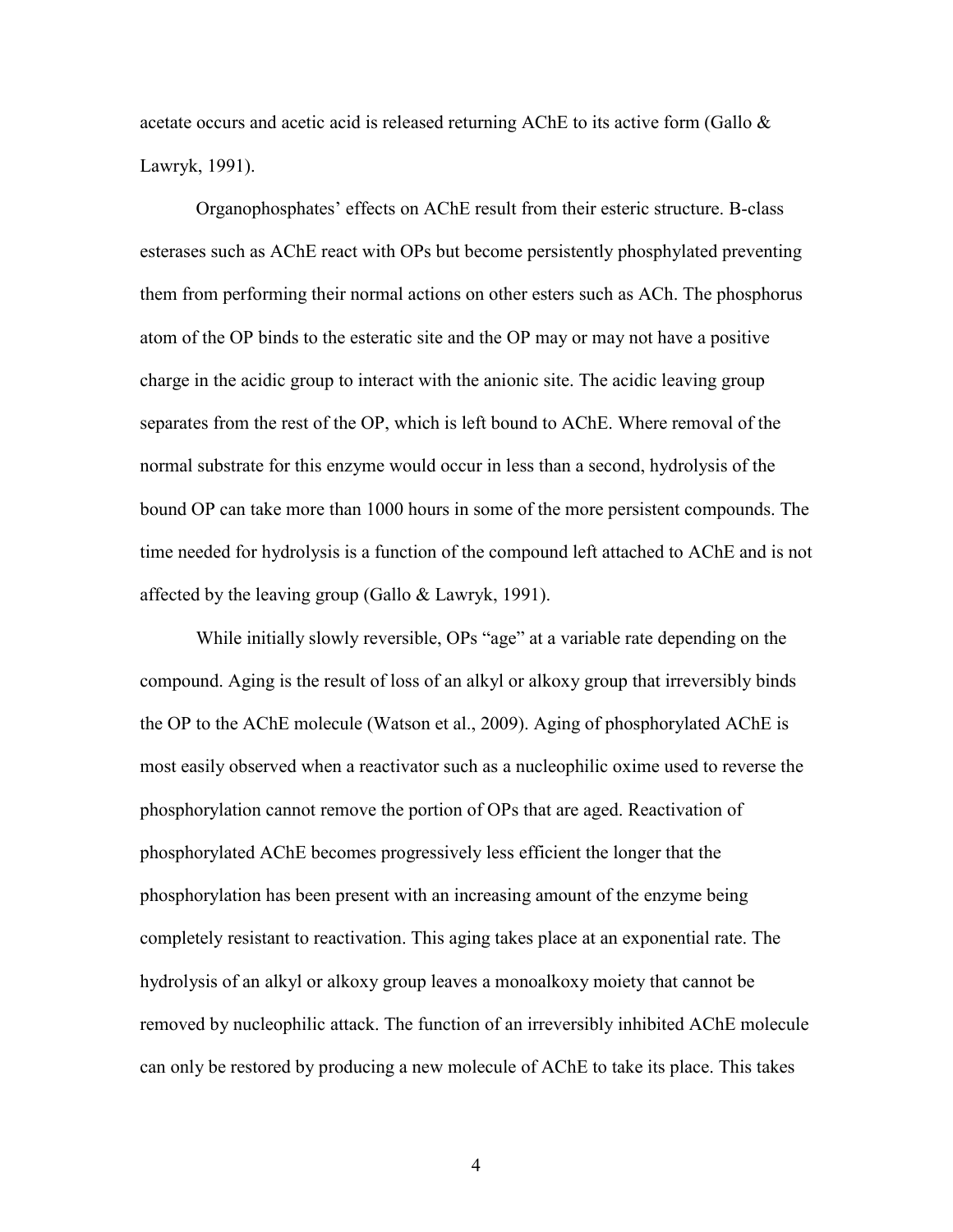acetate occurs and acetic acid is released returning AChE to its active form (Gallo & Lawryk, 1991).

Organophosphates' effects on AChE result from their esteric structure. B-class esterases such as AChE react with OPs but become persistently phosphylated preventing them from performing their normal actions on other esters such as ACh. The phosphorus atom of the OP binds to the esteratic site and the OP may or may not have a positive charge in the acidic group to interact with the anionic site. The acidic leaving group separates from the rest of the OP, which is left bound to AChE. Where removal of the normal substrate for this enzyme would occur in less than a second, hydrolysis of the bound OP can take more than 1000 hours in some of the more persistent compounds. The time needed for hydrolysis is a function of the compound left attached to AChE and is not affected by the leaving group (Gallo & Lawryk, 1991).

While initially slowly reversible, OPs "age" at a variable rate depending on the compound. Aging is the result of loss of an alkyl or alkoxy group that irreversibly binds the OP to the AChE molecule (Watson et al., 2009). Aging of phosphorylated AChE is most easily observed when a reactivator such as a nucleophilic oxime used to reverse the phosphorylation cannot remove the portion of OPs that are aged. Reactivation of phosphorylated AChE becomes progressively less efficient the longer that the phosphorylation has been present with an increasing amount of the enzyme being completely resistant to reactivation. This aging takes place at an exponential rate. The hydrolysis of an alkyl or alkoxy group leaves a monoalkoxy moiety that cannot be removed by nucleophilic attack. The function of an irreversibly inhibited AChE molecule can only be restored by producing a new molecule of AChE to take its place. This takes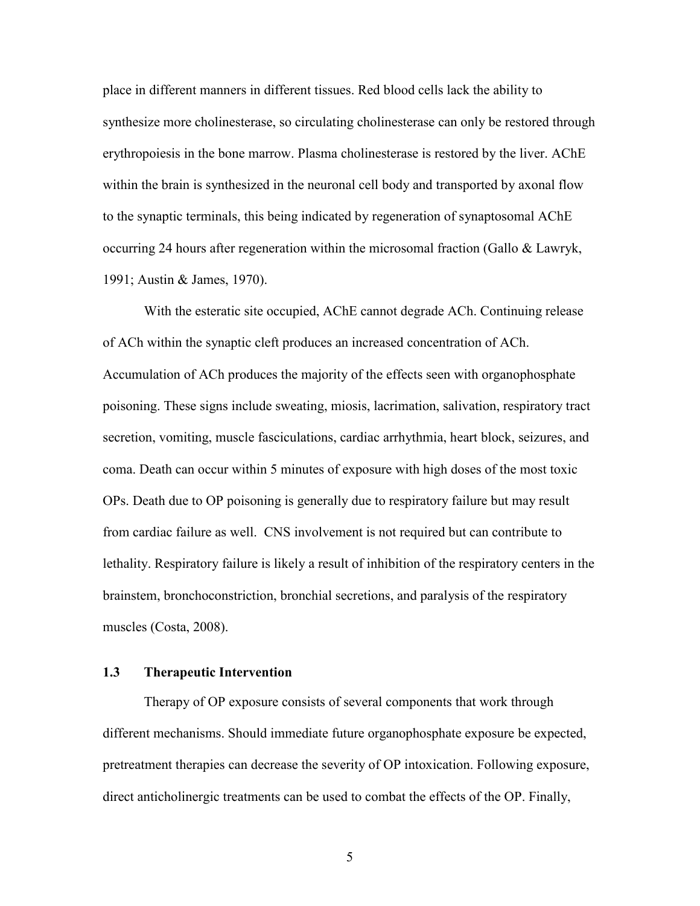place in different manners in different tissues. Red blood cells lack the ability to synthesize more cholinesterase, so circulating cholinesterase can only be restored through erythropoiesis in the bone marrow. Plasma cholinesterase is restored by the liver. AChE within the brain is synthesized in the neuronal cell body and transported by axonal flow to the synaptic terminals, this being indicated by regeneration of synaptosomal AChE occurring 24 hours after regeneration within the microsomal fraction (Gallo & Lawryk, 1991; Austin & James, 1970).

With the esteratic site occupied, AChE cannot degrade ACh. Continuing release of ACh within the synaptic cleft produces an increased concentration of ACh. Accumulation of ACh produces the majority of the effects seen with organophosphate poisoning. These signs include sweating, miosis, lacrimation, salivation, respiratory tract secretion, vomiting, muscle fasciculations, cardiac arrhythmia, heart block, seizures, and coma. Death can occur within 5 minutes of exposure with high doses of the most toxic OPs. Death due to OP poisoning is generally due to respiratory failure but may result from cardiac failure as well. CNS involvement is not required but can contribute to lethality. Respiratory failure is likely a result of inhibition of the respiratory centers in the brainstem, bronchoconstriction, bronchial secretions, and paralysis of the respiratory muscles (Costa, 2008).

### 1.3 Therapeutic Intervention

Therapy of OP exposure consists of several components that work through different mechanisms. Should immediate future organophosphate exposure be expected, pretreatment therapies can decrease the severity of OP intoxication. Following exposure, direct anticholinergic treatments can be used to combat the effects of the OP. Finally,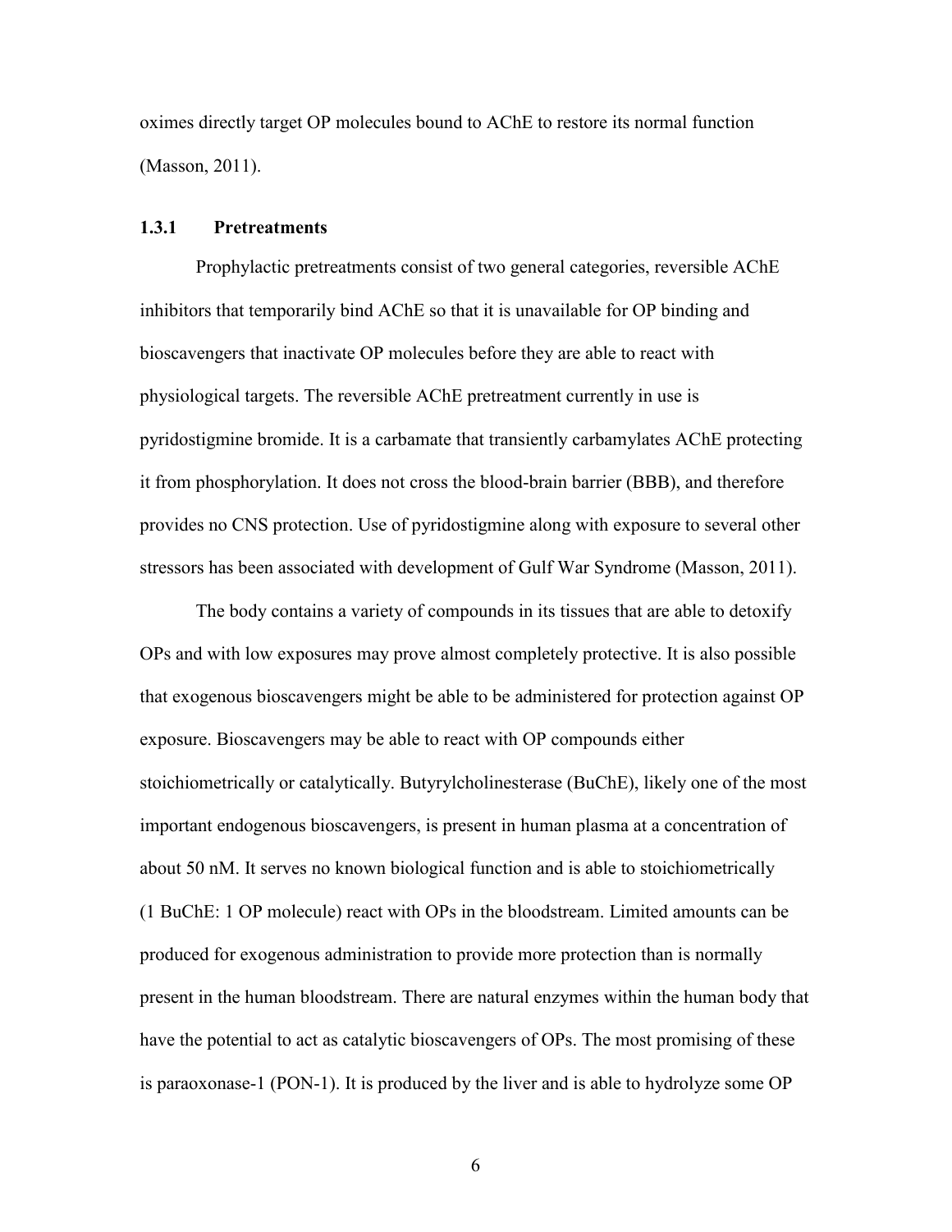oximes directly target OP molecules bound to AChE to restore its normal function (Masson, 2011).

### 1.3.1 Pretreatments

Prophylactic pretreatments consist of two general categories, reversible AChE inhibitors that temporarily bind AChE so that it is unavailable for OP binding and bioscavengers that inactivate OP molecules before they are able to react with physiological targets. The reversible AChE pretreatment currently in use is pyridostigmine bromide. It is a carbamate that transiently carbamylates AChE protecting it from phosphorylation. It does not cross the blood-brain barrier (BBB), and therefore provides no CNS protection. Use of pyridostigmine along with exposure to several other stressors has been associated with development of Gulf War Syndrome (Masson, 2011).

The body contains a variety of compounds in its tissues that are able to detoxify OPs and with low exposures may prove almost completely protective. It is also possible that exogenous bioscavengers might be able to be administered for protection against OP exposure. Bioscavengers may be able to react with OP compounds either stoichiometrically or catalytically. Butyrylcholinesterase (BuChE), likely one of the most important endogenous bioscavengers, is present in human plasma at a concentration of about 50 nM. It serves no known biological function and is able to stoichiometrically (1 BuChE: 1 OP molecule) react with OPs in the bloodstream. Limited amounts can be produced for exogenous administration to provide more protection than is normally present in the human bloodstream. There are natural enzymes within the human body that have the potential to act as catalytic bioscavengers of OPs. The most promising of these is paraoxonase-1 (PON-1). It is produced by the liver and is able to hydrolyze some OP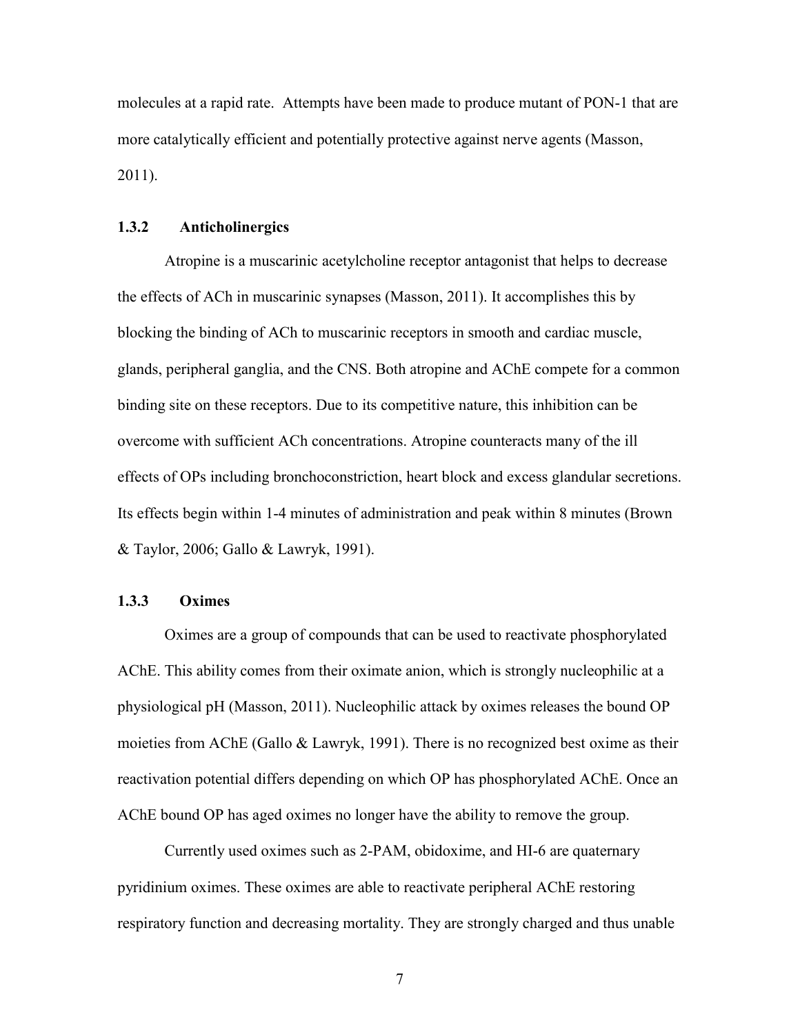molecules at a rapid rate. Attempts have been made to produce mutant of PON-1 that are more catalytically efficient and potentially protective against nerve agents (Masson, 2011).

### 1.3.2 Anticholinergics

Atropine is a muscarinic acetylcholine receptor antagonist that helps to decrease the effects of ACh in muscarinic synapses (Masson, 2011). It accomplishes this by blocking the binding of ACh to muscarinic receptors in smooth and cardiac muscle, glands, peripheral ganglia, and the CNS. Both atropine and AChE compete for a common binding site on these receptors. Due to its competitive nature, this inhibition can be overcome with sufficient ACh concentrations. Atropine counteracts many of the ill effects of OPs including bronchoconstriction, heart block and excess glandular secretions. Its effects begin within 1-4 minutes of administration and peak within 8 minutes (Brown & Taylor, 2006; Gallo & Lawryk, 1991).

### 1.3.3 Oximes

Oximes are a group of compounds that can be used to reactivate phosphorylated AChE. This ability comes from their oximate anion, which is strongly nucleophilic at a physiological pH (Masson, 2011). Nucleophilic attack by oximes releases the bound OP moieties from AChE (Gallo & Lawryk, 1991). There is no recognized best oxime as their reactivation potential differs depending on which OP has phosphorylated AChE. Once an AChE bound OP has aged oximes no longer have the ability to remove the group.

Currently used oximes such as 2-PAM, obidoxime, and HI-6 are quaternary pyridinium oximes. These oximes are able to reactivate peripheral AChE restoring respiratory function and decreasing mortality. They are strongly charged and thus unable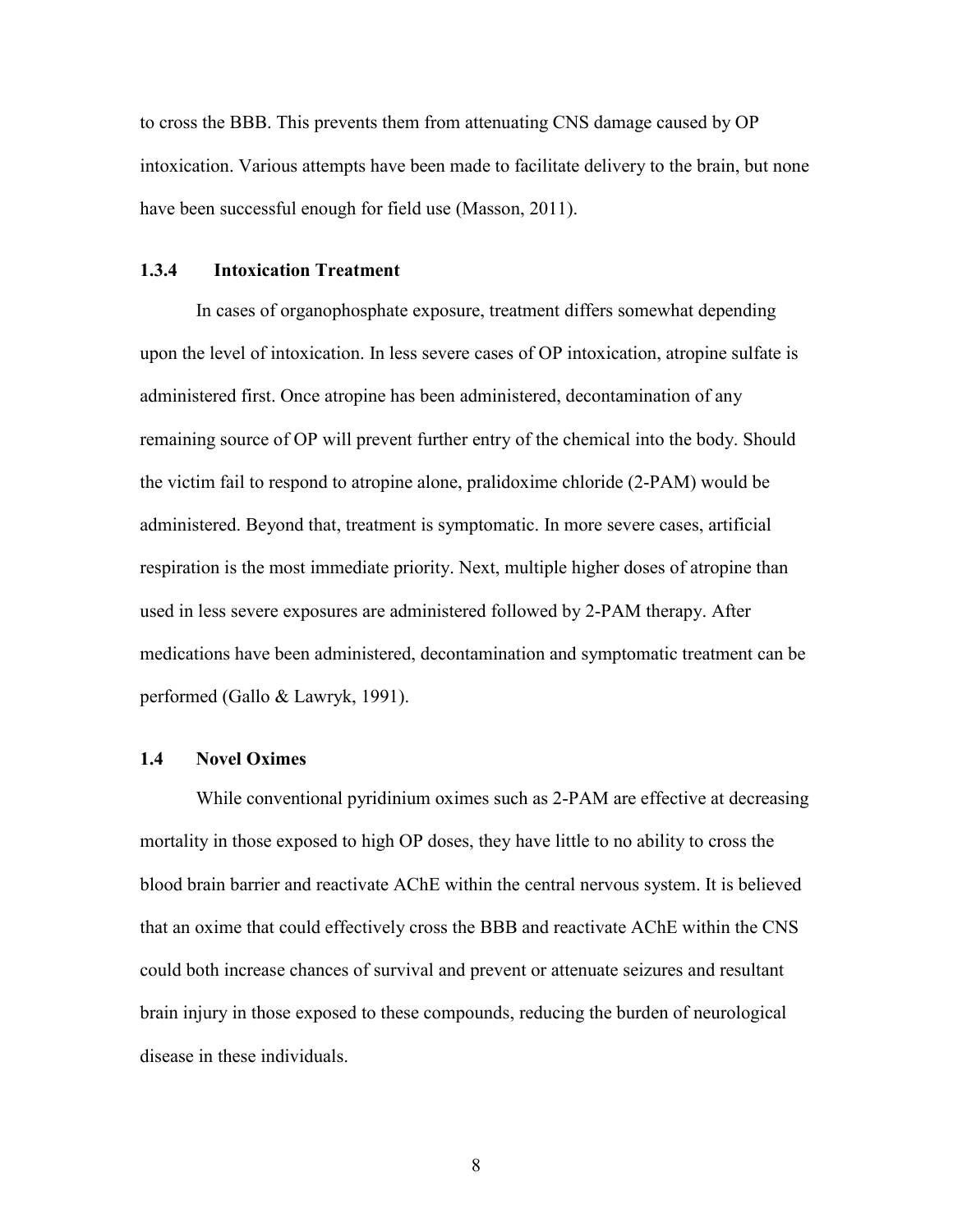to cross the BBB. This prevents them from attenuating CNS damage caused by OP intoxication. Various attempts have been made to facilitate delivery to the brain, but none have been successful enough for field use (Masson, 2011).

### 1.3.4 Intoxication Treatment

In cases of organophosphate exposure, treatment differs somewhat depending upon the level of intoxication. In less severe cases of OP intoxication, atropine sulfate is administered first. Once atropine has been administered, decontamination of any remaining source of OP will prevent further entry of the chemical into the body. Should the victim fail to respond to atropine alone, pralidoxime chloride (2-PAM) would be administered. Beyond that, treatment is symptomatic. In more severe cases, artificial respiration is the most immediate priority. Next, multiple higher doses of atropine than used in less severe exposures are administered followed by 2-PAM therapy. After medications have been administered, decontamination and symptomatic treatment can be performed (Gallo & Lawryk, 1991).

## 1.4 Novel Oximes

While conventional pyridinium oximes such as 2-PAM are effective at decreasing mortality in those exposed to high OP doses, they have little to no ability to cross the blood brain barrier and reactivate AChE within the central nervous system. It is believed that an oxime that could effectively cross the BBB and reactivate AChE within the CNS could both increase chances of survival and prevent or attenuate seizures and resultant brain injury in those exposed to these compounds, reducing the burden of neurological disease in these individuals.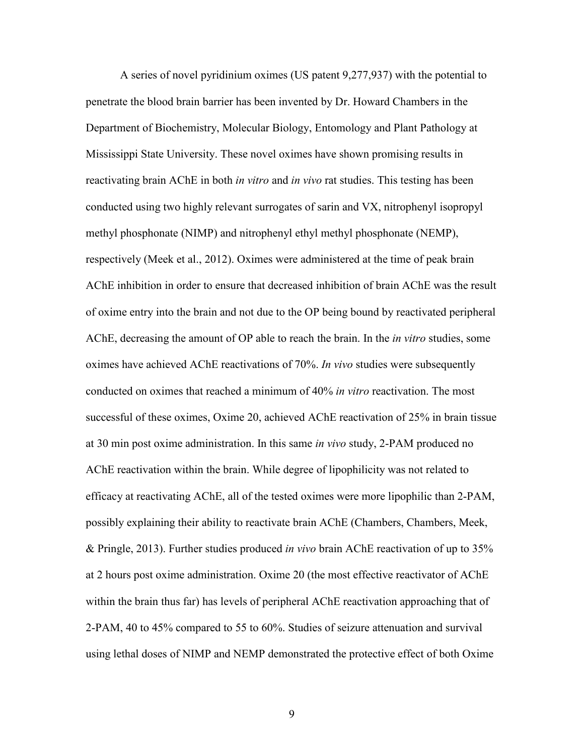A series of novel pyridinium oximes (US patent 9,277,937) with the potential to penetrate the blood brain barrier has been invented by Dr. Howard Chambers in the Department of Biochemistry, Molecular Biology, Entomology and Plant Pathology at Mississippi State University. These novel oximes have shown promising results in reactivating brain AChE in both *in vitro* and *in vivo* rat studies. This testing has been conducted using two highly relevant surrogates of sarin and VX, nitrophenyl isopropyl methyl phosphonate (NIMP) and nitrophenyl ethyl methyl phosphonate (NEMP), respectively (Meek et al., 2012). Oximes were administered at the time of peak brain AChE inhibition in order to ensure that decreased inhibition of brain AChE was the result of oxime entry into the brain and not due to the OP being bound by reactivated peripheral AChE, decreasing the amount of OP able to reach the brain. In the *in vitro* studies, some oximes have achieved AChE reactivations of 70%. *In vivo* studies were subsequently conducted on oximes that reached a minimum of 40% *in vitro* reactivation. The most successful of these oximes, Oxime 20, achieved AChE reactivation of 25% in brain tissue at 30 min post oxime administration. In this same *in vivo* study, 2-PAM produced no AChE reactivation within the brain. While degree of lipophilicity was not related to efficacy at reactivating AChE, all of the tested oximes were more lipophilic than 2-PAM, possibly explaining their ability to reactivate brain AChE (Chambers, Chambers, Meek, & Pringle, 2013). Further studies produced *in vivo* brain AChE reactivation of up to 35% at 2 hours post oxime administration. Oxime 20 (the most effective reactivator of AChE within the brain thus far) has levels of peripheral AChE reactivation approaching that of 2-PAM, 40 to 45% compared to 55 to 60%. Studies of seizure attenuation and survival using lethal doses of NIMP and NEMP demonstrated the protective effect of both Oxime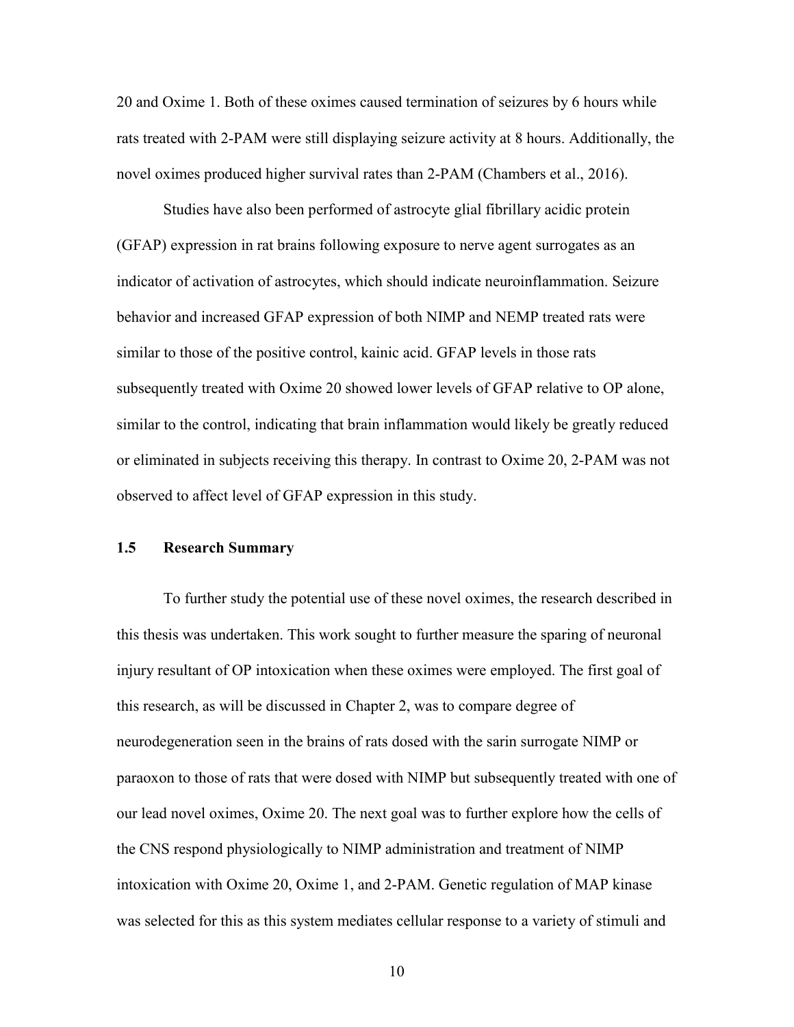20 and Oxime 1. Both of these oximes caused termination of seizures by 6 hours while rats treated with 2-PAM were still displaying seizure activity at 8 hours. Additionally, the novel oximes produced higher survival rates than 2-PAM (Chambers et al., 2016).

Studies have also been performed of astrocyte glial fibrillary acidic protein (GFAP) expression in rat brains following exposure to nerve agent surrogates as an indicator of activation of astrocytes, which should indicate neuroinflammation. Seizure behavior and increased GFAP expression of both NIMP and NEMP treated rats were similar to those of the positive control, kainic acid. GFAP levels in those rats subsequently treated with Oxime 20 showed lower levels of GFAP relative to OP alone, similar to the control, indicating that brain inflammation would likely be greatly reduced or eliminated in subjects receiving this therapy. In contrast to Oxime 20, 2-PAM was not observed to affect level of GFAP expression in this study.

## 1.5 Research Summary

To further study the potential use of these novel oximes, the research described in this thesis was undertaken. This work sought to further measure the sparing of neuronal injury resultant of OP intoxication when these oximes were employed. The first goal of this research, as will be discussed in Chapter 2, was to compare degree of neurodegeneration seen in the brains of rats dosed with the sarin surrogate NIMP or paraoxon to those of rats that were dosed with NIMP but subsequently treated with one of our lead novel oximes, Oxime 20. The next goal was to further explore how the cells of the CNS respond physiologically to NIMP administration and treatment of NIMP intoxication with Oxime 20, Oxime 1, and 2-PAM. Genetic regulation of MAP kinase was selected for this as this system mediates cellular response to a variety of stimuli and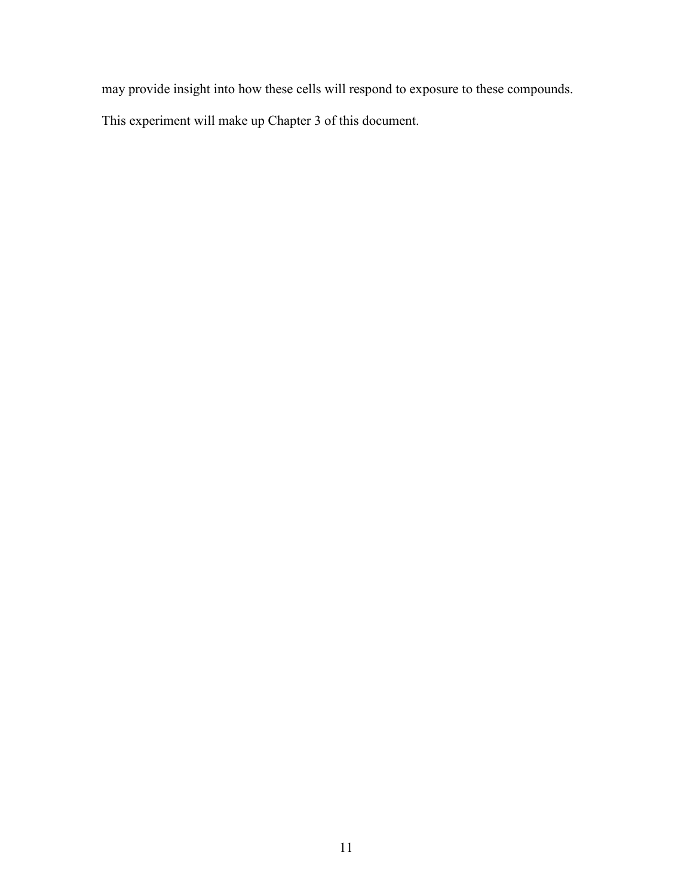may provide insight into how these cells will respond to exposure to these compounds.

This experiment will make up Chapter 3 of this document.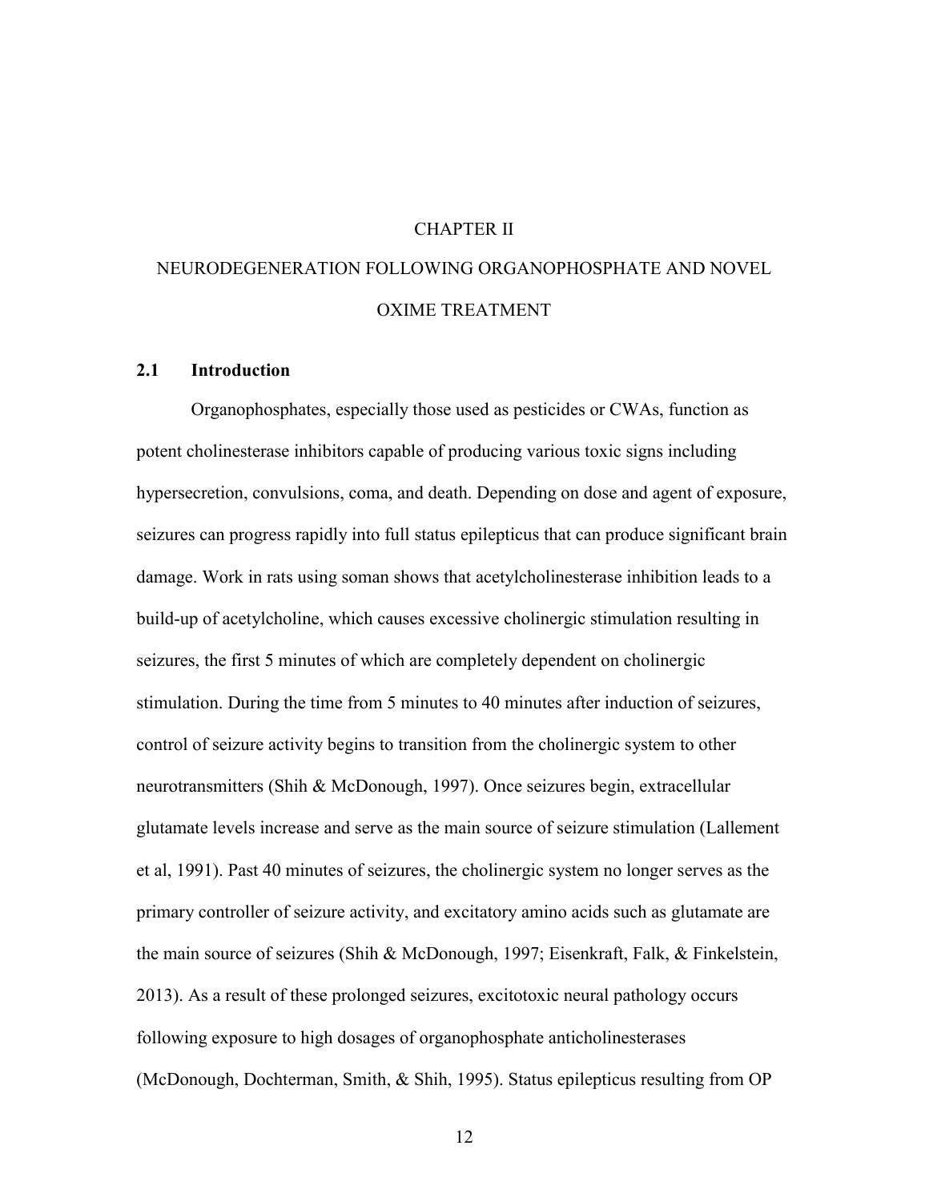# CHAPTER II

# NEURODEGENERATION FOLLOWING ORGANOPHOSPHATE AND NOVEL OXIME TREATMENT

## 2.1 Introduction

Organophosphates, especially those used as pesticides or CWAs, function as potent cholinesterase inhibitors capable of producing various toxic signs including hypersecretion, convulsions, coma, and death. Depending on dose and agent of exposure, seizures can progress rapidly into full status epilepticus that can produce significant brain damage. Work in rats using soman shows that acetylcholinesterase inhibition leads to a build-up of acetylcholine, which causes excessive cholinergic stimulation resulting in seizures, the first 5 minutes of which are completely dependent on cholinergic stimulation. During the time from 5 minutes to 40 minutes after induction of seizures, control of seizure activity begins to transition from the cholinergic system to other neurotransmitters (Shih & McDonough, 1997). Once seizures begin, extracellular glutamate levels increase and serve as the main source of seizure stimulation (Lallement et al, 1991). Past 40 minutes of seizures, the cholinergic system no longer serves as the primary controller of seizure activity, and excitatory amino acids such as glutamate are the main source of seizures (Shih & McDonough, 1997; Eisenkraft, Falk, & Finkelstein, 2013). As a result of these prolonged seizures, excitotoxic neural pathology occurs following exposure to high dosages of organophosphate anticholinesterases (McDonough, Dochterman, Smith, & Shih, 1995). Status epilepticus resulting from OP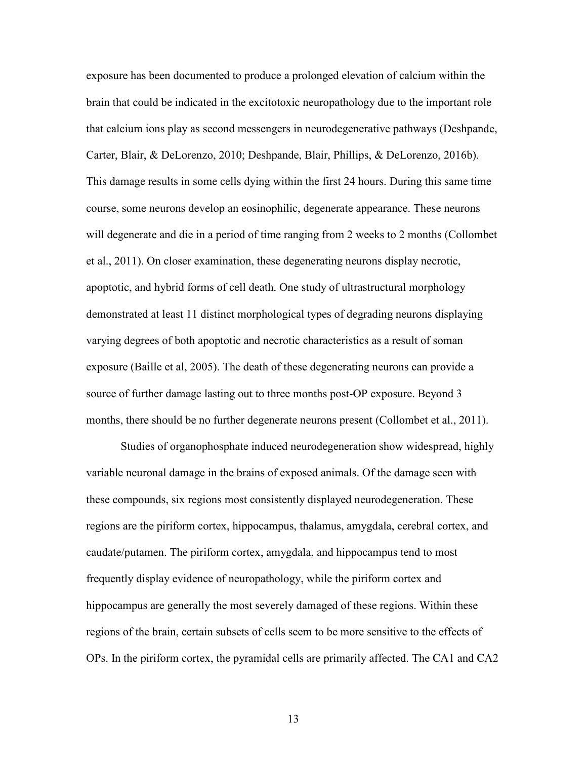exposure has been documented to produce a prolonged elevation of calcium within the brain that could be indicated in the excitotoxic neuropathology due to the important role that calcium ions play as second messengers in neurodegenerative pathways (Deshpande, Carter, Blair, & DeLorenzo, 2010; Deshpande, Blair, Phillips, & DeLorenzo, 2016b). This damage results in some cells dying within the first 24 hours. During this same time course, some neurons develop an eosinophilic, degenerate appearance. These neurons will degenerate and die in a period of time ranging from 2 weeks to 2 months (Collombet et al., 2011). On closer examination, these degenerating neurons display necrotic, apoptotic, and hybrid forms of cell death. One study of ultrastructural morphology demonstrated at least 11 distinct morphological types of degrading neurons displaying varying degrees of both apoptotic and necrotic characteristics as a result of soman exposure (Baille et al, 2005). The death of these degenerating neurons can provide a source of further damage lasting out to three months post-OP exposure. Beyond 3 months, there should be no further degenerate neurons present (Collombet et al., 2011).

Studies of organophosphate induced neurodegeneration show widespread, highly variable neuronal damage in the brains of exposed animals. Of the damage seen with these compounds, six regions most consistently displayed neurodegeneration. These regions are the piriform cortex, hippocampus, thalamus, amygdala, cerebral cortex, and caudate/putamen. The piriform cortex, amygdala, and hippocampus tend to most frequently display evidence of neuropathology, while the piriform cortex and hippocampus are generally the most severely damaged of these regions. Within these regions of the brain, certain subsets of cells seem to be more sensitive to the effects of OPs. In the piriform cortex, the pyramidal cells are primarily affected. The CA1 and CA2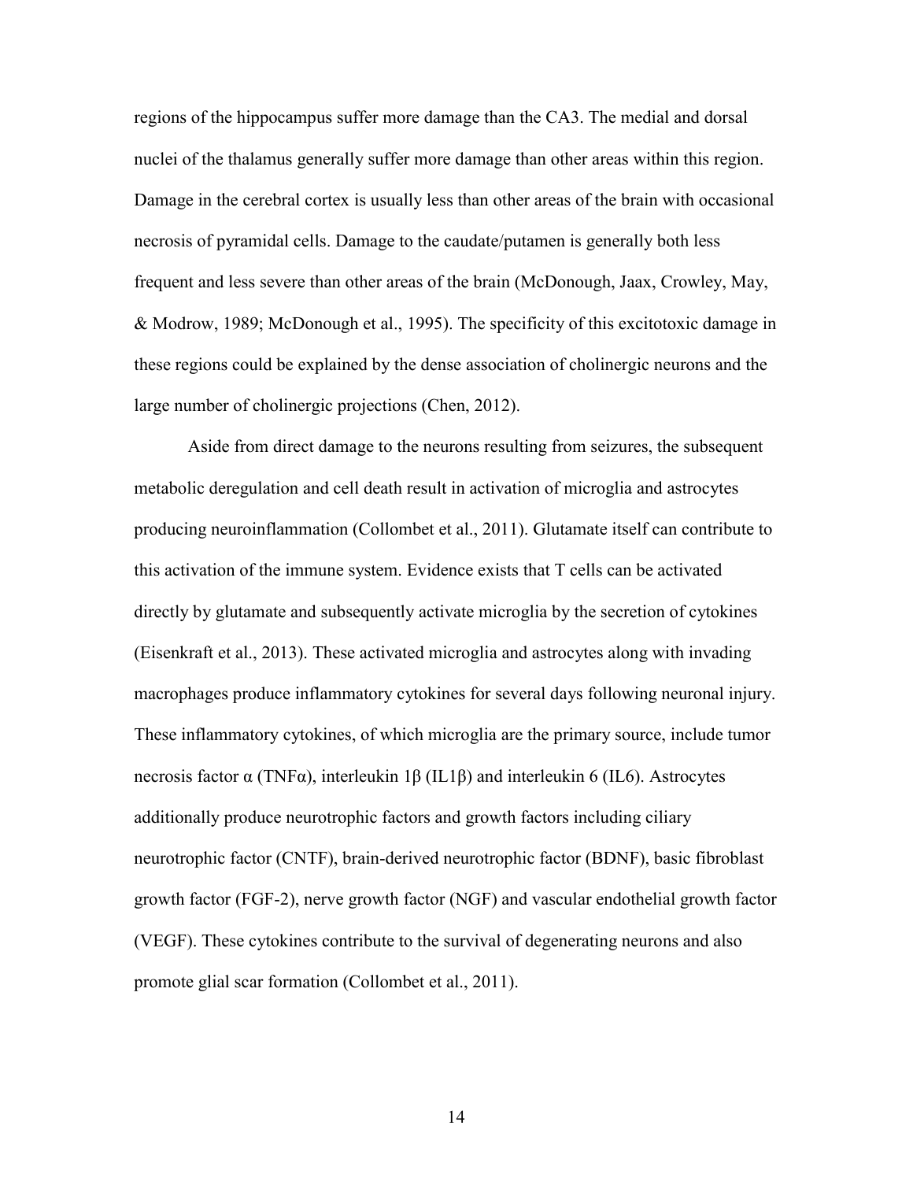regions of the hippocampus suffer more damage than the CA3. The medial and dorsal nuclei of the thalamus generally suffer more damage than other areas within this region. Damage in the cerebral cortex is usually less than other areas of the brain with occasional necrosis of pyramidal cells. Damage to the caudate/putamen is generally both less frequent and less severe than other areas of the brain (McDonough, Jaax, Crowley, May, & Modrow, 1989; McDonough et al., 1995). The specificity of this excitotoxic damage in these regions could be explained by the dense association of cholinergic neurons and the large number of cholinergic projections (Chen, 2012).

Aside from direct damage to the neurons resulting from seizures, the subsequent metabolic deregulation and cell death result in activation of microglia and astrocytes producing neuroinflammation (Collombet et al., 2011). Glutamate itself can contribute to this activation of the immune system. Evidence exists that T cells can be activated directly by glutamate and subsequently activate microglia by the secretion of cytokines (Eisenkraft et al., 2013). These activated microglia and astrocytes along with invading macrophages produce inflammatory cytokines for several days following neuronal injury. These inflammatory cytokines, of which microglia are the primary source, include tumor necrosis factor α (TNFα), interleukin 1β (IL1β) and interleukin 6 (IL6). Astrocytes additionally produce neurotrophic factors and growth factors including ciliary neurotrophic factor (CNTF), brain-derived neurotrophic factor (BDNF), basic fibroblast growth factor (FGF-2), nerve growth factor (NGF) and vascular endothelial growth factor (VEGF). These cytokines contribute to the survival of degenerating neurons and also promote glial scar formation (Collombet et al., 2011).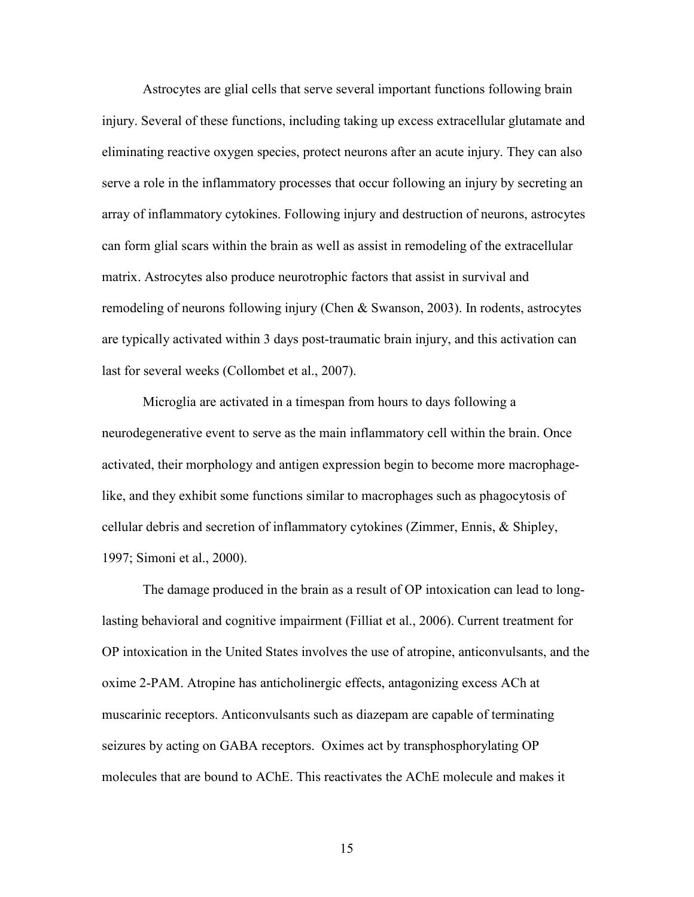Astrocytes are glial cells that serve several important functions following brain injury. Several of these functions, including taking up excess extracellular glutamate and eliminating reactive oxygen species, protect neurons after an acute injury. They can also serve a role in the inflammatory processes that occur following an injury by secreting an array of inflammatory cytokines. Following injury and destruction of neurons, astrocytes can form glial scars within the brain as well as assist in remodeling of the extracellular matrix. Astrocytes also produce neurotrophic factors that assist in survival and remodeling of neurons following injury (Chen & Swanson, 2003). In rodents, astrocytes are typically activated within 3 days post-traumatic brain injury, and this activation can last for several weeks (Collombet et al., 2007).

Microglia are activated in a timespan from hours to days following a neurodegenerative event to serve as the main inflammatory cell within the brain. Once activated, their morphology and antigen expression begin to become more macrophage-like, and they exhibit some functions similar to macrophages such as phagocytosis of cellular debris and secretion of inflammatory cytokines (Zimmer, Ennis, & Shipley, 1997; Simoni et al., 2000).

The damage produced in the brain as a result of OP intoxication can lead to long-lasting behavioral and cognitive impairment (Filliat et al., 2006). Current treatment for OP intoxication in the United States involves the use of atropine, anticonvulsants, and the oxime 2-PAM. Atropine has anticholinergic effects, antagonizing excess ACh at muscarinic receptors. Anticonvulsants such as diazepam are capable of terminating seizures by acting on GABA receptors. Oximes act by transphosphorylating OP molecules that are bound to AChE. This reactivates the AChE molecule and makes it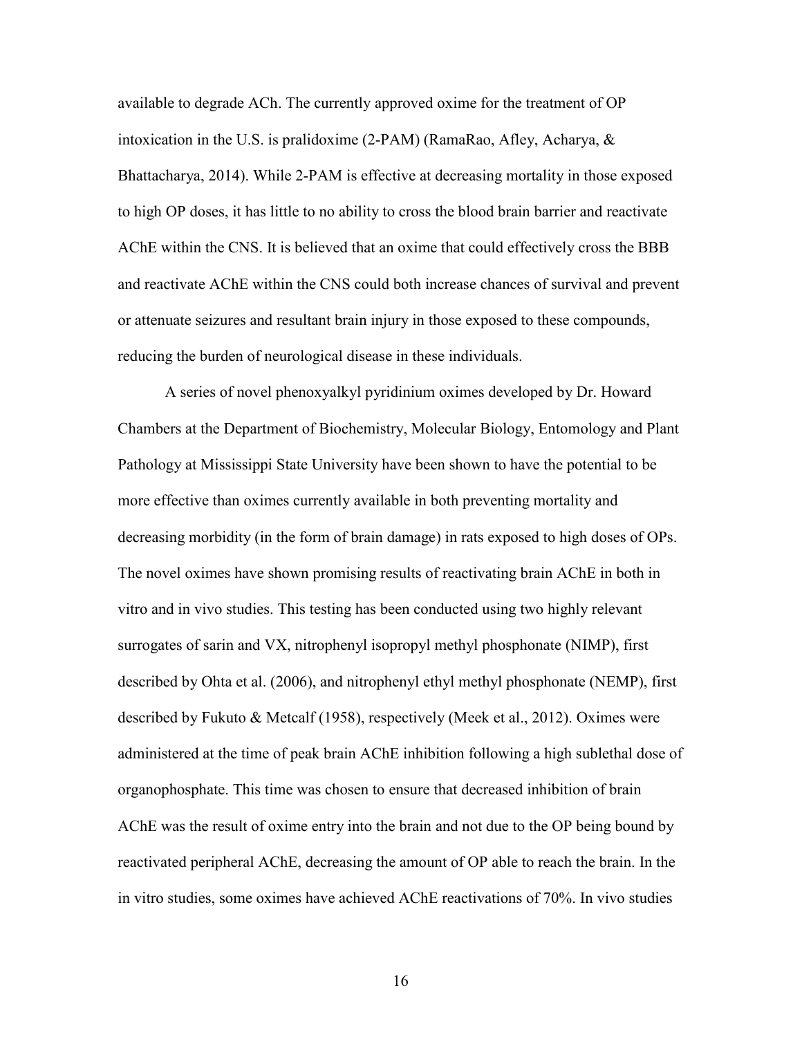available to degrade ACh. The currently approved oxime for the treatment of OP intoxication in the U.S. is pralidoxime (2-PAM) (RamaRao, Afley, Acharya, & Bhattacharya, 2014). While 2-PAM is effective at decreasing mortality in those exposed to high OP doses, it has little to no ability to cross the blood brain barrier and reactivate AChE within the CNS. It is believed that an oxime that could effectively cross the BBB and reactivate AChE within the CNS could both increase chances of survival and prevent or attenuate seizures and resultant brain injury in those exposed to these compounds, reducing the burden of neurological disease in these individuals.

A series of novel phenoxyalkyl pyridinium oximes developed by Dr. Howard Chambers at the Department of Biochemistry, Molecular Biology, Entomology and Plant Pathology at Mississippi State University have been shown to have the potential to be more effective than oximes currently available in both preventing mortality and decreasing morbidity (in the form of brain damage) in rats exposed to high doses of OPs. The novel oximes have shown promising results of reactivating brain AChE in both in vitro and in vivo studies. This testing has been conducted using two highly relevant surrogates of sarin and VX, nitrophenyl isopropyl methyl phosphonate (NIMP), first described by Ohta et al. (2006), and nitrophenyl ethyl methyl phosphonate (NEMP), first described by Fukuto & Metcalf (1958), respectively (Meek et al., 2012). Oximes were administered at the time of peak brain AChE inhibition following a high sublethal dose of organophosphate. This time was chosen to ensure that decreased inhibition of brain AChE was the result of oxime entry into the brain and not due to the OP being bound by reactivated peripheral AChE, decreasing the amount of OP able to reach the brain. In the in vitro studies, some oximes have achieved AChE reactivations of 70%. In vivo studies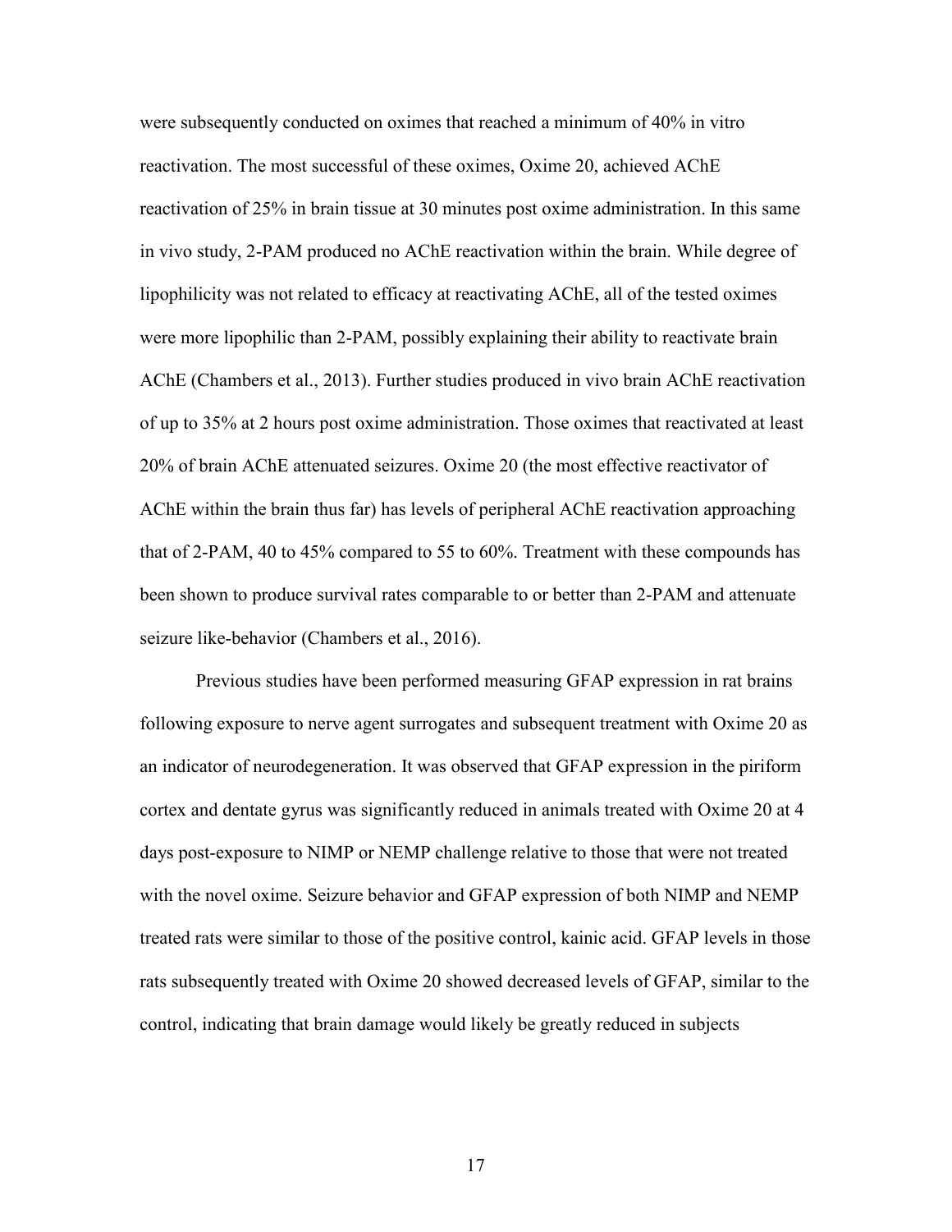were subsequently conducted on oximes that reached a minimum of 40% in vitro reactivation. The most successful of these oximes, Oxime 20, achieved AChE reactivation of 25% in brain tissue at 30 minutes post oxime administration. In this same in vivo study, 2-PAM produced no AChE reactivation within the brain. While degree of lipophilicity was not related to efficacy at reactivating AChE, all of the tested oximes were more lipophilic than 2-PAM, possibly explaining their ability to reactivate brain AChE (Chambers et al., 2013). Further studies produced in vivo brain AChE reactivation of up to 35% at 2 hours post oxime administration. Those oximes that reactivated at least 20% of brain AChE attenuated seizures. Oxime 20 (the most effective reactivator of AChE within the brain thus far) has levels of peripheral AChE reactivation approaching that of 2-PAM, 40 to 45% compared to 55 to 60%. Treatment with these compounds has been shown to produce survival rates comparable to or better than 2-PAM and attenuate seizure like-behavior (Chambers et al., 2016).

Previous studies have been performed measuring GFAP expression in rat brains following exposure to nerve agent surrogates and subsequent treatment with Oxime 20 as an indicator of neurodegeneration. It was observed that GFAP expression in the piriform cortex and dentate gyrus was significantly reduced in animals treated with Oxime 20 at 4 days post-exposure to NIMP or NEMP challenge relative to those that were not treated with the novel oxime. Seizure behavior and GFAP expression of both NIMP and NEMP treated rats were similar to those of the positive control, kainic acid. GFAP levels in those rats subsequently treated with Oxime 20 showed decreased levels of GFAP, similar to the control, indicating that brain damage would likely be greatly reduced in subjects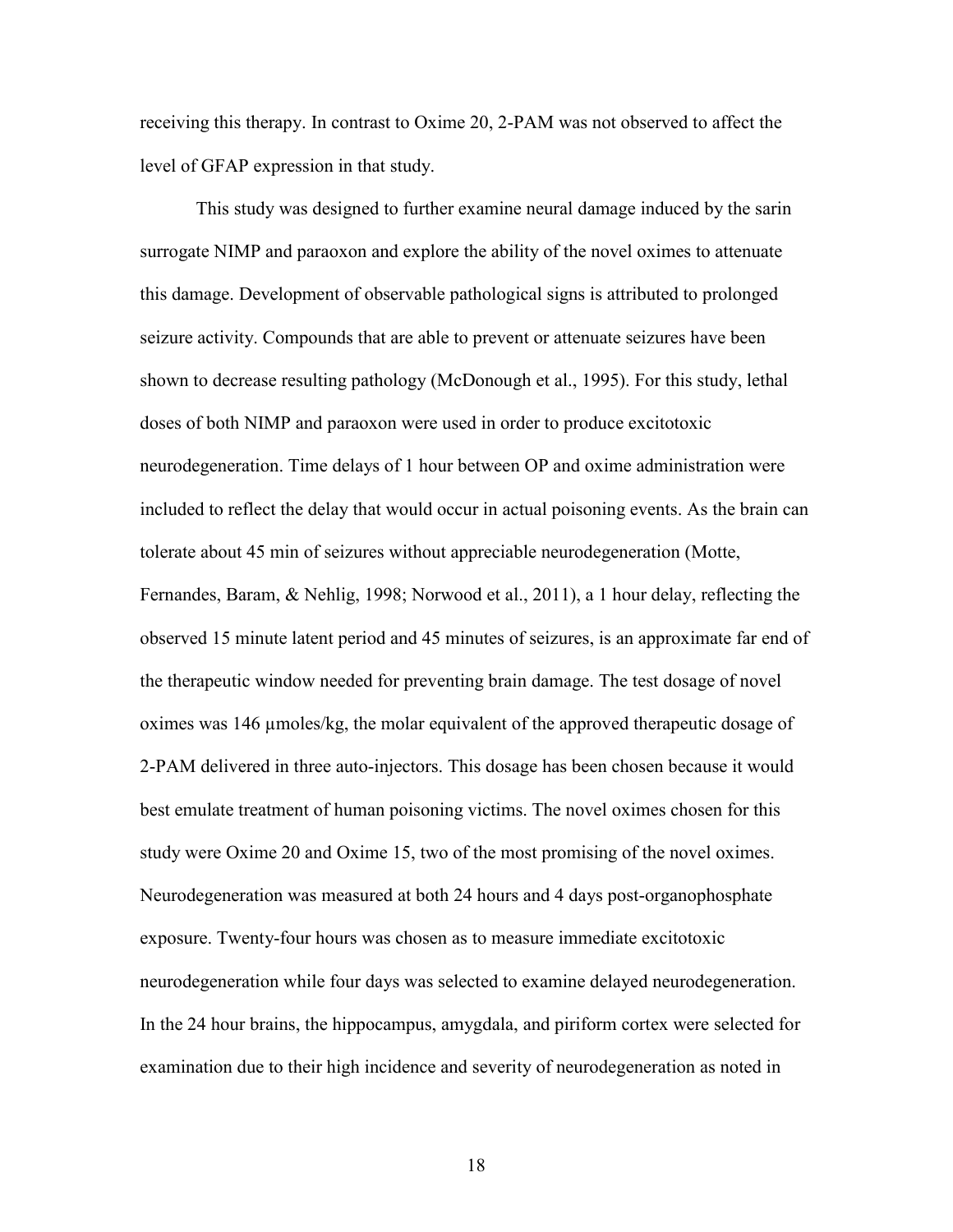receiving this therapy. In contrast to Oxime 20, 2-PAM was not observed to affect the level of GFAP expression in that study.

This study was designed to further examine neural damage induced by the sarin surrogate NIMP and paraoxon and explore the ability of the novel oximes to attenuate this damage. Development of observable pathological signs is attributed to prolonged seizure activity. Compounds that are able to prevent or attenuate seizures have been shown to decrease resulting pathology (McDonough et al., 1995). For this study, lethal doses of both NIMP and paraoxon were used in order to produce excitotoxic neurodegeneration. Time delays of 1 hour between OP and oxime administration were included to reflect the delay that would occur in actual poisoning events. As the brain can tolerate about 45 min of seizures without appreciable neurodegeneration (Motte, Fernandes, Baram, & Nehlig, 1998; Norwood et al., 2011), a 1 hour delay, reflecting the observed 15 minute latent period and 45 minutes of seizures, is an approximate far end of the therapeutic window needed for preventing brain damage. The test dosage of novel oximes was 146 µmoles/kg, the molar equivalent of the approved therapeutic dosage of 2-PAM delivered in three auto-injectors. This dosage has been chosen because it would best emulate treatment of human poisoning victims. The novel oximes chosen for this study were Oxime 20 and Oxime 15, two of the most promising of the novel oximes. Neurodegeneration was measured at both 24 hours and 4 days post-organophosphate exposure. Twenty-four hours was chosen as to measure immediate excitotoxic neurodegeneration while four days was selected to examine delayed neurodegeneration. In the 24 hour brains, the hippocampus, amygdala, and piriform cortex were selected for examination due to their high incidence and severity of neurodegeneration as noted in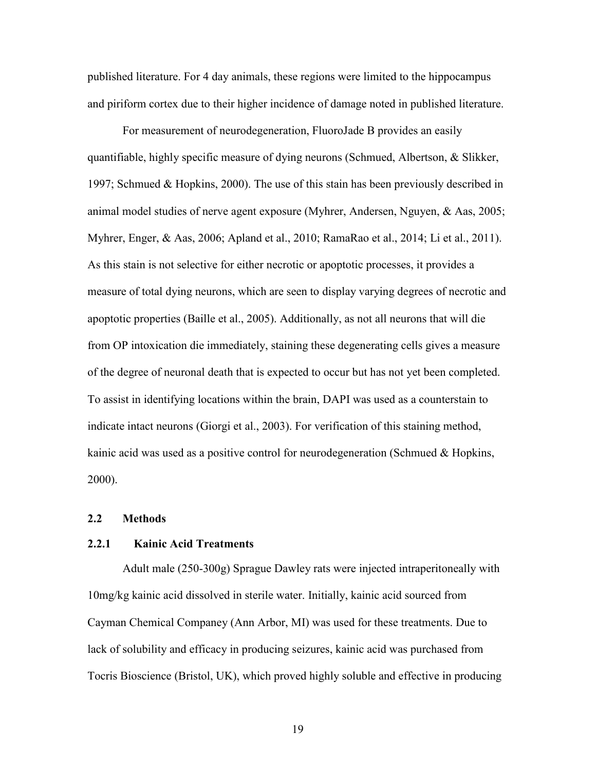published literature. For 4 day animals, these regions were limited to the hippocampus and piriform cortex due to their higher incidence of damage noted in published literature.

For measurement of neurodegeneration, FluoroJade B provides an easily quantifiable, highly specific measure of dying neurons (Schmued, Albertson, & Slikker, 1997; Schmued & Hopkins, 2000). The use of this stain has been previously described in animal model studies of nerve agent exposure (Myhrer, Andersen, Nguyen, & Aas, 2005; Myhrer, Enger, & Aas, 2006; Apland et al., 2010; RamaRao et al., 2014; Li et al., 2011). As this stain is not selective for either necrotic or apoptotic processes, it provides a measure of total dying neurons, which are seen to display varying degrees of necrotic and apoptotic properties (Baille et al., 2005). Additionally, as not all neurons that will die from OP intoxication die immediately, staining these degenerating cells gives a measure of the degree of neuronal death that is expected to occur but has not yet been completed. To assist in identifying locations within the brain, DAPI was used as a counterstain to indicate intact neurons (Giorgi et al., 2003). For verification of this staining method, kainic acid was used as a positive control for neurodegeneration (Schmued & Hopkins, 2000).

## 2.2 Methods

### 2.2.1 Kainic Acid Treatments

Adult male (250-300g) Sprague Dawley rats were injected intraperitoneally with 10mg/kg kainic acid dissolved in sterile water. Initially, kainic acid sourced from Cayman Chemical Companey (Ann Arbor, MI) was used for these treatments. Due to lack of solubility and efficacy in producing seizures, kainic acid was purchased from Tocris Bioscience (Bristol, UK), which proved highly soluble and effective in producing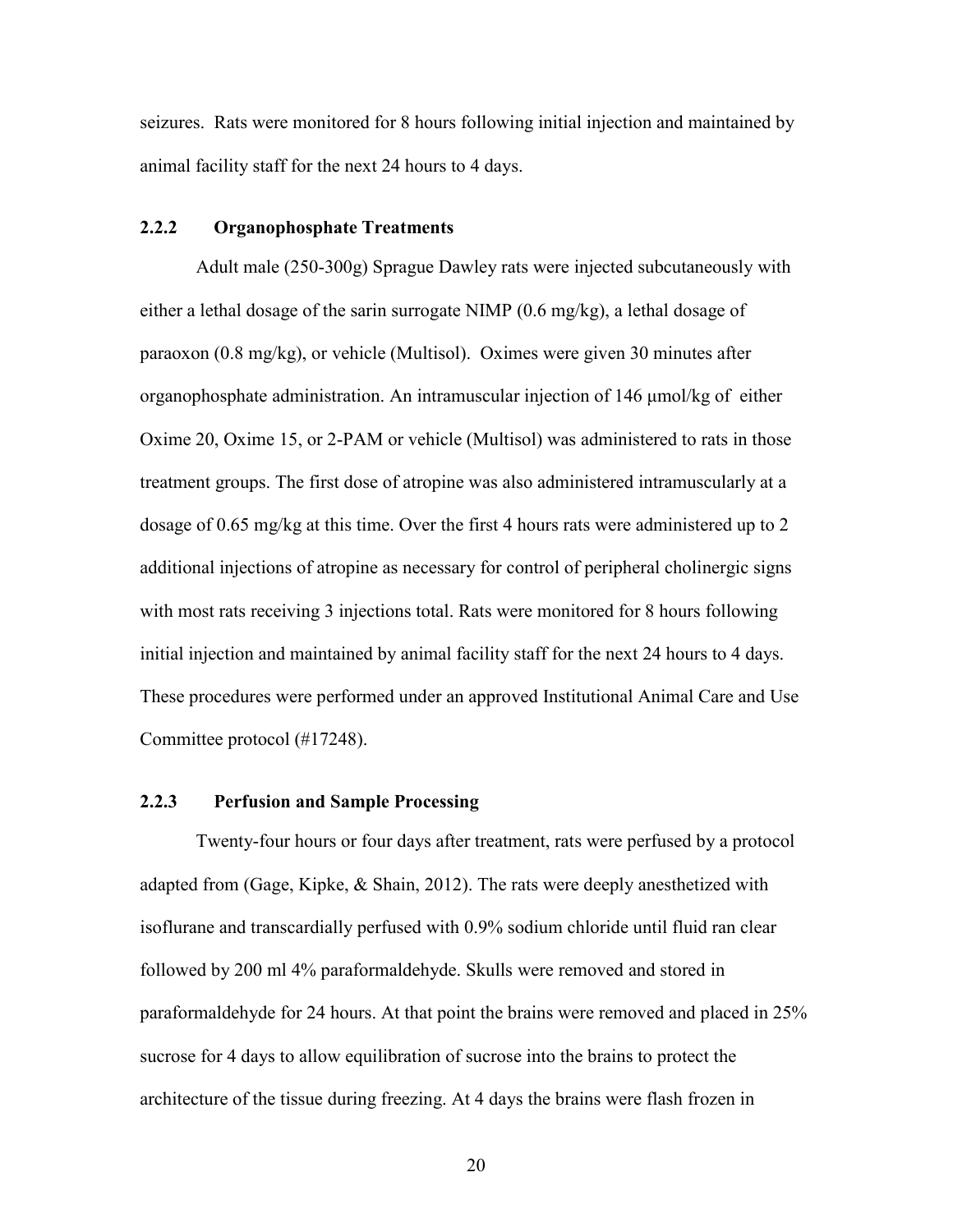seizures. Rats were monitored for 8 hours following initial injection and maintained by animal facility staff for the next 24 hours to 4 days.

### 2.2.2 Organophosphate Treatments

Adult male (250-300g) Sprague Dawley rats were injected subcutaneously with either a lethal dosage of the sarin surrogate NIMP (0.6 mg/kg), a lethal dosage of paraoxon (0.8 mg/kg), or vehicle (Multisol). Oximes were given 30 minutes after organophosphate administration. An intramuscular injection of 146 μmol/kg of either Oxime 20, Oxime 15, or 2-PAM or vehicle (Multisol) was administered to rats in those treatment groups. The first dose of atropine was also administered intramuscularly at a dosage of 0.65 mg/kg at this time. Over the first 4 hours rats were administered up to 2 additional injections of atropine as necessary for control of peripheral cholinergic signs with most rats receiving 3 injections total. Rats were monitored for 8 hours following initial injection and maintained by animal facility staff for the next 24 hours to 4 days. These procedures were performed under an approved Institutional Animal Care and Use Committee protocol (#17248).

### 2.2.3 Perfusion and Sample Processing

Twenty-four hours or four days after treatment, rats were perfused by a protocol adapted from (Gage, Kipke, & Shain, 2012). The rats were deeply anesthetized with isoflurane and transcardially perfused with 0.9% sodium chloride until fluid ran clear followed by 200 ml 4% paraformaldehyde. Skulls were removed and stored in paraformaldehyde for 24 hours. At that point the brains were removed and placed in 25% sucrose for 4 days to allow equilibration of sucrose into the brains to protect the architecture of the tissue during freezing. At 4 days the brains were flash frozen in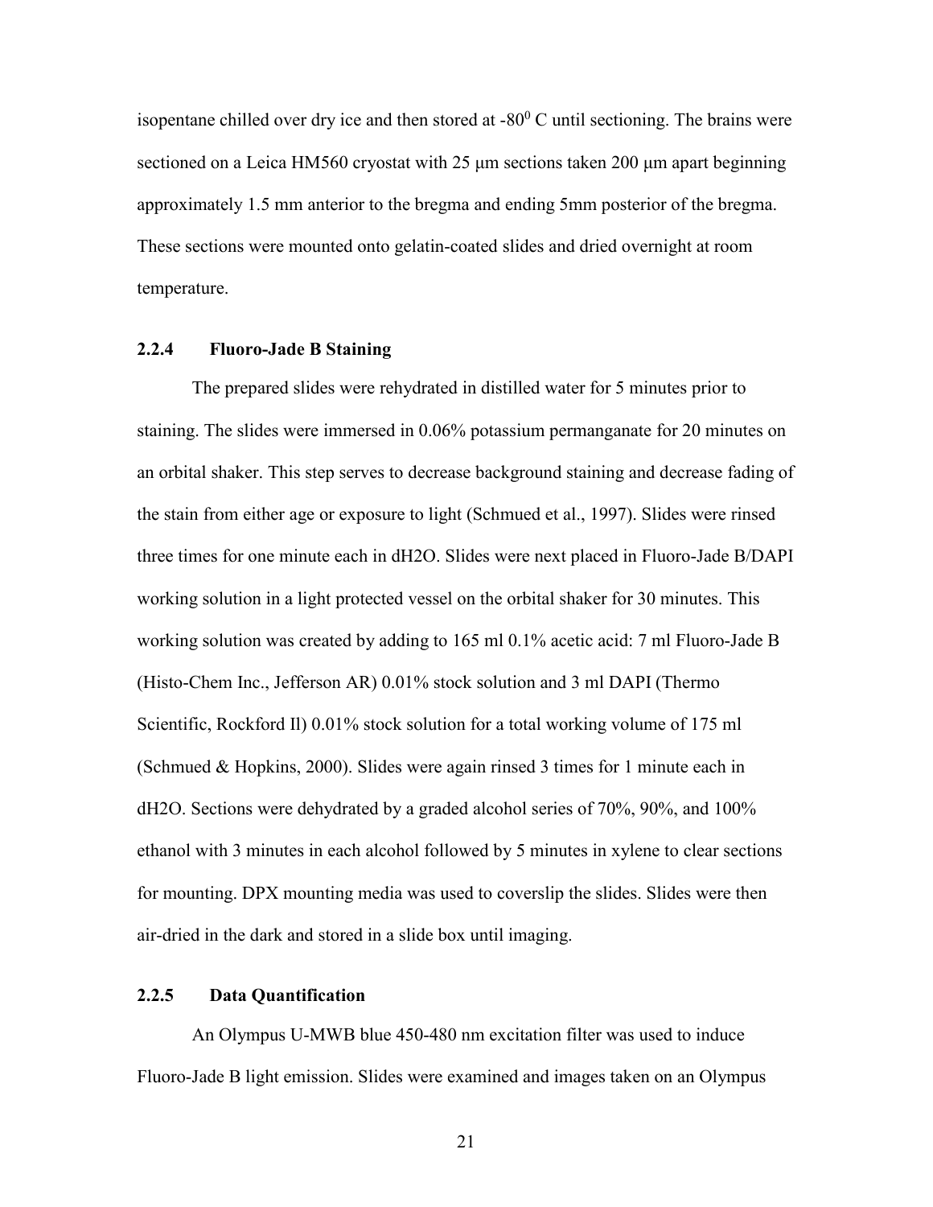isopentane chilled over dry ice and then stored at -80$^0$ C until sectioning. The brains were sectioned on a Leica HM560 cryostat with 25 µm sections taken 200 µm apart beginning approximately 1.5 mm anterior to the bregma and ending 5mm posterior of the bregma. These sections were mounted onto gelatin-coated slides and dried overnight at room temperature.

### 2.2.4 Fluoro-Jade B Staining

The prepared slides were rehydrated in distilled water for 5 minutes prior to staining. The slides were immersed in 0.06% potassium permanganate for 20 minutes on an orbital shaker. This step serves to decrease background staining and decrease fading of the stain from either age or exposure to light (Schmued et al., 1997). Slides were rinsed three times for one minute each in dH2O. Slides were next placed in Fluoro-Jade B/DAPI working solution in a light protected vessel on the orbital shaker for 30 minutes. This working solution was created by adding to 165 ml 0.1% acetic acid: 7 ml Fluoro-Jade B (Histo-Chem Inc., Jefferson AR) 0.01% stock solution and 3 ml DAPI (Thermo Scientific, Rockford Il) 0.01% stock solution for a total working volume of 175 ml (Schmued & Hopkins, 2000). Slides were again rinsed 3 times for 1 minute each in dH2O. Sections were dehydrated by a graded alcohol series of 70%, 90%, and 100% ethanol with 3 minutes in each alcohol followed by 5 minutes in xylene to clear sections for mounting. DPX mounting media was used to coverslip the slides. Slides were then air-dried in the dark and stored in a slide box until imaging.

### 2.2.5 Data Quantification

An Olympus U-MWB blue 450-480 nm excitation filter was used to induce Fluoro-Jade B light emission. Slides were examined and images taken on an Olympus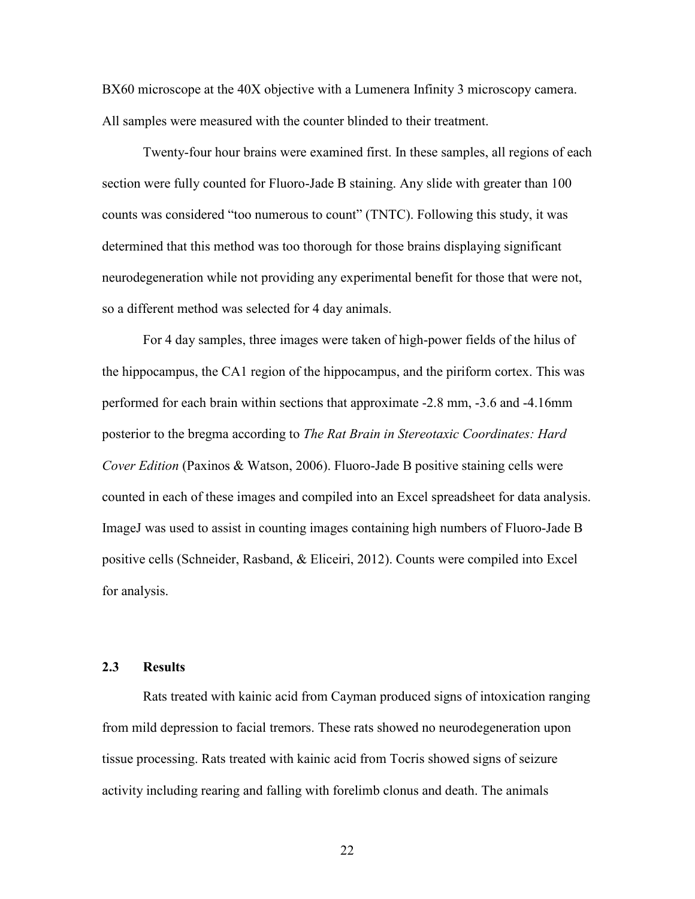BX60 microscope at the 40X objective with a Lumenera Infinity 3 microscopy camera. All samples were measured with the counter blinded to their treatment.

Twenty-four hour brains were examined first. In these samples, all regions of each section were fully counted for Fluoro-Jade B staining. Any slide with greater than 100 counts was considered "too numerous to count" (TNTC). Following this study, it was determined that this method was too thorough for those brains displaying significant neurodegeneration while not providing any experimental benefit for those that were not, so a different method was selected for 4 day animals.

For 4 day samples, three images were taken of high-power fields of the hilus of the hippocampus, the CA1 region of the hippocampus, and the piriform cortex. This was performed for each brain within sections that approximate -2.8 mm, -3.6 and -4.16mm posterior to the bregma according to *The Rat Brain in Stereotaxic Coordinates: Hard Cover Edition* (Paxinos & Watson, 2006). Fluoro-Jade B positive staining cells were counted in each of these images and compiled into an Excel spreadsheet for data analysis. ImageJ was used to assist in counting images containing high numbers of Fluoro-Jade B positive cells (Schneider, Rasband, & Eliceiri, 2012). Counts were compiled into Excel for analysis.

## 2.3 Results

Rats treated with kainic acid from Cayman produced signs of intoxication ranging from mild depression to facial tremors. These rats showed no neurodegeneration upon tissue processing. Rats treated with kainic acid from Tocris showed signs of seizure activity including rearing and falling with forelimb clonus and death. The animals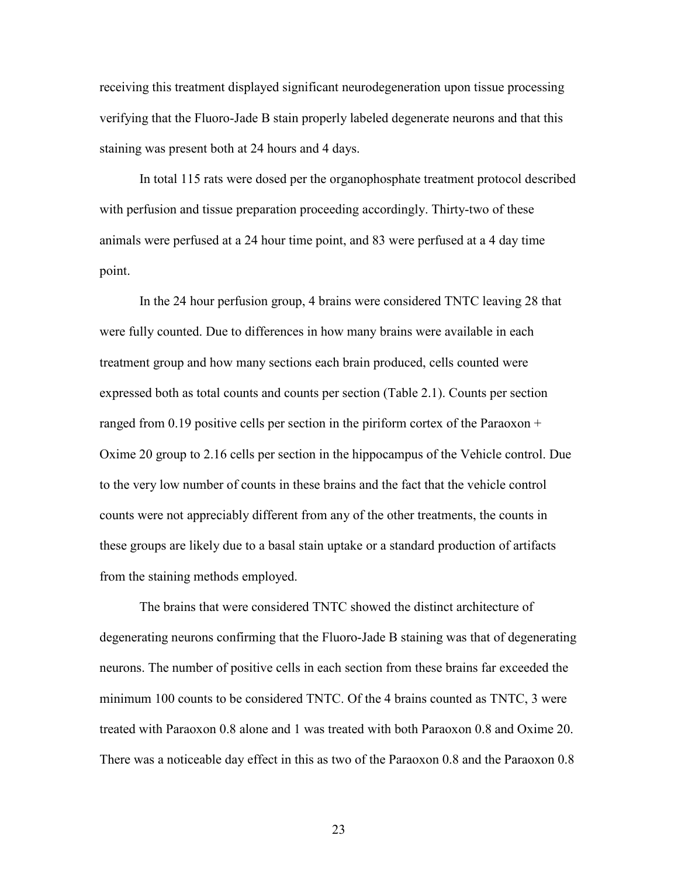receiving this treatment displayed significant neurodegeneration upon tissue processing verifying that the Fluoro-Jade B stain properly labeled degenerate neurons and that this staining was present both at 24 hours and 4 days.

In total 115 rats were dosed per the organophosphate treatment protocol described with perfusion and tissue preparation proceeding accordingly. Thirty-two of these animals were perfused at a 24 hour time point, and 83 were perfused at a 4 day time point.

In the 24 hour perfusion group, 4 brains were considered TNTC leaving 28 that were fully counted. Due to differences in how many brains were available in each treatment group and how many sections each brain produced, cells counted were expressed both as total counts and counts per section (Table 2.1). Counts per section ranged from 0.19 positive cells per section in the piriform cortex of the Paraoxon + Oxime 20 group to 2.16 cells per section in the hippocampus of the Vehicle control. Due to the very low number of counts in these brains and the fact that the vehicle control counts were not appreciably different from any of the other treatments, the counts in these groups are likely due to a basal stain uptake or a standard production of artifacts from the staining methods employed.

The brains that were considered TNTC showed the distinct architecture of degenerating neurons confirming that the Fluoro-Jade B staining was that of degenerating neurons. The number of positive cells in each section from these brains far exceeded the minimum 100 counts to be considered TNTC. Of the 4 brains counted as TNTC, 3 were treated with Paraoxon 0.8 alone and 1 was treated with both Paraoxon 0.8 and Oxime 20. There was a noticeable day effect in this as two of the Paraoxon 0.8 and the Paraoxon 0.8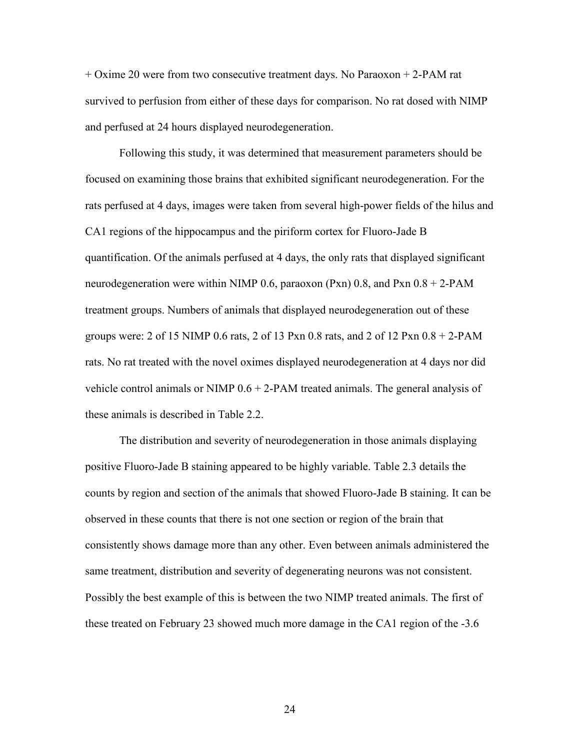+ Oxime 20 were from two consecutive treatment days. No Paraoxon + 2-PAM rat survived to perfusion from either of these days for comparison. No rat dosed with NIMP and perfused at 24 hours displayed neurodegeneration.

Following this study, it was determined that measurement parameters should be focused on examining those brains that exhibited significant neurodegeneration. For the rats perfused at 4 days, images were taken from several high-power fields of the hilus and CA1 regions of the hippocampus and the piriform cortex for Fluoro-Jade B quantification. Of the animals perfused at 4 days, the only rats that displayed significant neurodegeneration were within NIMP 0.6, paraoxon (Pxn) 0.8, and Pxn 0.8 + 2-PAM treatment groups. Numbers of animals that displayed neurodegeneration out of these groups were: 2 of 15 NIMP 0.6 rats, 2 of 13 Pxn 0.8 rats, and 2 of 12 Pxn 0.8 + 2-PAM rats. No rat treated with the novel oximes displayed neurodegeneration at 4 days nor did vehicle control animals or NIMP 0.6 + 2-PAM treated animals. The general analysis of these animals is described in Table 2.2.

The distribution and severity of neurodegeneration in those animals displaying positive Fluoro-Jade B staining appeared to be highly variable. Table 2.3 details the counts by region and section of the animals that showed Fluoro-Jade B staining. It can be observed in these counts that there is not one section or region of the brain that consistently shows damage more than any other. Even between animals administered the same treatment, distribution and severity of degenerating neurons was not consistent. Possibly the best example of this is between the two NIMP treated animals. The first of these treated on February 23 showed much more damage in the CA1 region of the -3.6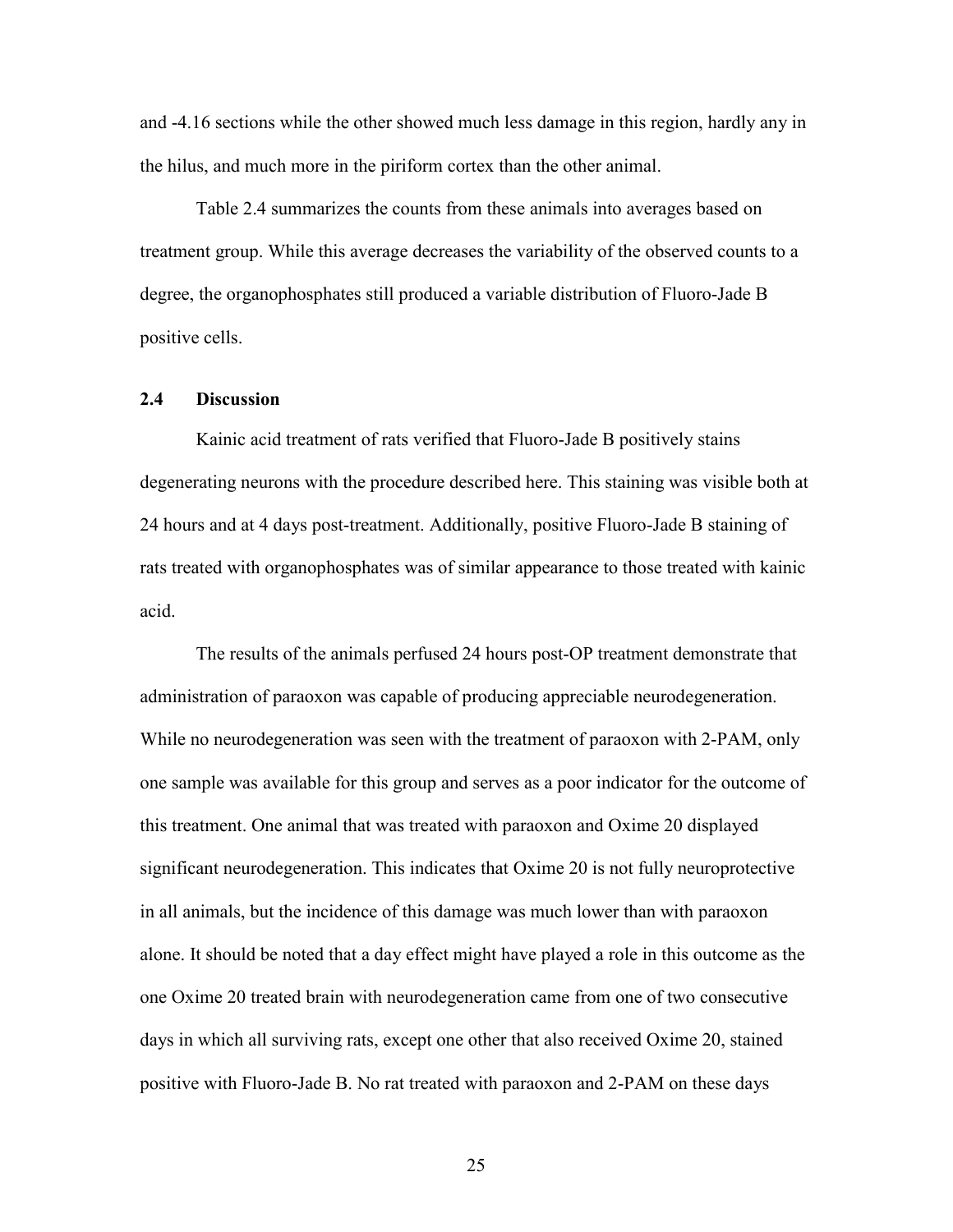and -4.16 sections while the other showed much less damage in this region, hardly any in the hilus, and much more in the piriform cortex than the other animal.

Table 2.4 summarizes the counts from these animals into averages based on treatment group. While this average decreases the variability of the observed counts to a degree, the organophosphates still produced a variable distribution of Fluoro-Jade B positive cells.

## 2.4 Discussion

Kainic acid treatment of rats verified that Fluoro-Jade B positively stains degenerating neurons with the procedure described here. This staining was visible both at 24 hours and at 4 days post-treatment. Additionally, positive Fluoro-Jade B staining of rats treated with organophosphates was of similar appearance to those treated with kainic acid.

The results of the animals perfused 24 hours post-OP treatment demonstrate that administration of paraoxon was capable of producing appreciable neurodegeneration. While no neurodegeneration was seen with the treatment of paraoxon with 2-PAM, only one sample was available for this group and serves as a poor indicator for the outcome of this treatment. One animal that was treated with paraoxon and Oxime 20 displayed significant neurodegeneration. This indicates that Oxime 20 is not fully neuroprotective in all animals, but the incidence of this damage was much lower than with paraoxon alone. It should be noted that a day effect might have played a role in this outcome as the one Oxime 20 treated brain with neurodegeneration came from one of two consecutive days in which all surviving rats, except one other that also received Oxime 20, stained positive with Fluoro-Jade B. No rat treated with paraoxon and 2-PAM on these days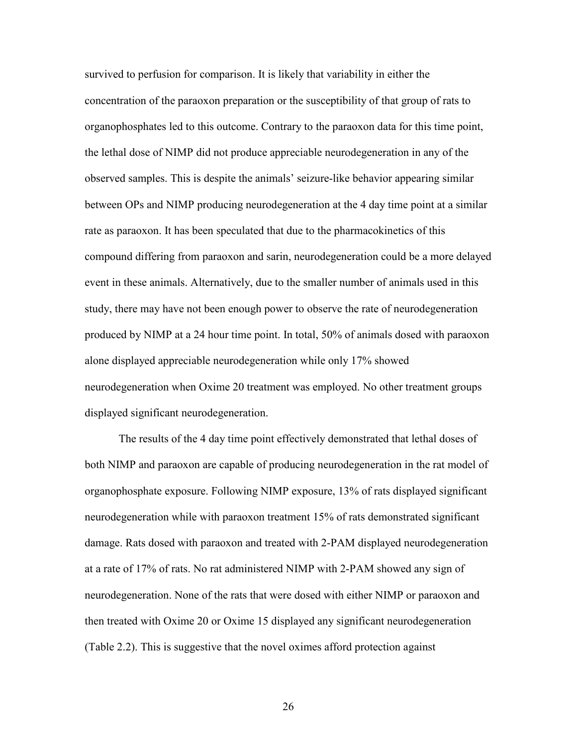survived to perfusion for comparison. It is likely that variability in either the concentration of the paraoxon preparation or the susceptibility of that group of rats to organophosphates led to this outcome. Contrary to the paraoxon data for this time point, the lethal dose of NIMP did not produce appreciable neurodegeneration in any of the observed samples. This is despite the animals' seizure-like behavior appearing similar between OPs and NIMP producing neurodegeneration at the 4 day time point at a similar rate as paraoxon. It has been speculated that due to the pharmacokinetics of this compound differing from paraoxon and sarin, neurodegeneration could be a more delayed event in these animals. Alternatively, due to the smaller number of animals used in this study, there may have not been enough power to observe the rate of neurodegeneration produced by NIMP at a 24 hour time point. In total, 50% of animals dosed with paraoxon alone displayed appreciable neurodegeneration while only 17% showed neurodegeneration when Oxime 20 treatment was employed. No other treatment groups displayed significant neurodegeneration.

The results of the 4 day time point effectively demonstrated that lethal doses of both NIMP and paraoxon are capable of producing neurodegeneration in the rat model of organophosphate exposure. Following NIMP exposure, 13% of rats displayed significant neurodegeneration while with paraoxon treatment 15% of rats demonstrated significant damage. Rats dosed with paraoxon and treated with 2-PAM displayed neurodegeneration at a rate of 17% of rats. No rat administered NIMP with 2-PAM showed any sign of neurodegeneration. None of the rats that were dosed with either NIMP or paraoxon and then treated with Oxime 20 or Oxime 15 displayed any significant neurodegeneration (Table 2.2). This is suggestive that the novel oximes afford protection against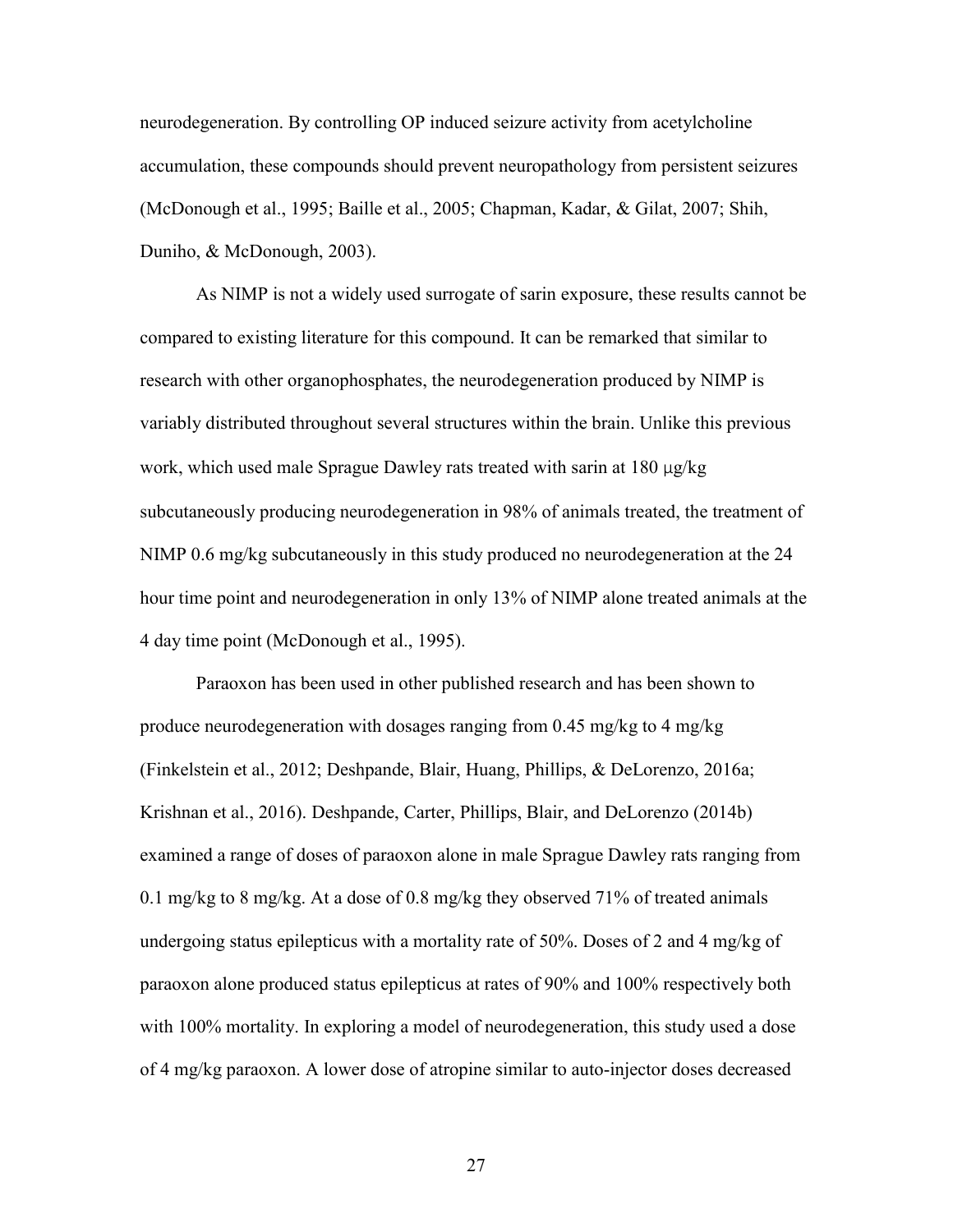neurodegeneration. By controlling OP induced seizure activity from acetylcholine accumulation, these compounds should prevent neuropathology from persistent seizures (McDonough et al., 1995; Baille et al., 2005; Chapman, Kadar, & Gilat, 2007; Shih, Duniho, & McDonough, 2003).

As NIMP is not a widely used surrogate of sarin exposure, these results cannot be compared to existing literature for this compound. It can be remarked that similar to research with other organophosphates, the neurodegeneration produced by NIMP is variably distributed throughout several structures within the brain. Unlike this previous work, which used male Sprague Dawley rats treated with sarin at 180 μg/kg subcutaneously producing neurodegeneration in 98% of animals treated, the treatment of NIMP 0.6 mg/kg subcutaneously in this study produced no neurodegeneration at the 24 hour time point and neurodegeneration in only 13% of NIMP alone treated animals at the 4 day time point (McDonough et al., 1995).

Paraoxon has been used in other published research and has been shown to produce neurodegeneration with dosages ranging from 0.45 mg/kg to 4 mg/kg (Finkelstein et al., 2012; Deshpande, Blair, Huang, Phillips, & DeLorenzo, 2016a; Krishnan et al., 2016). Deshpande, Carter, Phillips, Blair, and DeLorenzo (2014b) examined a range of doses of paraoxon alone in male Sprague Dawley rats ranging from 0.1 mg/kg to 8 mg/kg. At a dose of 0.8 mg/kg they observed 71% of treated animals undergoing status epilepticus with a mortality rate of 50%. Doses of 2 and 4 mg/kg of paraoxon alone produced status epilepticus at rates of 90% and 100% respectively both with 100% mortality. In exploring a model of neurodegeneration, this study used a dose of 4 mg/kg paraoxon. A lower dose of atropine similar to auto-injector doses decreased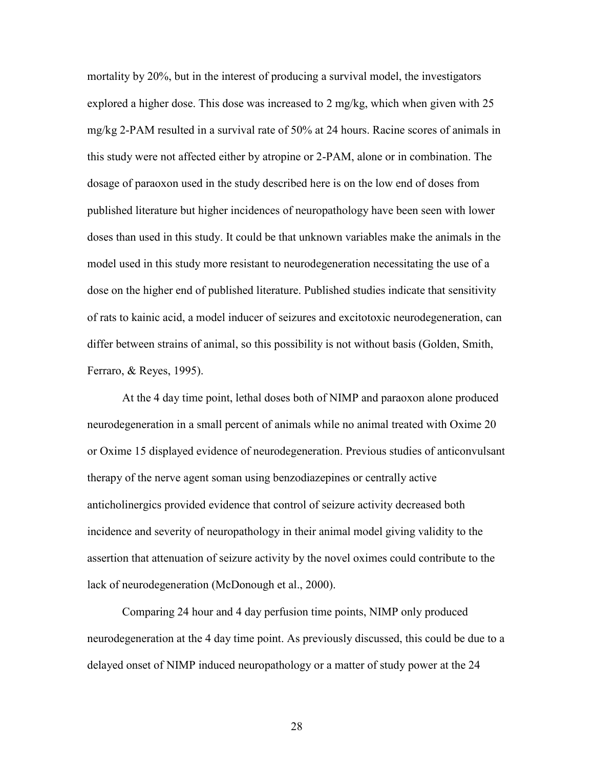mortality by 20%, but in the interest of producing a survival model, the investigators explored a higher dose. This dose was increased to 2 mg/kg, which when given with 25 mg/kg 2-PAM resulted in a survival rate of 50% at 24 hours. Racine scores of animals in this study were not affected either by atropine or 2-PAM, alone or in combination. The dosage of paraoxon used in the study described here is on the low end of doses from published literature but higher incidences of neuropathology have been seen with lower doses than used in this study. It could be that unknown variables make the animals in the model used in this study more resistant to neurodegeneration necessitating the use of a dose on the higher end of published literature. Published studies indicate that sensitivity of rats to kainic acid, a model inducer of seizures and excitotoxic neurodegeneration, can differ between strains of animal, so this possibility is not without basis (Golden, Smith, Ferraro, & Reyes, 1995).

At the 4 day time point, lethal doses both of NIMP and paraoxon alone produced neurodegeneration in a small percent of animals while no animal treated with Oxime 20 or Oxime 15 displayed evidence of neurodegeneration. Previous studies of anticonvulsant therapy of the nerve agent soman using benzodiazepines or centrally active anticholinergics provided evidence that control of seizure activity decreased both incidence and severity of neuropathology in their animal model giving validity to the assertion that attenuation of seizure activity by the novel oximes could contribute to the lack of neurodegeneration (McDonough et al., 2000).

Comparing 24 hour and 4 day perfusion time points, NIMP only produced neurodegeneration at the 4 day time point. As previously discussed, this could be due to a delayed onset of NIMP induced neuropathology or a matter of study power at the 24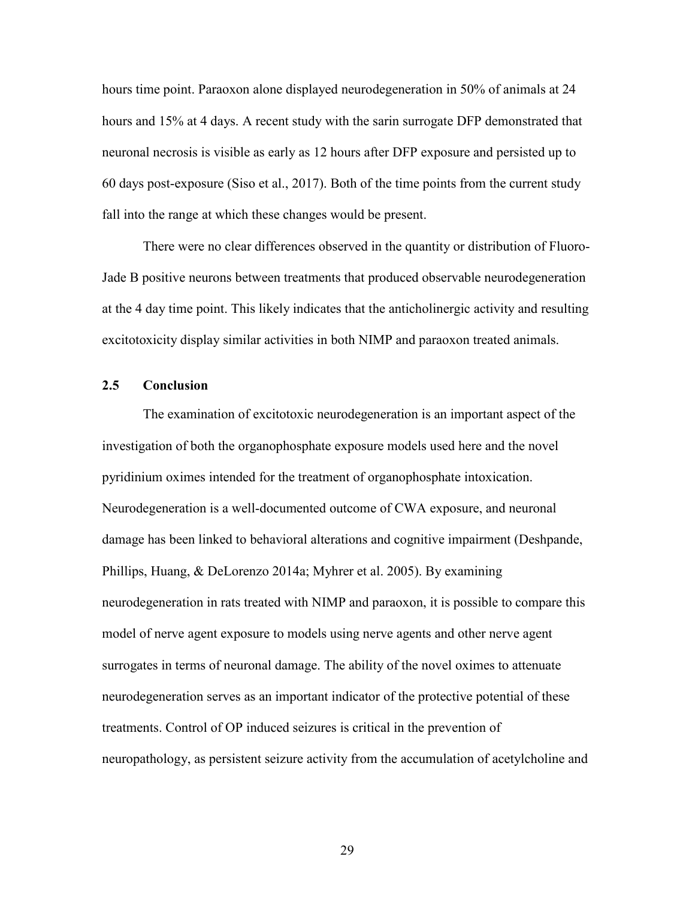hours time point. Paraoxon alone displayed neurodegeneration in 50% of animals at 24 hours and 15% at 4 days. A recent study with the sarin surrogate DFP demonstrated that neuronal necrosis is visible as early as 12 hours after DFP exposure and persisted up to 60 days post-exposure (Siso et al., 2017). Both of the time points from the current study fall into the range at which these changes would be present.

There were no clear differences observed in the quantity or distribution of Fluoro-Jade B positive neurons between treatments that produced observable neurodegeneration at the 4 day time point. This likely indicates that the anticholinergic activity and resulting excitotoxicity display similar activities in both NIMP and paraoxon treated animals.

## 2.5 Conclusion

The examination of excitotoxic neurodegeneration is an important aspect of the investigation of both the organophosphate exposure models used here and the novel pyridinium oximes intended for the treatment of organophosphate intoxication. Neurodegeneration is a well-documented outcome of CWA exposure, and neuronal damage has been linked to behavioral alterations and cognitive impairment (Deshpande, Phillips, Huang, & DeLorenzo 2014a; Myhrer et al. 2005). By examining neurodegeneration in rats treated with NIMP and paraoxon, it is possible to compare this model of nerve agent exposure to models using nerve agents and other nerve agent surrogates in terms of neuronal damage. The ability of the novel oximes to attenuate neurodegeneration serves as an important indicator of the protective potential of these treatments. Control of OP induced seizures is critical in the prevention of neuropathology, as persistent seizure activity from the accumulation of acetylcholine and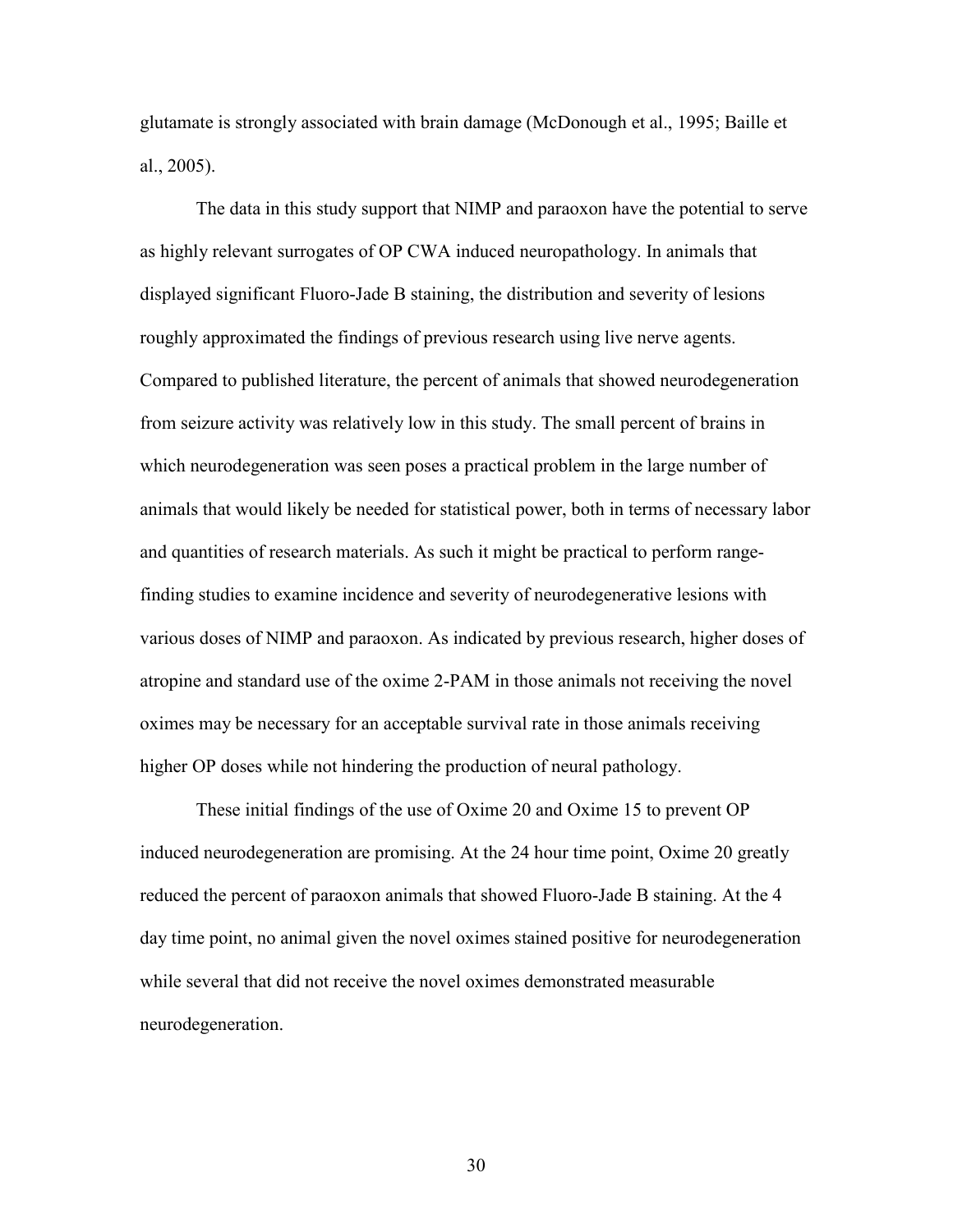glutamate is strongly associated with brain damage (McDonough et al., 1995; Baille et al., 2005).

The data in this study support that NIMP and paraoxon have the potential to serve as highly relevant surrogates of OP CWA induced neuropathology. In animals that displayed significant Fluoro-Jade B staining, the distribution and severity of lesions roughly approximated the findings of previous research using live nerve agents. Compared to published literature, the percent of animals that showed neurodegeneration from seizure activity was relatively low in this study. The small percent of brains in which neurodegeneration was seen poses a practical problem in the large number of animals that would likely be needed for statistical power, both in terms of necessary labor and quantities of research materials. As such it might be practical to perform range-finding studies to examine incidence and severity of neurodegenerative lesions with various doses of NIMP and paraoxon. As indicated by previous research, higher doses of atropine and standard use of the oxime 2-PAM in those animals not receiving the novel oximes may be necessary for an acceptable survival rate in those animals receiving higher OP doses while not hindering the production of neural pathology.

These initial findings of the use of Oxime 20 and Oxime 15 to prevent OP induced neurodegeneration are promising. At the 24 hour time point, Oxime 20 greatly reduced the percent of paraoxon animals that showed Fluoro-Jade B staining. At the 4 day time point, no animal given the novel oximes stained positive for neurodegeneration while several that did not receive the novel oximes demonstrated measurable neurodegeneration.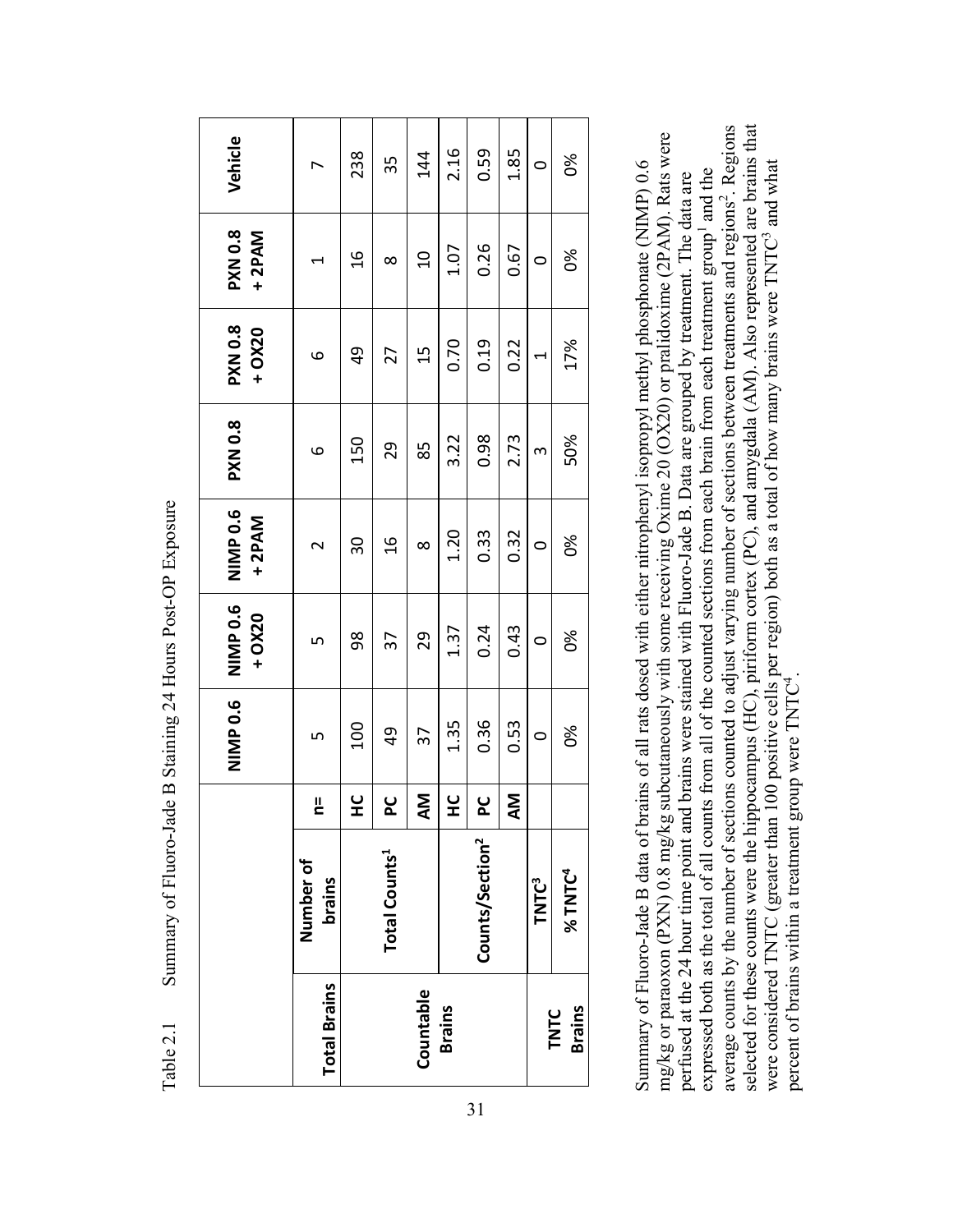Table 2.1 Summary of Fluoro-Jade B Staining 24 Hours Post-OP Exposure

| | | | NIMP 0.6 | NIMP 0.6 + OX20 | NIMP 0.6 + 2PAM | PXN 0.8 | PXN 0.8 + OX20 | PXN 0.8 + 2PAM | Vehicle |
|---|---|---|---|---|---|---|---|---|---|
| **Total Brains** | **Number of brains** | **n=** | 5 | 5 | 2 | 6 | 6 | 1 | 7 |
| **Countable Brains** | **Total Counts[1]** | **HC** | 100 | 98 | 30 | 150 | 49 | 16 | 238 |
| | | **PC** | 49 | 37 | 16 | 29 | 27 | 8 | 35 |
| | | **AM** | 37 | 29 | 8 | 85 | 15 | 10 | 144 |
| | **Counts/Section[2]** | **HC** | 1.35 | 1.37 | 1.20 | 3.22 | 0.70 | 1.07 | 2.16 |
| | | **PC** | 0.36 | 0.24 | 0.33 | 0.98 | 0.19 | 0.26 | 0.59 |
| | | **AM** | 0.53 | 0.43 | 0.32 | 2.73 | 0.22 | 0.67 | 1.85 |
| **TNTC Brains** | **TNTC[3]** | | 0 | 0 | 0 | 3 | 1 | 0 | 0 |
| | **% TNTC[4]** | | 0% | 0% | 0% | 50% | 17% | 0% | 0% |

Summary of Fluoro-Jade B data of brains of all rats dosed with either nitrophenyl isopropyl methyl phosphonate (NIMP) 0.6 mg/kg or paraoxon (PXN) 0.8 mg/kg subcutaneously with some receiving Oxime 20 (OX20) or pralidoxime (2PAM). Rats were perfused at the 24 hour time point and brains were stained with Fluoro-Jade B. Data are grouped by treatment. The data are expressed both as the total of all counts from all of the counted sections from each brain from each treatment group[1] and the average counts by the number of sections counted to adjust varying number of sections between treatments and regions[2]. Regions selected for these counts were the hippocampus (HC), piriform cortex (PC), and amygdala (AM). Also represented are brains that were considered TNTC (greater than 100 positive cells per region) both as a total of how many brains were TNTC[3] and what percent of brains within a treatment group were TNTC[4].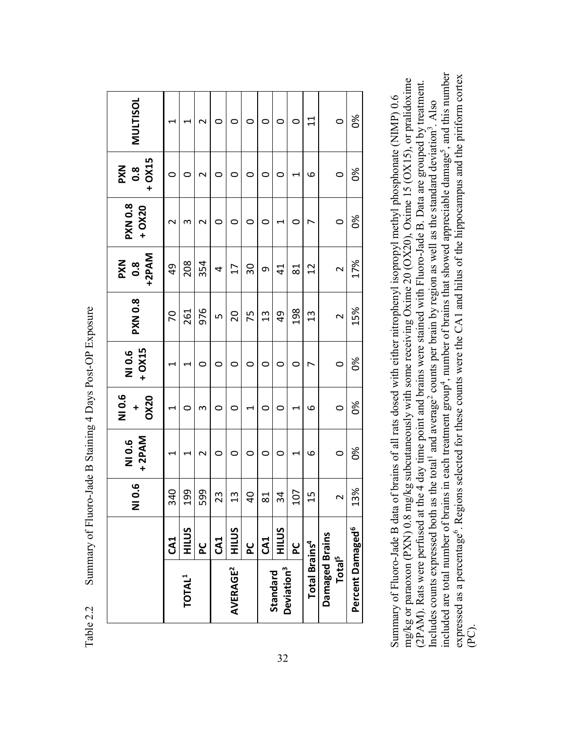Table 2.2 Summary of Fluoro-Jade B Staining 4 Days Post-OP Exposure

| | | NI 0.6 | NI 0.6 + 2PAM | NI 0.6 + OX20 | NI 0.6 + OX15 | PXN 0.8 | PXN 0.8 +2PAM | PXN 0.8 + OX20 | PXN 0.8 + OX15 | MULTISOL |
|---|---|---|---|---|---|---|---|---|---|---|
| TOTAL[1] | CA1 | 340 | 1 | 1 | 1 | 70 | 49 | 2 | 0 | 1 |
| | HILUS | 199 | 1 | 0 | 1 | 261 | 208 | 3 | 0 | 1 |
| | PC | 599 | 2 | 3 | 0 | 976 | 354 | 2 | 2 | 2 |
| AVERAGE[2] | CA1 | 23 | 0 | 0 | 0 | 5 | 4 | 0 | 0 | 0 |
| | HILUS | 13 | 0 | 0 | 0 | 20 | 17 | 0 | 0 | 0 |
| | PC | 40 | 0 | 1 | 0 | 75 | 30 | 0 | 0 | 0 |
| Standard Deviation[3] | CA1 | 81 | 0 | 0 | 0 | 13 | 9 | 0 | 0 | 0 |
| | HILUS | 34 | 0 | 0 | 0 | 49 | 41 | 1 | 0 | 0 |
| | PC | 107 | 1 | 1 | 0 | 198 | 81 | 0 | 1 | 0 |
| Total Brains[4] | | 15 | 6 | 6 | 7 | 13 | 12 | 7 | 6 | 11 |
| Damaged Brains Total[5] | | 2 | 0 | 0 | 0 | 2 | 2 | 0 | 0 | 0 |
| Percent Damaged[6] | | 13% | 0% | 0% | 0% | 15% | 17% | 0% | 0% | 0% |

Summary of Fluoro-Jade B data of brains of all rats dosed with either nitrophenyl isopropyl methyl phosphonate (NIMP) 0.6 mg/kg or paraoxon (PXN) 0.8 mg/kg subcutaneously with some receiving Oxime 20 (OX20), Oxime 15 (OX15), or pralidoxime (2PAM). Rats were perfused at the 4 day time point and brains were stained with Fluoro-Jade B. Data are grouped by treatment. Includes counts expressed both as the total[1] and average[2] counts per brain by region as well as the standard deviation[3]. Also included are total number of brains in each treatment group[4], number of brains that showed appreciable damage[5], and this number expressed as a percentage[6]. Regions selected for these counts were the CA1 and hilus of the hippocampus and the piriform cortex (PC).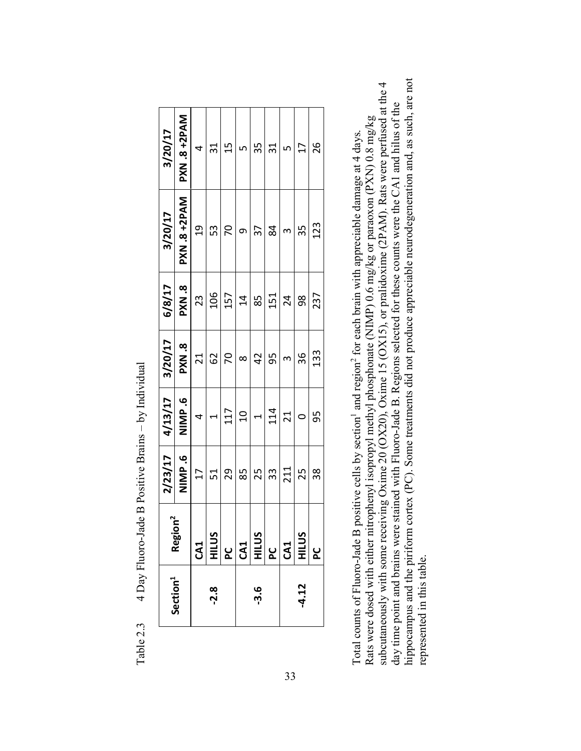Table 2.3 4 Day Fluoro-Jade B Positive Brains – by Individual

| Section[1] | Region[2] | 2/23/17 | 4/13/17 | 3/20/17 | 6/8/17 | 3/20/17 | 3/20/17 |
|---|---|---|---|---|---|---|---|
| | | NIMP .6 | NIMP .6 | PXN .8 | PXN .8 | PXN .8 +2PAM | PXN .8 +2PAM |
| -2.8 | CA1 | 17 | 4 | 21 | 23 | 19 | 4 |
| | HILUS | 51 | 1 | 62 | 106 | 53 | 31 |
| | PC | 29 | 117 | 70 | 157 | 70 | 15 |
| -3.6 | CA1 | 85 | 10 | 8 | 14 | 9 | 5 |
| | HILUS | 25 | 1 | 42 | 85 | 37 | 35 |
| | PC | 33 | 114 | 95 | 151 | 84 | 31 |
| -4.12 | CA1 | 211 | 21 | 3 | 24 | 3 | 5 |
| | HILUS | 25 | 0 | 36 | 98 | 35 | 17 |
| | PC | 38 | 95 | 133 | 237 | 123 | 26 |

Total counts of Fluoro-Jade B positive cells by section[1] and region[2] for each brain with appreciable damage at 4 days. Rats were dosed with either nitrophenyl isopropyl methyl phosphonate (NIMP) 0.6 mg/kg or paraoxon (PXN) 0.8 mg/kg subcutaneously with some receiving Oxime 20 (OX20), Oxime 15 (OX15), or pralidoxime (2PAM). Rats were perfused at the 4 day time point and brains were stained with Fluoro-Jade B. Regions selected for these counts were the CA1 and hilus of the hippocampus and the piriform cortex (PC). Some treatments did not produce appreciable neurodegeneration and, as such, are not represented in this table.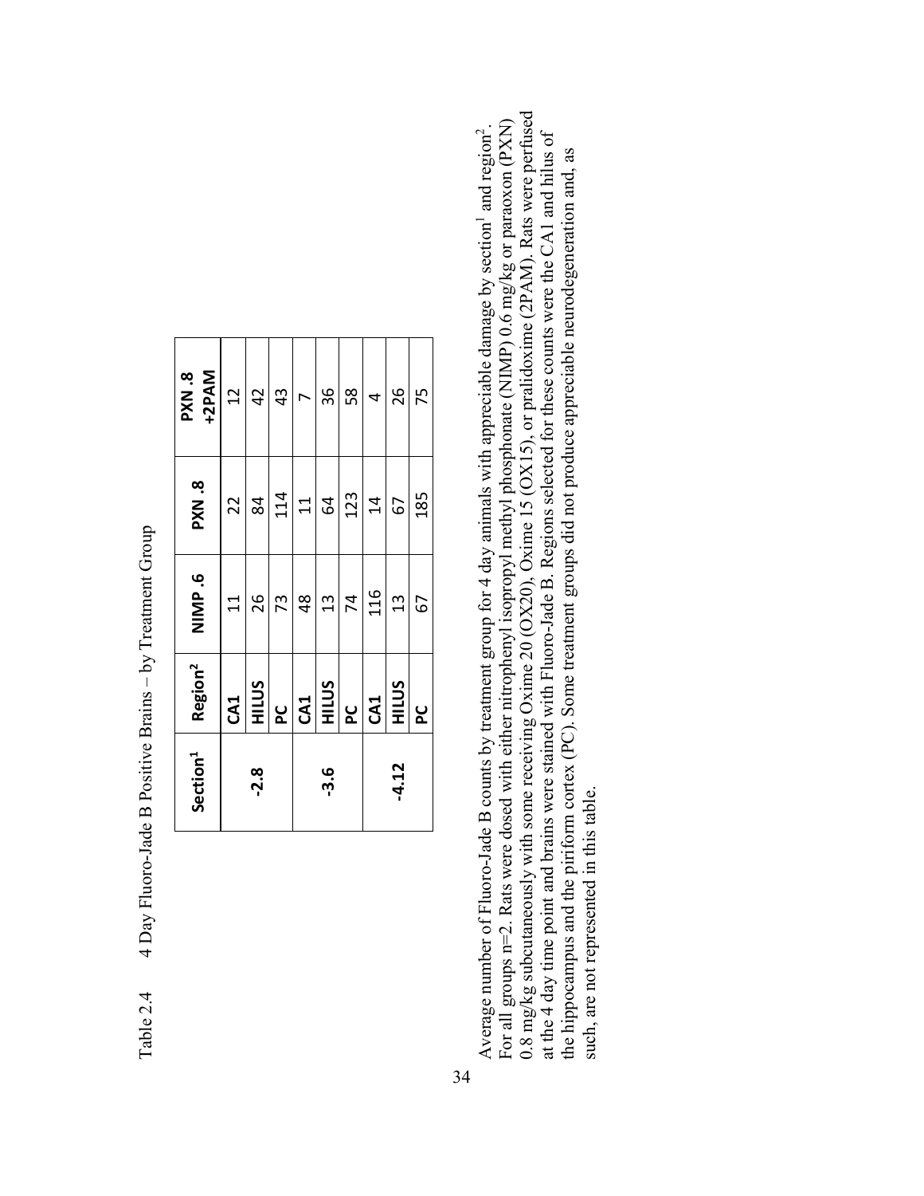Table 2.4 4 Day Fluoro-Jade B Positive Brains – by Treatment Group

| Section[1] | Region[2] | NIMP .6 | PXN .8 | PXN .8 +2PAM |
|---|---|---|---|---|
| -2.8 | CA1 | 11 | 22 | 12 |
| | HILUS | 26 | 84 | 42 |
| | PC | 73 | 114 | 43 |
| -3.6 | CA1 | 48 | 11 | 7 |
| | HILUS | 13 | 64 | 36 |
| | PC | 74 | 123 | 58 |
| -4.12 | CA1 | 116 | 14 | 4 |
| | HILUS | 13 | 67 | 26 |
| | PC | 67 | 185 | 75 |

Average number of Fluoro-Jade B counts by treatment group for 4 day animals with appreciable damage by section[1] and region[2]. For all groups n=2. Rats were dosed with either nitrophenyl isopropyl methyl phosphonate (NIMP) 0.6 mg/kg or paraoxon (PXN) 0.8 mg/kg subcutaneously with some receiving Oxime 20 (OX20), Oxime 15 (OX15), or pralidoxime (2PAM). Rats were perfused at the 4 day time point and brains were stained with Fluoro-Jade B. Regions selected for these counts were the CA1 and hilus of the hippocampus and the piriform cortex (PC). Some treatment groups did not produce appreciable neurodegeneration and, as such, are not represented in this table.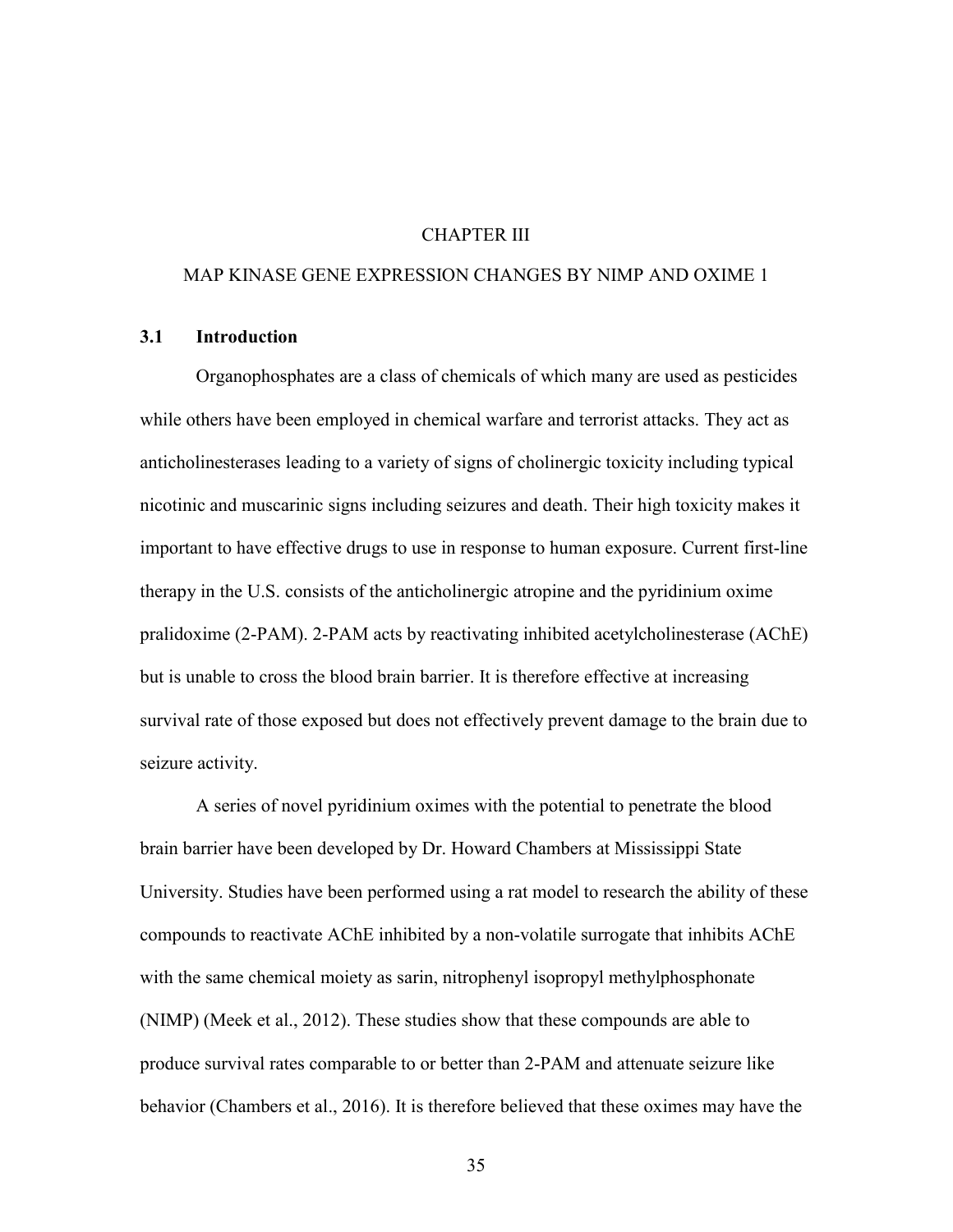# CHAPTER III

# MAP KINASE GENE EXPRESSION CHANGES BY NIMP AND OXIME 1

## 3.1 Introduction

Organophosphates are a class of chemicals of which many are used as pesticides while others have been employed in chemical warfare and terrorist attacks. They act as anticholinesterases leading to a variety of signs of cholinergic toxicity including typical nicotinic and muscarinic signs including seizures and death. Their high toxicity makes it important to have effective drugs to use in response to human exposure. Current first-line therapy in the U.S. consists of the anticholinergic atropine and the pyridinium oxime pralidoxime (2-PAM). 2-PAM acts by reactivating inhibited acetylcholinesterase (AChE) but is unable to cross the blood brain barrier. It is therefore effective at increasing survival rate of those exposed but does not effectively prevent damage to the brain due to seizure activity.

A series of novel pyridinium oximes with the potential to penetrate the blood brain barrier have been developed by Dr. Howard Chambers at Mississippi State University. Studies have been performed using a rat model to research the ability of these compounds to reactivate AChE inhibited by a non-volatile surrogate that inhibits AChE with the same chemical moiety as sarin, nitrophenyl isopropyl methylphosphonate (NIMP) (Meek et al., 2012). These studies show that these compounds are able to produce survival rates comparable to or better than 2-PAM and attenuate seizure like behavior (Chambers et al., 2016). It is therefore believed that these oximes may have the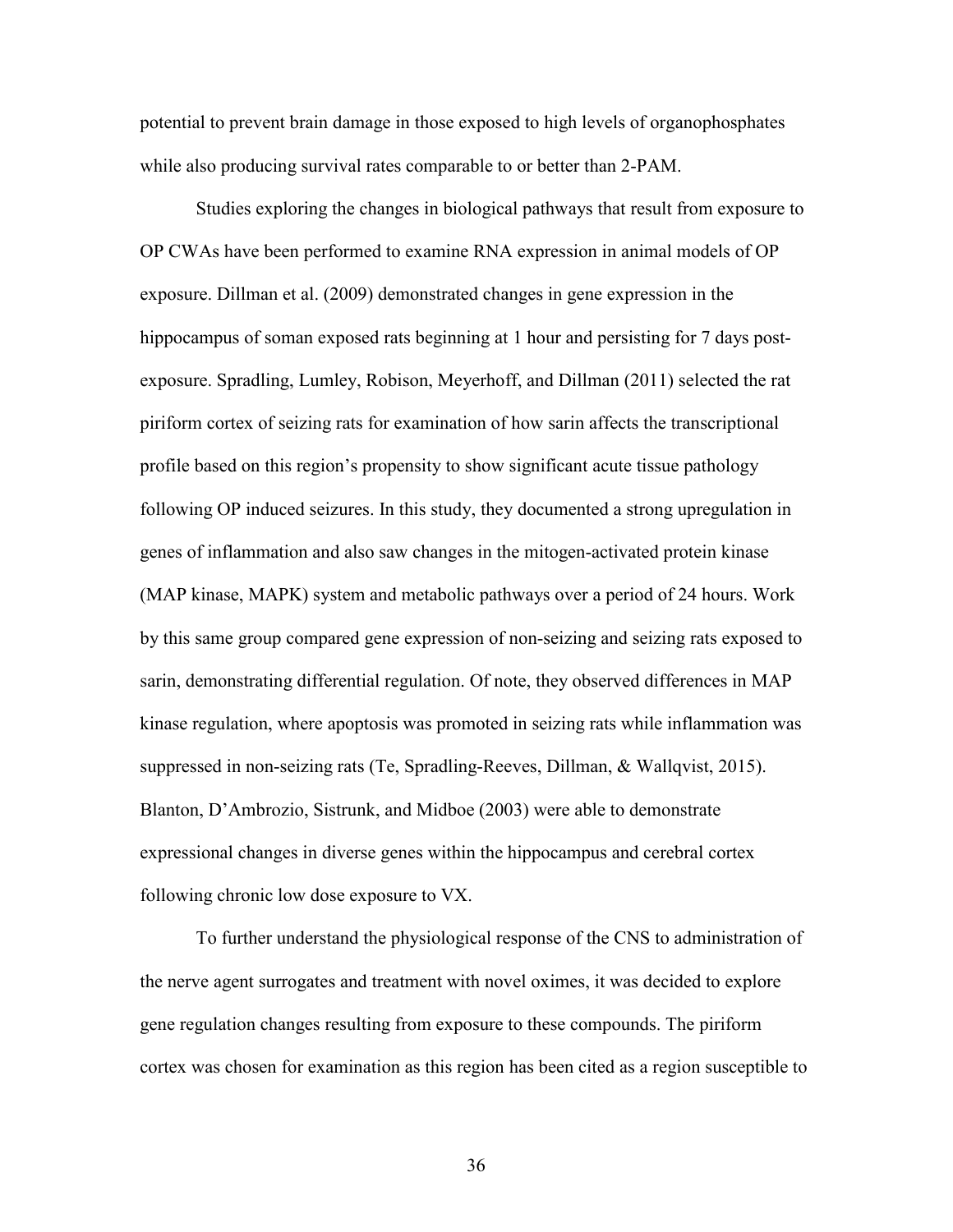potential to prevent brain damage in those exposed to high levels of organophosphates while also producing survival rates comparable to or better than 2-PAM.

Studies exploring the changes in biological pathways that result from exposure to OP CWAs have been performed to examine RNA expression in animal models of OP exposure. Dillman et al. (2009) demonstrated changes in gene expression in the hippocampus of soman exposed rats beginning at 1 hour and persisting for 7 days post-exposure. Spradling, Lumley, Robison, Meyerhoff, and Dillman (2011) selected the rat piriform cortex of seizing rats for examination of how sarin affects the transcriptional profile based on this region's propensity to show significant acute tissue pathology following OP induced seizures. In this study, they documented a strong upregulation in genes of inflammation and also saw changes in the mitogen-activated protein kinase (MAP kinase, MAPK) system and metabolic pathways over a period of 24 hours. Work by this same group compared gene expression of non-seizing and seizing rats exposed to sarin, demonstrating differential regulation. Of note, they observed differences in MAP kinase regulation, where apoptosis was promoted in seizing rats while inflammation was suppressed in non-seizing rats (Te, Spradling-Reeves, Dillman, & Wallqvist, 2015). Blanton, D'Ambrozio, Sistrunk, and Midboe (2003) were able to demonstrate expressional changes in diverse genes within the hippocampus and cerebral cortex following chronic low dose exposure to VX.

To further understand the physiological response of the CNS to administration of the nerve agent surrogates and treatment with novel oximes, it was decided to explore gene regulation changes resulting from exposure to these compounds. The piriform cortex was chosen for examination as this region has been cited as a region susceptible to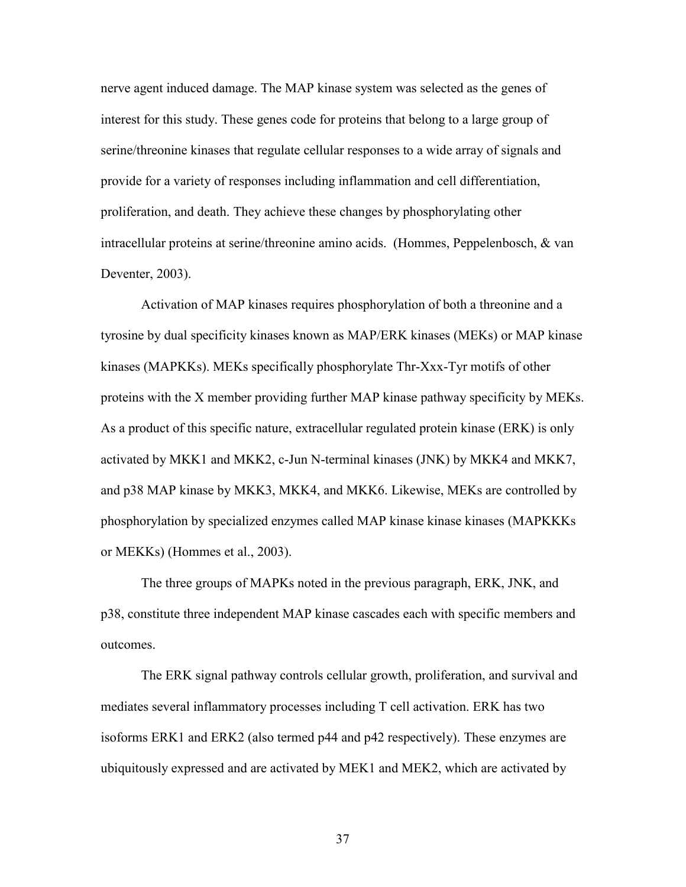nerve agent induced damage. The MAP kinase system was selected as the genes of interest for this study. These genes code for proteins that belong to a large group of serine/threonine kinases that regulate cellular responses to a wide array of signals and provide for a variety of responses including inflammation and cell differentiation, proliferation, and death. They achieve these changes by phosphorylating other intracellular proteins at serine/threonine amino acids. (Hommes, Peppelenbosch, & van Deventer, 2003).

Activation of MAP kinases requires phosphorylation of both a threonine and a tyrosine by dual specificity kinases known as MAP/ERK kinases (MEKs) or MAP kinase kinases (MAPKKs). MEKs specifically phosphorylate Thr-Xxx-Tyr motifs of other proteins with the X member providing further MAP kinase pathway specificity by MEKs. As a product of this specific nature, extracellular regulated protein kinase (ERK) is only activated by MKK1 and MKK2, c-Jun N-terminal kinases (JNK) by MKK4 and MKK7, and p38 MAP kinase by MKK3, MKK4, and MKK6. Likewise, MEKs are controlled by phosphorylation by specialized enzymes called MAP kinase kinase kinases (MAPKKKs or MEKKs) (Hommes et al., 2003).

The three groups of MAPKs noted in the previous paragraph, ERK, JNK, and p38, constitute three independent MAP kinase cascades each with specific members and outcomes.

The ERK signal pathway controls cellular growth, proliferation, and survival and mediates several inflammatory processes including T cell activation. ERK has two isoforms ERK1 and ERK2 (also termed p44 and p42 respectively). These enzymes are ubiquitously expressed and are activated by MEK1 and MEK2, which are activated by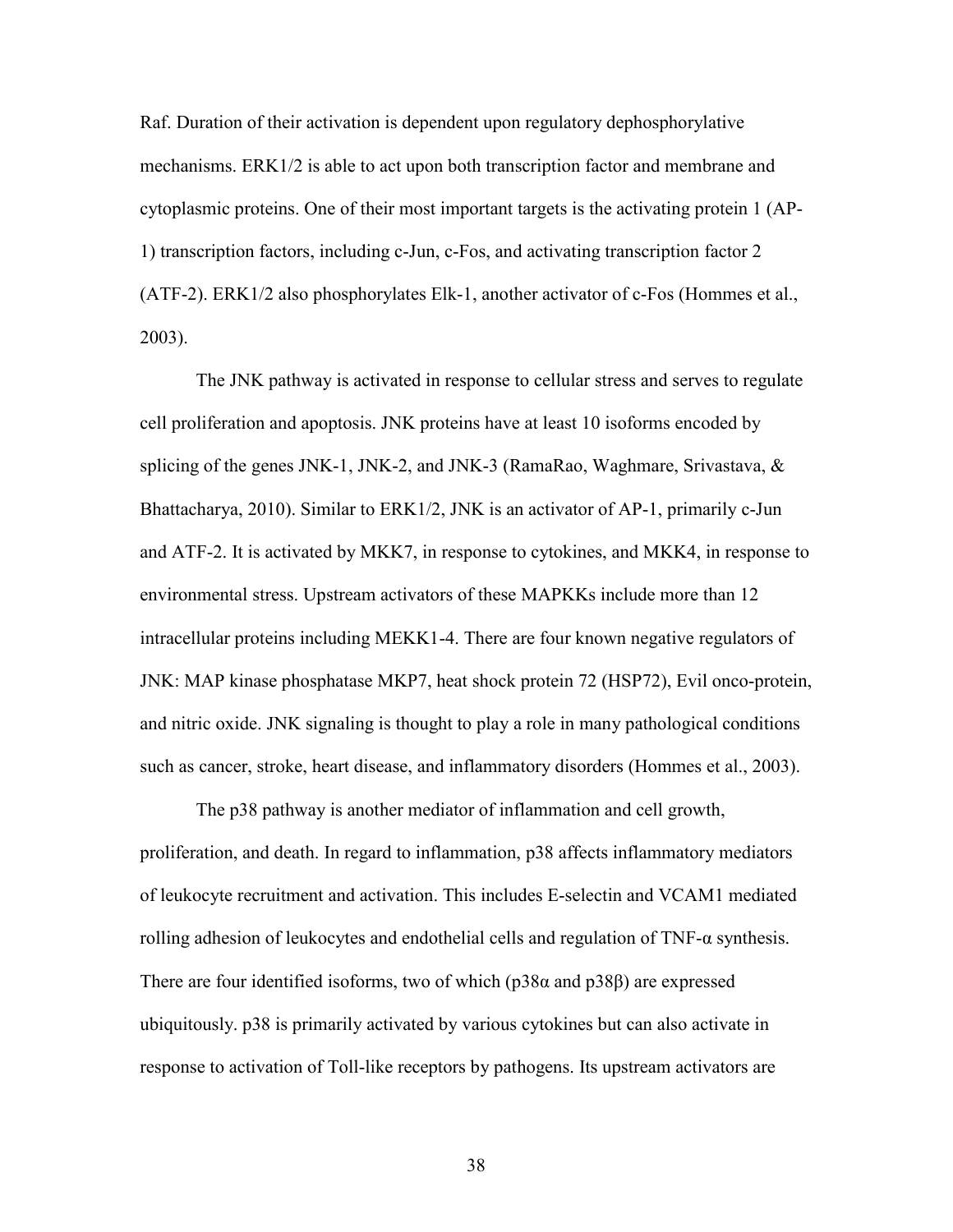Raf. Duration of their activation is dependent upon regulatory dephosphorylative mechanisms. ERK1/2 is able to act upon both transcription factor and membrane and cytoplasmic proteins. One of their most important targets is the activating protein 1 (AP-1) transcription factors, including c-Jun, c-Fos, and activating transcription factor 2 (ATF-2). ERK1/2 also phosphorylates Elk-1, another activator of c-Fos (Hommes et al., 2003).

The JNK pathway is activated in response to cellular stress and serves to regulate cell proliferation and apoptosis. JNK proteins have at least 10 isoforms encoded by splicing of the genes JNK-1, JNK-2, and JNK-3 (RamaRao, Waghmare, Srivastava, & Bhattacharya, 2010). Similar to ERK1/2, JNK is an activator of AP-1, primarily c-Jun and ATF-2. It is activated by MKK7, in response to cytokines, and MKK4, in response to environmental stress. Upstream activators of these MAPKKs include more than 12 intracellular proteins including MEKK1-4. There are four known negative regulators of JNK: MAP kinase phosphatase MKP7, heat shock protein 72 (HSP72), Evil onco-protein, and nitric oxide. JNK signaling is thought to play a role in many pathological conditions such as cancer, stroke, heart disease, and inflammatory disorders (Hommes et al., 2003).

The p38 pathway is another mediator of inflammation and cell growth, proliferation, and death. In regard to inflammation, p38 affects inflammatory mediators of leukocyte recruitment and activation. This includes E-selectin and VCAM1 mediated rolling adhesion of leukocytes and endothelial cells and regulation of TNF-α synthesis. There are four identified isoforms, two of which (p38α and p38β) are expressed ubiquitously. p38 is primarily activated by various cytokines but can also activate in response to activation of Toll-like receptors by pathogens. Its upstream activators are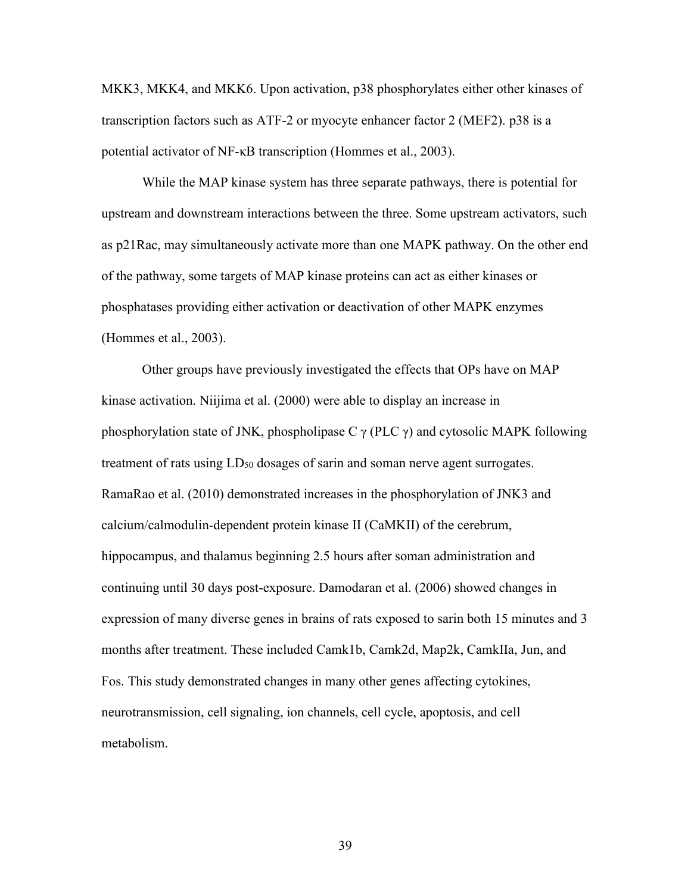MKK3, MKK4, and MKK6. Upon activation, p38 phosphorylates either other kinases of transcription factors such as ATF-2 or myocyte enhancer factor 2 (MEF2). p38 is a potential activator of NF-κB transcription (Hommes et al., 2003).

While the MAP kinase system has three separate pathways, there is potential for upstream and downstream interactions between the three. Some upstream activators, such as p21Rac, may simultaneously activate more than one MAPK pathway. On the other end of the pathway, some targets of MAP kinase proteins can act as either kinases or phosphatases providing either activation or deactivation of other MAPK enzymes (Hommes et al., 2003).

Other groups have previously investigated the effects that OPs have on MAP kinase activation. Niijima et al. (2000) were able to display an increase in phosphorylation state of JNK, phospholipase C γ (PLC γ) and cytosolic MAPK following treatment of rats using $LD_{50}$ dosages of sarin and soman nerve agent surrogates. RamaRao et al. (2010) demonstrated increases in the phosphorylation of JNK3 and calcium/calmodulin-dependent protein kinase II (CaMKII) of the cerebrum, hippocampus, and thalamus beginning 2.5 hours after soman administration and continuing until 30 days post-exposure. Damodaran et al. (2006) showed changes in expression of many diverse genes in brains of rats exposed to sarin both 15 minutes and 3 months after treatment. These included Camk1b, Camk2d, Map2k, CamkIIa, Jun, and Fos. This study demonstrated changes in many other genes affecting cytokines, neurotransmission, cell signaling, ion channels, cell cycle, apoptosis, and cell metabolism.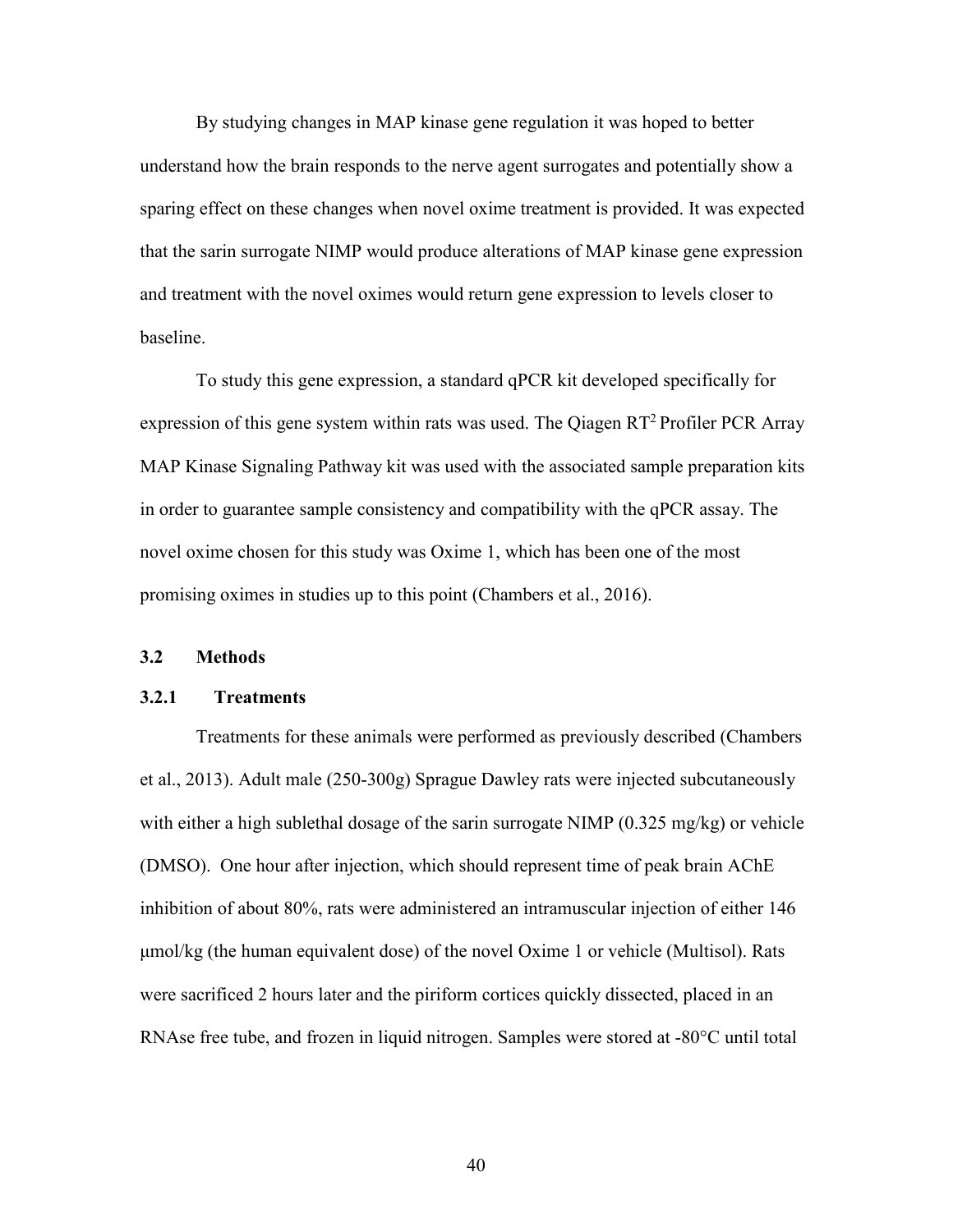By studying changes in MAP kinase gene regulation it was hoped to better understand how the brain responds to the nerve agent surrogates and potentially show a sparing effect on these changes when novel oxime treatment is provided. It was expected that the sarin surrogate NIMP would produce alterations of MAP kinase gene expression and treatment with the novel oximes would return gene expression to levels closer to baseline.

To study this gene expression, a standard qPCR kit developed specifically for expression of this gene system within rats was used. The Qiagen $RT^2$ Profiler PCR Array MAP Kinase Signaling Pathway kit was used with the associated sample preparation kits in order to guarantee sample consistency and compatibility with the qPCR assay. The novel oxime chosen for this study was Oxime 1, which has been one of the most promising oximes in studies up to this point (Chambers et al., 2016).

## 3.2 Methods

### 3.2.1 Treatments

Treatments for these animals were performed as previously described (Chambers et al., 2013). Adult male (250-300g) Sprague Dawley rats were injected subcutaneously with either a high sublethal dosage of the sarin surrogate NIMP (0.325 mg/kg) or vehicle (DMSO). One hour after injection, which should represent time of peak brain AChE inhibition of about 80%, rats were administered an intramuscular injection of either 146 μmol/kg (the human equivalent dose) of the novel Oxime 1 or vehicle (Multisol). Rats were sacrificed 2 hours later and the piriform cortices quickly dissected, placed in an RNAse free tube, and frozen in liquid nitrogen. Samples were stored at -80°C until total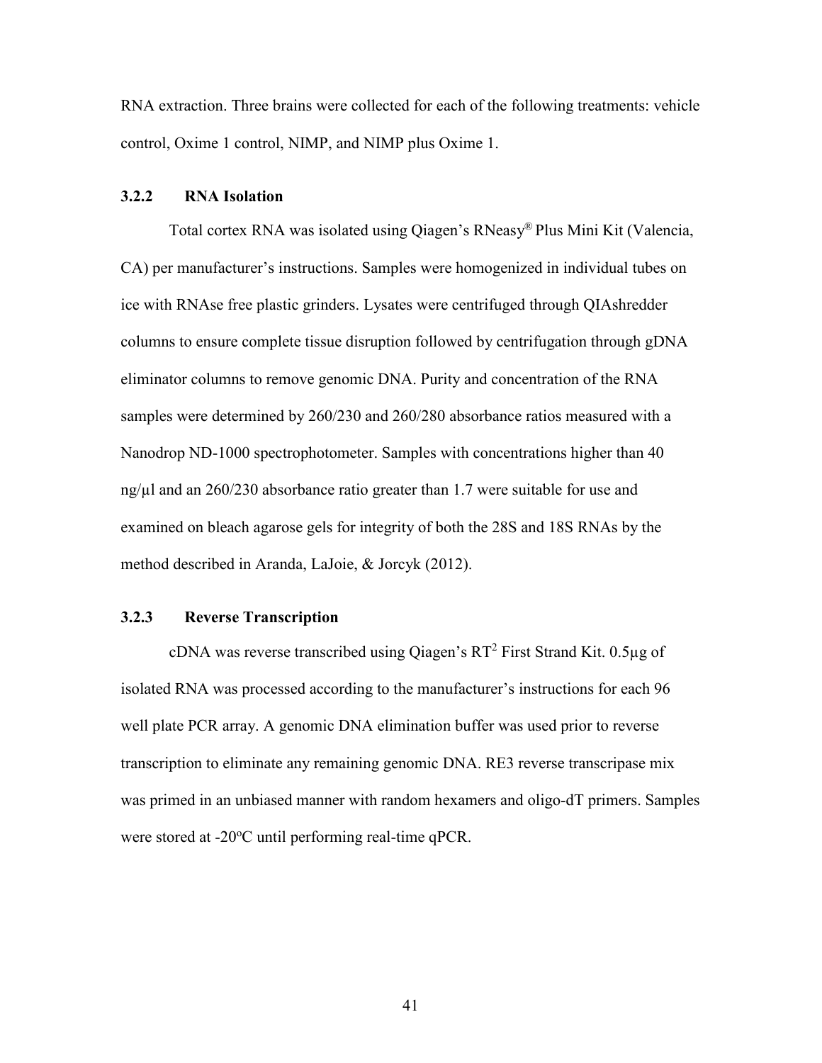RNA extraction. Three brains were collected for each of the following treatments: vehicle control, Oxime 1 control, NIMP, and NIMP plus Oxime 1.

### 3.2.2 RNA Isolation

Total cortex RNA was isolated using Qiagen's RNeasy® Plus Mini Kit (Valencia, CA) per manufacturer's instructions. Samples were homogenized in individual tubes on ice with RNAse free plastic grinders. Lysates were centrifuged through QIAshredder columns to ensure complete tissue disruption followed by centrifugation through gDNA eliminator columns to remove genomic DNA. Purity and concentration of the RNA samples were determined by 260/230 and 260/280 absorbance ratios measured with a Nanodrop ND-1000 spectrophotometer. Samples with concentrations higher than 40 ng/µl and an 260/230 absorbance ratio greater than 1.7 were suitable for use and examined on bleach agarose gels for integrity of both the 28S and 18S RNAs by the method described in Aranda, LaJoie, & Jorcyk (2012).

### 3.2.3 Reverse Transcription

cDNA was reverse transcribed using Qiagen's $RT^2$ First Strand Kit. 0.5µg of isolated RNA was processed according to the manufacturer's instructions for each 96 well plate PCR array. A genomic DNA elimination buffer was used prior to reverse transcription to eliminate any remaining genomic DNA. RE3 reverse transcripase mix was primed in an unbiased manner with random hexamers and oligo-dT primers. Samples were stored at -20$^o$C until performing real-time qPCR.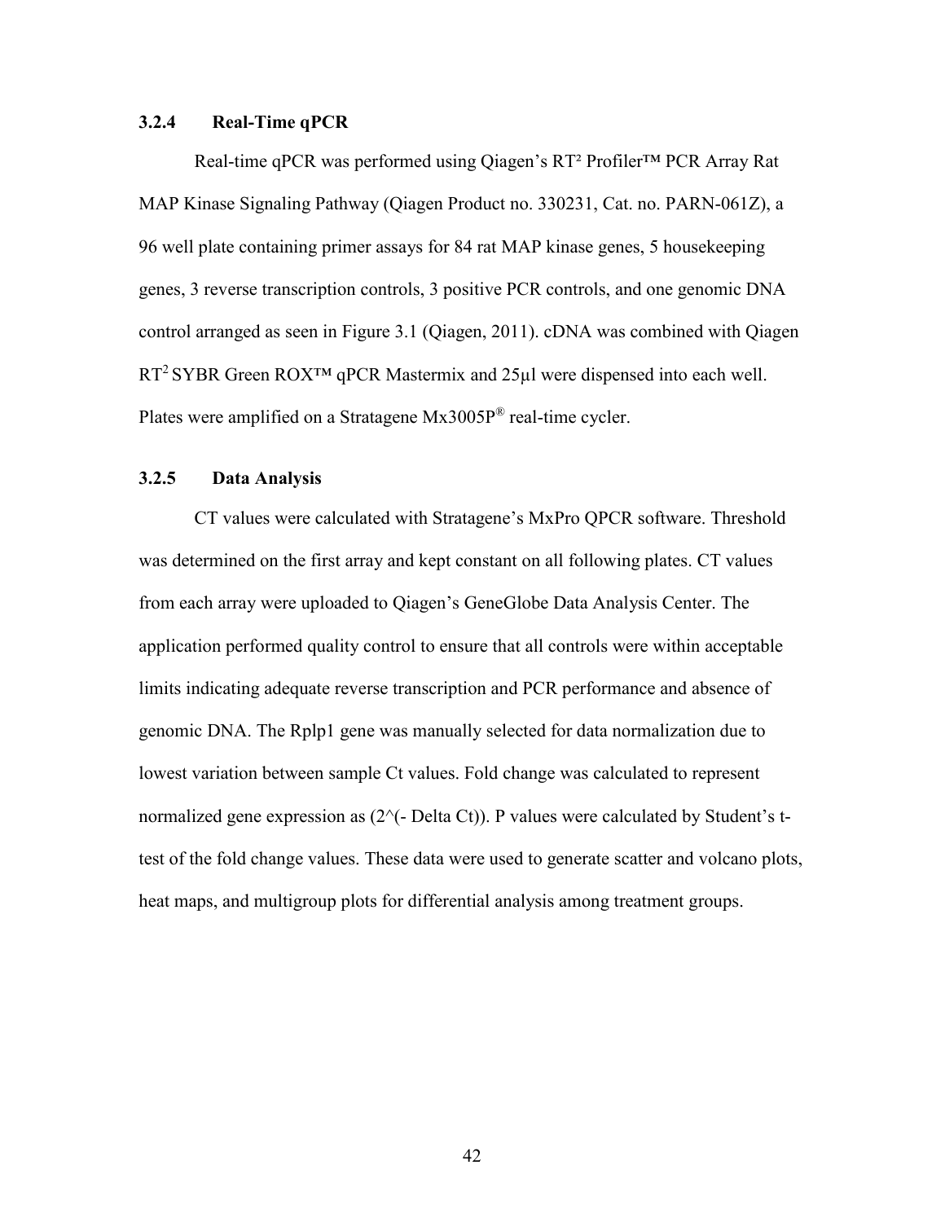### 3.2.4 Real-Time qPCR

Real-time qPCR was performed using Qiagen's RT² Profiler™ PCR Array Rat MAP Kinase Signaling Pathway (Qiagen Product no. 330231, Cat. no. PARN-061Z), a 96 well plate containing primer assays for 84 rat MAP kinase genes, 5 housekeeping genes, 3 reverse transcription controls, 3 positive PCR controls, and one genomic DNA control arranged as seen in Figure 3.1 (Qiagen, 2011). cDNA was combined with Qiagen $RT^2$ SYBR Green ROX™ qPCR Mastermix and 25μl were dispensed into each well. Plates were amplified on a Stratagene Mx3005P® real-time cycler.

### 3.2.5 Data Analysis

CT values were calculated with Stratagene's MxPro QPCR software. Threshold was determined on the first array and kept constant on all following plates. CT values from each array were uploaded to Qiagen's GeneGlobe Data Analysis Center. The application performed quality control to ensure that all controls were within acceptable limits indicating adequate reverse transcription and PCR performance and absence of genomic DNA. The Rplp1 gene was manually selected for data normalization due to lowest variation between sample Ct values. Fold change was calculated to represent normalized gene expression as ($2^{(-\Delta Ct)}$). P values were calculated by Student's t-test of the fold change values. These data were used to generate scatter and volcano plots, heat maps, and multigroup plots for differential analysis among treatment groups.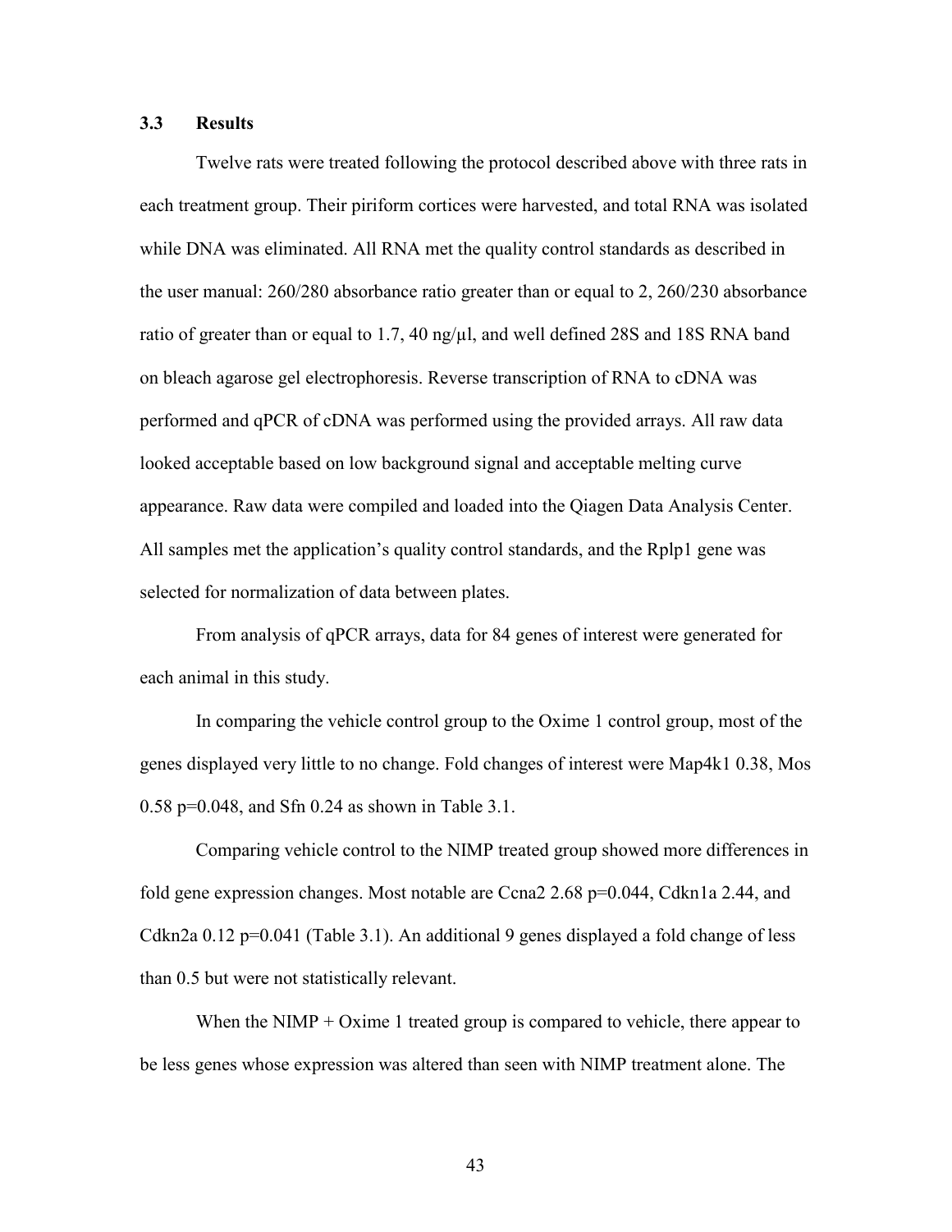### 3.3 Results

Twelve rats were treated following the protocol described above with three rats in each treatment group. Their piriform cortices were harvested, and total RNA was isolated while DNA was eliminated. All RNA met the quality control standards as described in the user manual: 260/280 absorbance ratio greater than or equal to 2, 260/230 absorbance ratio of greater than or equal to 1.7, 40 ng/µl, and well defined 28S and 18S RNA band on bleach agarose gel electrophoresis. Reverse transcription of RNA to cDNA was performed and qPCR of cDNA was performed using the provided arrays. All raw data looked acceptable based on low background signal and acceptable melting curve appearance. Raw data were compiled and loaded into the Qiagen Data Analysis Center. All samples met the application's quality control standards, and the Rplp1 gene was selected for normalization of data between plates.

From analysis of qPCR arrays, data for 84 genes of interest were generated for each animal in this study.

In comparing the vehicle control group to the Oxime 1 control group, most of the genes displayed very little to no change. Fold changes of interest were Map4k1 0.38, Mos 0.58 $p=0.048$, and Sfn 0.24 as shown in Table 3.1.

Comparing vehicle control to the NIMP treated group showed more differences in fold gene expression changes. Most notable are Ccna2 2.68 $p=0.044$, Cdkn1a 2.44, and Cdkn2a 0.12 $p=0.041$ (Table 3.1). An additional 9 genes displayed a fold change of less than 0.5 but were not statistically relevant.

When the NIMP + Oxime 1 treated group is compared to vehicle, there appear to be less genes whose expression was altered than seen with NIMP treatment alone. The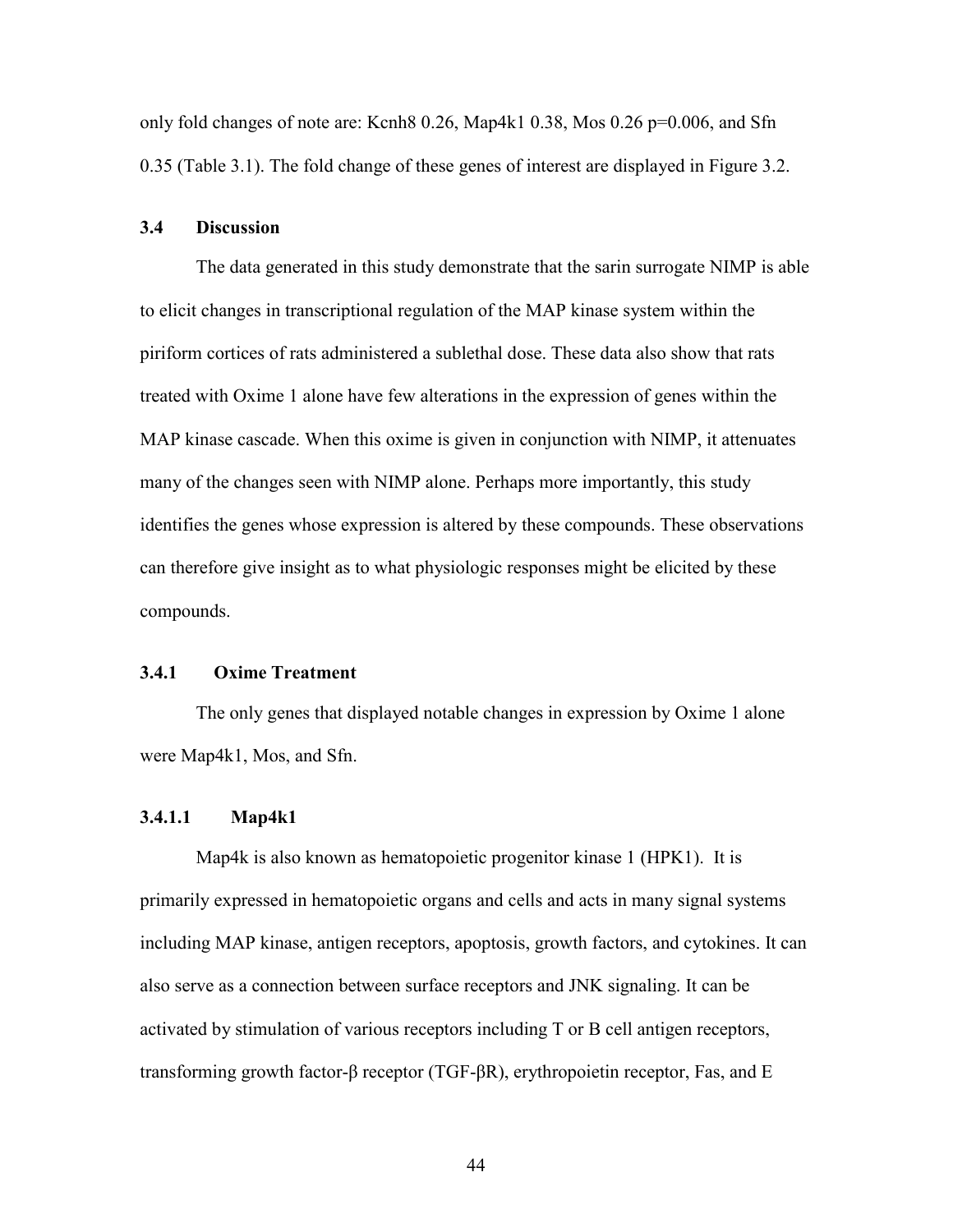only fold changes of note are: Kcnh8 0.26, Map4k1 0.38, Mos 0.26 $p=0.006$, and Sfn 0.35 (Table 3.1). The fold change of these genes of interest are displayed in Figure 3.2.

### 3.4 Discussion

The data generated in this study demonstrate that the sarin surrogate NIMP is able to elicit changes in transcriptional regulation of the MAP kinase system within the piriform cortices of rats administered a sublethal dose. These data also show that rats treated with Oxime 1 alone have few alterations in the expression of genes within the MAP kinase cascade. When this oxime is given in conjunction with NIMP, it attenuates many of the changes seen with NIMP alone. Perhaps more importantly, this study identifies the genes whose expression is altered by these compounds. These observations can therefore give insight as to what physiologic responses might be elicited by these compounds.

#### 3.4.1 Oxime Treatment

The only genes that displayed notable changes in expression by Oxime 1 alone were Map4k1, Mos, and Sfn.

##### 3.4.1.1 Map4k1

Map4k is also known as hematopoietic progenitor kinase 1 (HPK1). It is primarily expressed in hematopoietic organs and cells and acts in many signal systems including MAP kinase, antigen receptors, apoptosis, growth factors, and cytokines. It can also serve as a connection between surface receptors and JNK signaling. It can be activated by stimulation of various receptors including T or B cell antigen receptors, transforming growth factor-β receptor (TGF-βR), erythropoietin receptor, Fas, and E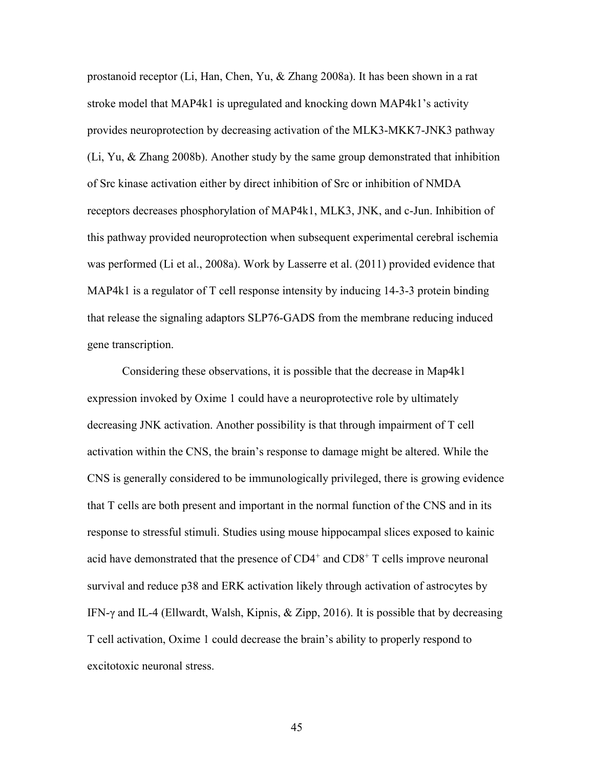prostanoid receptor (Li, Han, Chen, Yu, & Zhang 2008a). It has been shown in a rat stroke model that MAP4k1 is upregulated and knocking down MAP4k1's activity provides neuroprotection by decreasing activation of the MLK3-MKK7-JNK3 pathway (Li, Yu, & Zhang 2008b). Another study by the same group demonstrated that inhibition of Src kinase activation either by direct inhibition of Src or inhibition of NMDA receptors decreases phosphorylation of MAP4k1, MLK3, JNK, and c-Jun. Inhibition of this pathway provided neuroprotection when subsequent experimental cerebral ischemia was performed (Li et al., 2008a). Work by Lasserre et al. (2011) provided evidence that MAP4k1 is a regulator of T cell response intensity by inducing 14-3-3 protein binding that release the signaling adaptors SLP76-GADS from the membrane reducing induced gene transcription.

Considering these observations, it is possible that the decrease in Map4k1 expression invoked by Oxime 1 could have a neuroprotective role by ultimately decreasing JNK activation. Another possibility is that through impairment of T cell activation within the CNS, the brain's response to damage might be altered. While the CNS is generally considered to be immunologically privileged, there is growing evidence that T cells are both present and important in the normal function of the CNS and in its response to stressful stimuli. Studies using mouse hippocampal slices exposed to kainic acid have demonstrated that the presence of $CD4^+$ and $CD8^+$ T cells improve neuronal survival and reduce p38 and ERK activation likely through activation of astrocytes by IFN-γ and IL-4 (Ellwardt, Walsh, Kipnis, & Zipp, 2016). It is possible that by decreasing T cell activation, Oxime 1 could decrease the brain's ability to properly respond to excitotoxic neuronal stress.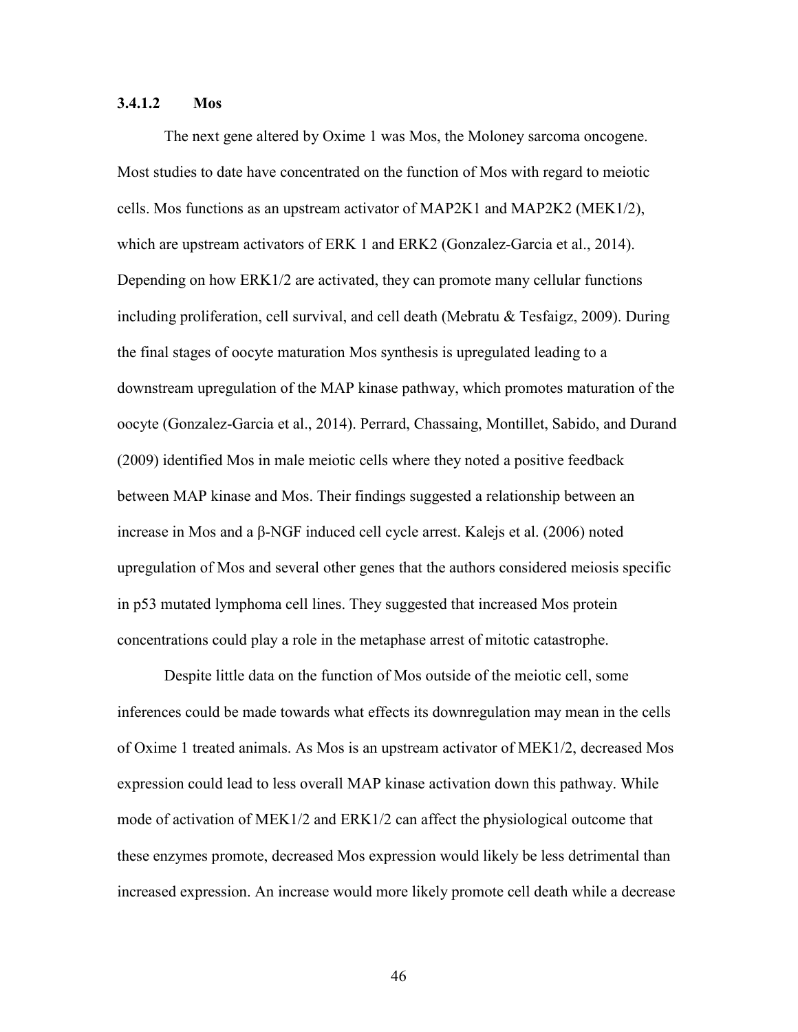#### 3.4.1.2 Mos

The next gene altered by Oxime 1 was Mos, the Moloney sarcoma oncogene. Most studies to date have concentrated on the function of Mos with regard to meiotic cells. Mos functions as an upstream activator of MAP2K1 and MAP2K2 (MEK1/2), which are upstream activators of ERK 1 and ERK2 (Gonzalez-Garcia et al., 2014). Depending on how ERK1/2 are activated, they can promote many cellular functions including proliferation, cell survival, and cell death (Mebratu & Tesfaigz, 2009). During the final stages of oocyte maturation Mos synthesis is upregulated leading to a downstream upregulation of the MAP kinase pathway, which promotes maturation of the oocyte (Gonzalez-Garcia et al., 2014). Perrard, Chassaing, Montillet, Sabido, and Durand (2009) identified Mos in male meiotic cells where they noted a positive feedback between MAP kinase and Mos. Their findings suggested a relationship between an increase in Mos and a β-NGF induced cell cycle arrest. Kalejs et al. (2006) noted upregulation of Mos and several other genes that the authors considered meiosis specific in p53 mutated lymphoma cell lines. They suggested that increased Mos protein concentrations could play a role in the metaphase arrest of mitotic catastrophe.

Despite little data on the function of Mos outside of the meiotic cell, some inferences could be made towards what effects its downregulation may mean in the cells of Oxime 1 treated animals. As Mos is an upstream activator of MEK1/2, decreased Mos expression could lead to less overall MAP kinase activation down this pathway. While mode of activation of MEK1/2 and ERK1/2 can affect the physiological outcome that these enzymes promote, decreased Mos expression would likely be less detrimental than increased expression. An increase would more likely promote cell death while a decrease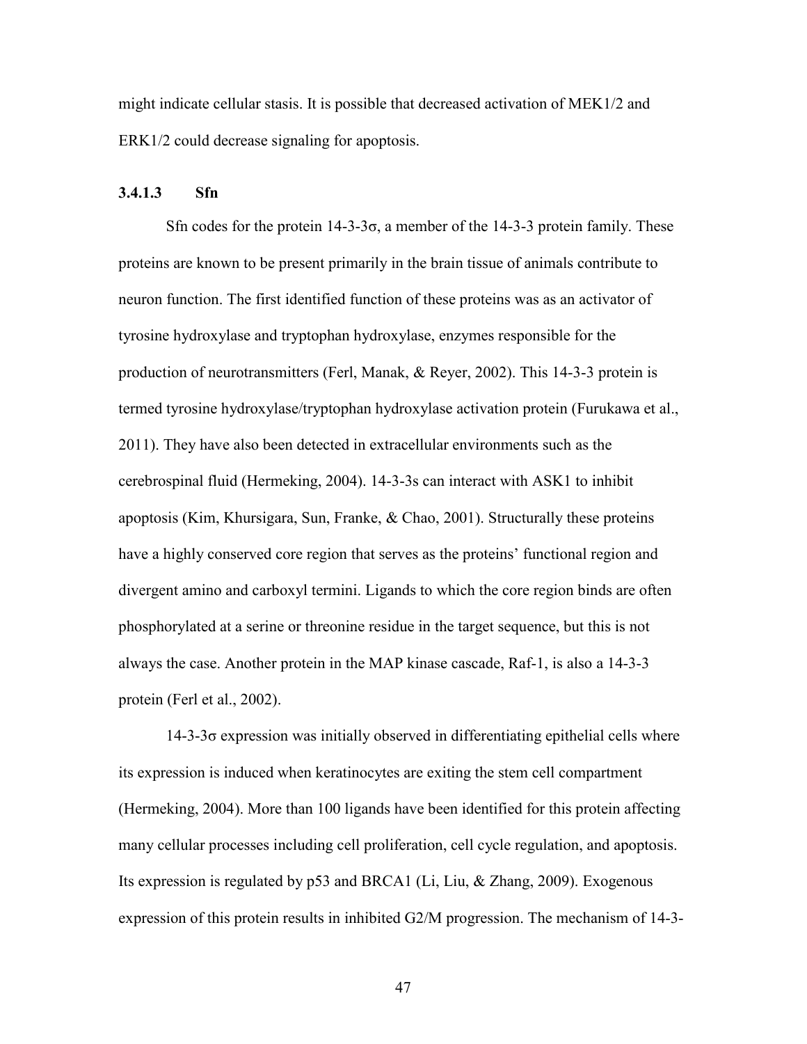might indicate cellular stasis. It is possible that decreased activation of MEK1/2 and ERK1/2 could decrease signaling for apoptosis.

#### 3.4.1.3 Sfn

Sfn codes for the protein 14-3-3σ, a member of the 14-3-3 protein family. These proteins are known to be present primarily in the brain tissue of animals contribute to neuron function. The first identified function of these proteins was as an activator of tyrosine hydroxylase and tryptophan hydroxylase, enzymes responsible for the production of neurotransmitters (Ferl, Manak, & Reyer, 2002). This 14-3-3 protein is termed tyrosine hydroxylase/tryptophan hydroxylase activation protein (Furukawa et al., 2011). They have also been detected in extracellular environments such as the cerebrospinal fluid (Hermeking, 2004). 14-3-3s can interact with ASK1 to inhibit apoptosis (Kim, Khursigara, Sun, Franke, & Chao, 2001). Structurally these proteins have a highly conserved core region that serves as the proteins' functional region and divergent amino and carboxyl termini. Ligands to which the core region binds are often phosphorylated at a serine or threonine residue in the target sequence, but this is not always the case. Another protein in the MAP kinase cascade, Raf-1, is also a 14-3-3 protein (Ferl et al., 2002).

14-3-3σ expression was initially observed in differentiating epithelial cells where its expression is induced when keratinocytes are exiting the stem cell compartment (Hermeking, 2004). More than 100 ligands have been identified for this protein affecting many cellular processes including cell proliferation, cell cycle regulation, and apoptosis. Its expression is regulated by p53 and BRCA1 (Li, Liu, & Zhang, 2009). Exogenous expression of this protein results in inhibited G2/M progression. The mechanism of 14-3-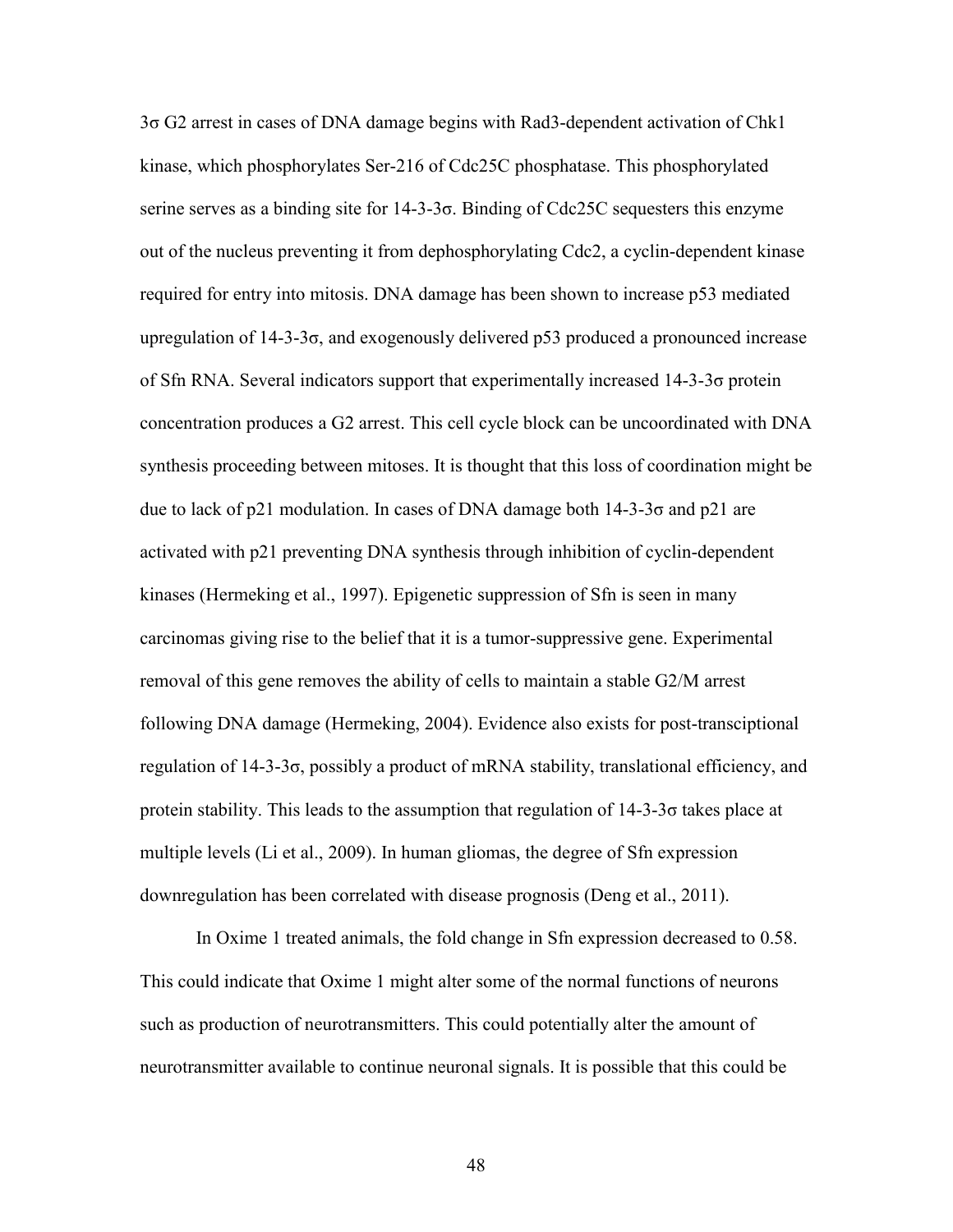3σ G2 arrest in cases of DNA damage begins with Rad3-dependent activation of Chk1 kinase, which phosphorylates Ser-216 of Cdc25C phosphatase. This phosphorylated serine serves as a binding site for 14-3-3σ. Binding of Cdc25C sequesters this enzyme out of the nucleus preventing it from dephosphorylating Cdc2, a cyclin-dependent kinase required for entry into mitosis. DNA damage has been shown to increase p53 mediated upregulation of 14-3-3σ, and exogenously delivered p53 produced a pronounced increase of Sfn RNA. Several indicators support that experimentally increased 14-3-3σ protein concentration produces a G2 arrest. This cell cycle block can be uncoordinated with DNA synthesis proceeding between mitoses. It is thought that this loss of coordination might be due to lack of p21 modulation. In cases of DNA damage both 14-3-3σ and p21 are activated with p21 preventing DNA synthesis through inhibition of cyclin-dependent kinases (Hermeking et al., 1997). Epigenetic suppression of Sfn is seen in many carcinomas giving rise to the belief that it is a tumor-suppressive gene. Experimental removal of this gene removes the ability of cells to maintain a stable G2/M arrest following DNA damage (Hermeking, 2004). Evidence also exists for post-transciptional regulation of 14-3-3σ, possibly a product of mRNA stability, translational efficiency, and protein stability. This leads to the assumption that regulation of 14-3-3σ takes place at multiple levels (Li et al., 2009). In human gliomas, the degree of Sfn expression downregulation has been correlated with disease prognosis (Deng et al., 2011).

In Oxime 1 treated animals, the fold change in Sfn expression decreased to 0.58. This could indicate that Oxime 1 might alter some of the normal functions of neurons such as production of neurotransmitters. This could potentially alter the amount of neurotransmitter available to continue neuronal signals. It is possible that this could be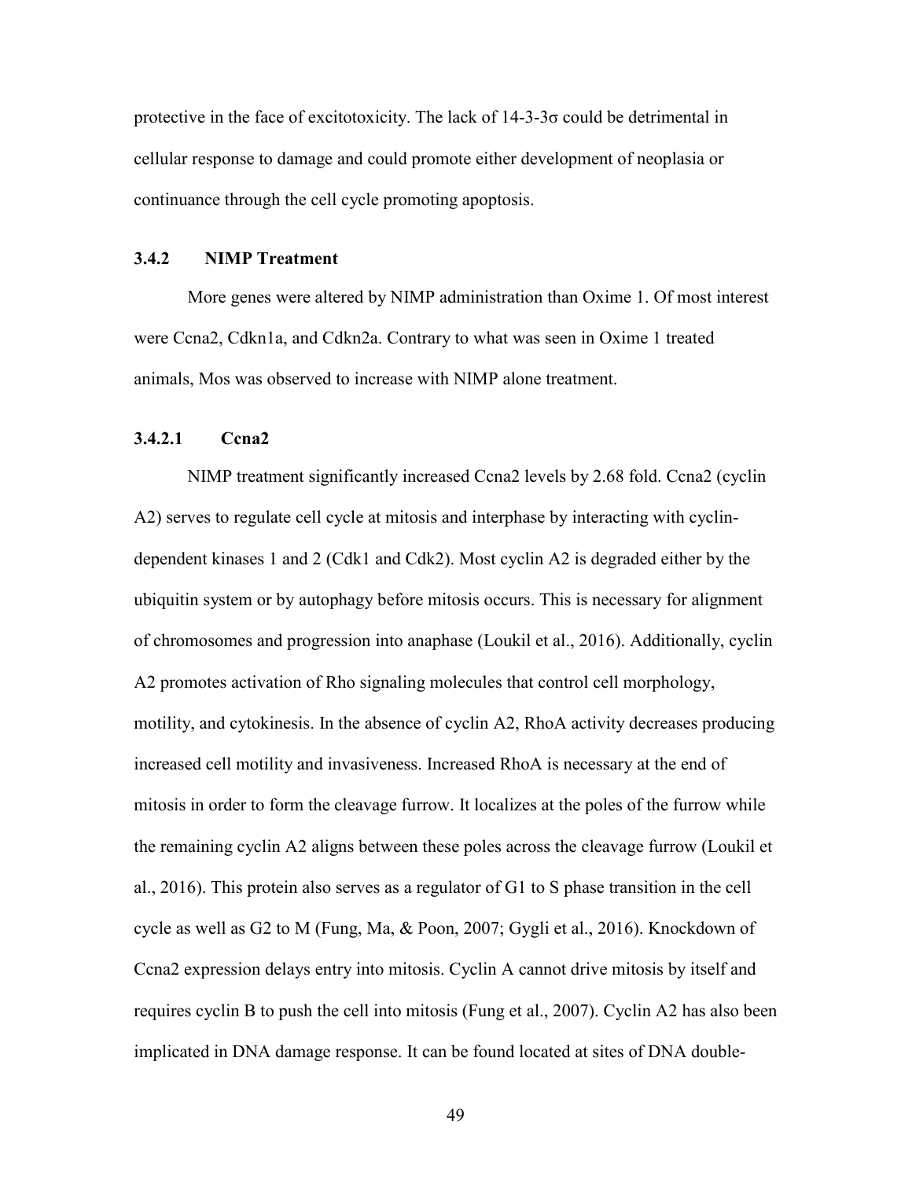protective in the face of excitotoxicity. The lack of 14-3-3σ could be detrimental in cellular response to damage and could promote either development of neoplasia or continuance through the cell cycle promoting apoptosis.

### 3.4.2 NIMP Treatment

More genes were altered by NIMP administration than Oxime 1. Of most interest were Ccna2, Cdkn1a, and Cdkn2a. Contrary to what was seen in Oxime 1 treated animals, Mos was observed to increase with NIMP alone treatment.

#### 3.4.2.1 Ccna2

NIMP treatment significantly increased Ccna2 levels by 2.68 fold. Ccna2 (cyclin A2) serves to regulate cell cycle at mitosis and interphase by interacting with cyclin-dependent kinases 1 and 2 (Cdk1 and Cdk2). Most cyclin A2 is degraded either by the ubiquitin system or by autophagy before mitosis occurs. This is necessary for alignment of chromosomes and progression into anaphase (Loukil et al., 2016). Additionally, cyclin A2 promotes activation of Rho signaling molecules that control cell morphology, motility, and cytokinesis. In the absence of cyclin A2, RhoA activity decreases producing increased cell motility and invasiveness. Increased RhoA is necessary at the end of mitosis in order to form the cleavage furrow. It localizes at the poles of the furrow while the remaining cyclin A2 aligns between these poles across the cleavage furrow (Loukil et al., 2016). This protein also serves as a regulator of G1 to S phase transition in the cell cycle as well as G2 to M (Fung, Ma, & Poon, 2007; Gygli et al., 2016). Knockdown of Ccna2 expression delays entry into mitosis. Cyclin A cannot drive mitosis by itself and requires cyclin B to push the cell into mitosis (Fung et al., 2007). Cyclin A2 has also been implicated in DNA damage response. It can be found located at sites of DNA double-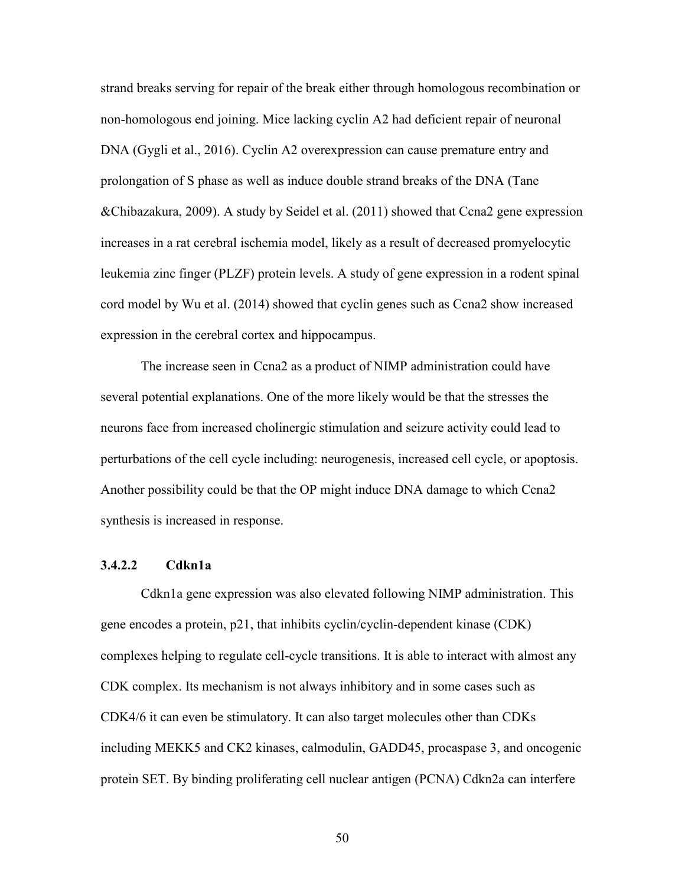strand breaks serving for repair of the break either through homologous recombination or non-homologous end joining. Mice lacking cyclin A2 had deficient repair of neuronal DNA (Gygli et al., 2016). Cyclin A2 overexpression can cause premature entry and prolongation of S phase as well as induce double strand breaks of the DNA (Tane &Chibazakura, 2009). A study by Seidel et al. (2011) showed that Ccna2 gene expression increases in a rat cerebral ischemia model, likely as a result of decreased promyelocytic leukemia zinc finger (PLZF) protein levels. A study of gene expression in a rodent spinal cord model by Wu et al. (2014) showed that cyclin genes such as Ccna2 show increased expression in the cerebral cortex and hippocampus.

The increase seen in Ccna2 as a product of NIMP administration could have several potential explanations. One of the more likely would be that the stresses the neurons face from increased cholinergic stimulation and seizure activity could lead to perturbations of the cell cycle including: neurogenesis, increased cell cycle, or apoptosis. Another possibility could be that the OP might induce DNA damage to which Ccna2 synthesis is increased in response.

#### 3.4.2.2 Cdkn1a

Cdkn1a gene expression was also elevated following NIMP administration. This gene encodes a protein, p21, that inhibits cyclin/cyclin-dependent kinase (CDK) complexes helping to regulate cell-cycle transitions. It is able to interact with almost any CDK complex. Its mechanism is not always inhibitory and in some cases such as CDK4/6 it can even be stimulatory. It can also target molecules other than CDKs including MEKK5 and CK2 kinases, calmodulin, GADD45, procaspase 3, and oncogenic protein SET. By binding proliferating cell nuclear antigen (PCNA) Cdkn2a can interfere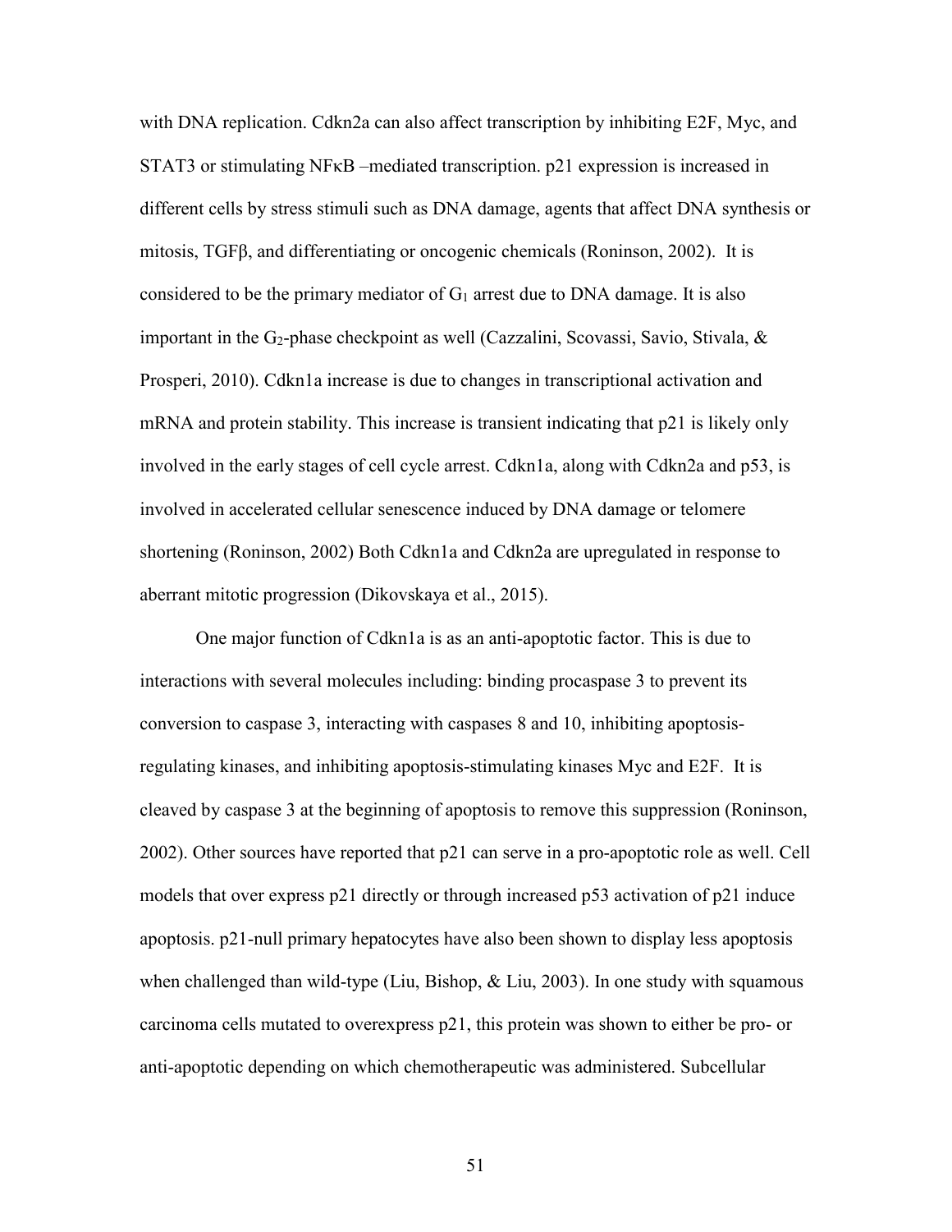with DNA replication. Cdkn2a can also affect transcription by inhibiting E2F, Myc, and STAT3 or stimulating NFκB –mediated transcription. p21 expression is increased in different cells by stress stimuli such as DNA damage, agents that affect DNA synthesis or mitosis, TGFβ, and differentiating or oncogenic chemicals (Roninson, 2002). It is considered to be the primary mediator of $G_1$ arrest due to DNA damage. It is also important in the $G_2$-phase checkpoint as well (Cazzalini, Scovassi, Savio, Stivala, & Prosperi, 2010). Cdkn1a increase is due to changes in transcriptional activation and mRNA and protein stability. This increase is transient indicating that p21 is likely only involved in the early stages of cell cycle arrest. Cdkn1a, along with Cdkn2a and p53, is involved in accelerated cellular senescence induced by DNA damage or telomere shortening (Roninson, 2002) Both Cdkn1a and Cdkn2a are upregulated in response to aberrant mitotic progression (Dikovskaya et al., 2015).

One major function of Cdkn1a is as an anti-apoptotic factor. This is due to interactions with several molecules including: binding procaspase 3 to prevent its conversion to caspase 3, interacting with caspases 8 and 10, inhibiting apoptosis-regulating kinases, and inhibiting apoptosis-stimulating kinases Myc and E2F. It is cleaved by caspase 3 at the beginning of apoptosis to remove this suppression (Roninson, 2002). Other sources have reported that p21 can serve in a pro-apoptotic role as well. Cell models that over express p21 directly or through increased p53 activation of p21 induce apoptosis. p21-null primary hepatocytes have also been shown to display less apoptosis when challenged than wild-type (Liu, Bishop, & Liu, 2003). In one study with squamous carcinoma cells mutated to overexpress p21, this protein was shown to either be pro- or anti-apoptotic depending on which chemotherapeutic was administered. Subcellular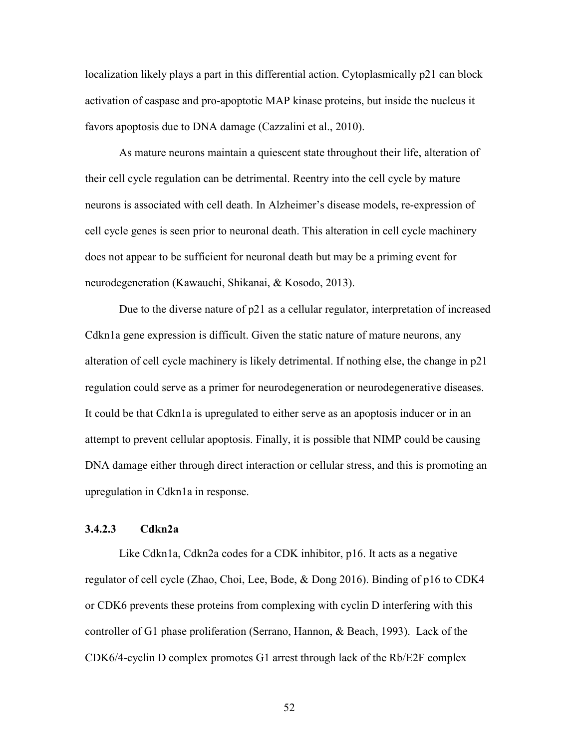localization likely plays a part in this differential action. Cytoplasmically p21 can block activation of caspase and pro-apoptotic MAP kinase proteins, but inside the nucleus it favors apoptosis due to DNA damage (Cazzalini et al., 2010).

As mature neurons maintain a quiescent state throughout their life, alteration of their cell cycle regulation can be detrimental. Reentry into the cell cycle by mature neurons is associated with cell death. In Alzheimer's disease models, re-expression of cell cycle genes is seen prior to neuronal death. This alteration in cell cycle machinery does not appear to be sufficient for neuronal death but may be a priming event for neurodegeneration (Kawauchi, Shikanai, & Kosodo, 2013).

Due to the diverse nature of p21 as a cellular regulator, interpretation of increased Cdkn1a gene expression is difficult. Given the static nature of mature neurons, any alteration of cell cycle machinery is likely detrimental. If nothing else, the change in p21 regulation could serve as a primer for neurodegeneration or neurodegenerative diseases. It could be that Cdkn1a is upregulated to either serve as an apoptosis inducer or in an attempt to prevent cellular apoptosis. Finally, it is possible that NIMP could be causing DNA damage either through direct interaction or cellular stress, and this is promoting an upregulation in Cdkn1a in response.

#### 3.4.2.3 Cdkn2a

Like Cdkn1a, Cdkn2a codes for a CDK inhibitor, p16. It acts as a negative regulator of cell cycle (Zhao, Choi, Lee, Bode, & Dong 2016). Binding of p16 to CDK4 or CDK6 prevents these proteins from complexing with cyclin D interfering with this controller of G1 phase proliferation (Serrano, Hannon, & Beach, 1993). Lack of the CDK6/4-cyclin D complex promotes G1 arrest through lack of the Rb/E2F complex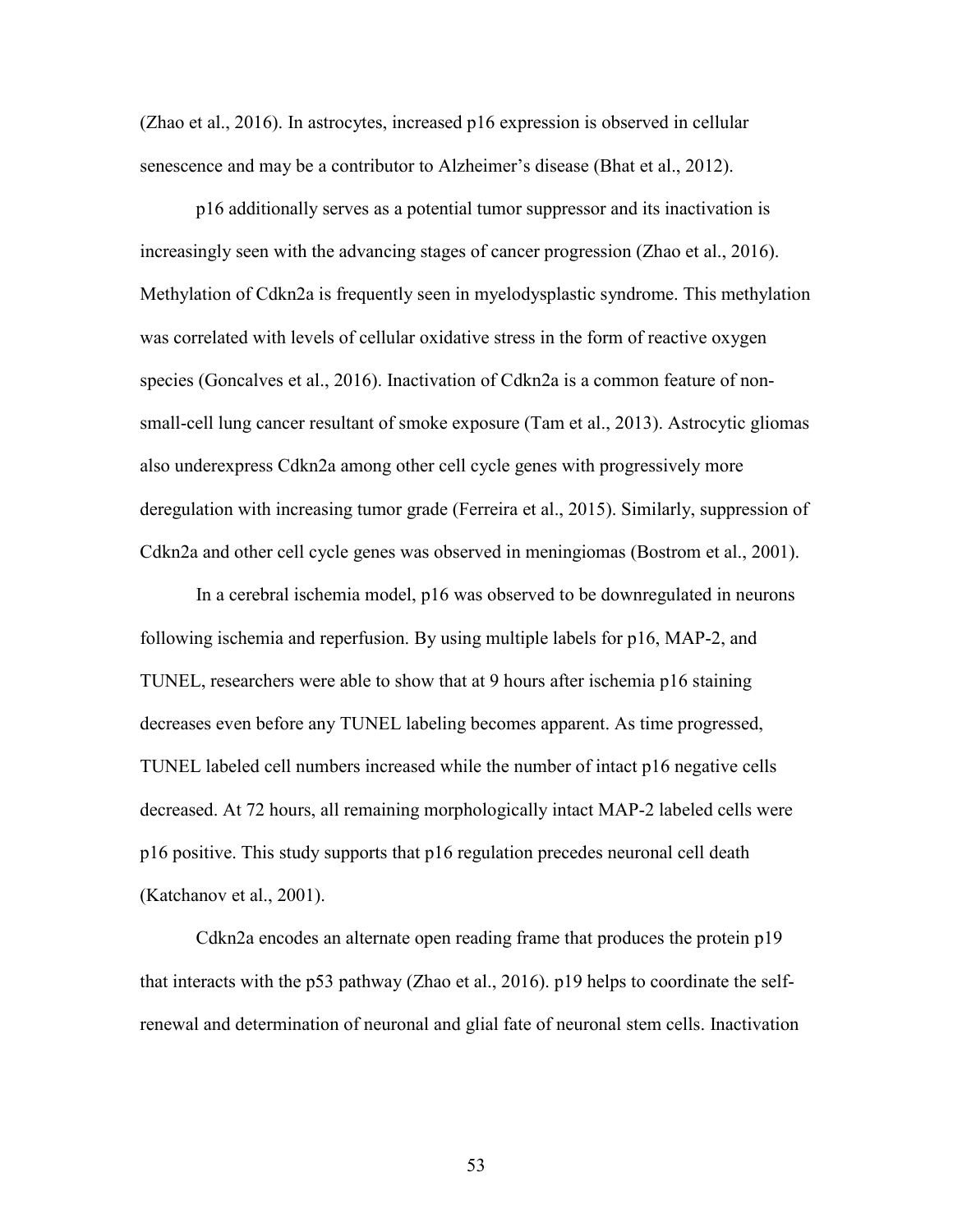(Zhao et al., 2016). In astrocytes, increased p16 expression is observed in cellular senescence and may be a contributor to Alzheimer's disease (Bhat et al., 2012).

p16 additionally serves as a potential tumor suppressor and its inactivation is increasingly seen with the advancing stages of cancer progression (Zhao et al., 2016). Methylation of Cdkn2a is frequently seen in myelodysplastic syndrome. This methylation was correlated with levels of cellular oxidative stress in the form of reactive oxygen species (Goncalves et al., 2016). Inactivation of Cdkn2a is a common feature of non-small-cell lung cancer resultant of smoke exposure (Tam et al., 2013). Astrocytic gliomas also underexpress Cdkn2a among other cell cycle genes with progressively more deregulation with increasing tumor grade (Ferreira et al., 2015). Similarly, suppression of Cdkn2a and other cell cycle genes was observed in meningiomas (Bostrom et al., 2001).

In a cerebral ischemia model, p16 was observed to be downregulated in neurons following ischemia and reperfusion. By using multiple labels for p16, MAP-2, and TUNEL, researchers were able to show that at 9 hours after ischemia p16 staining decreases even before any TUNEL labeling becomes apparent. As time progressed, TUNEL labeled cell numbers increased while the number of intact p16 negative cells decreased. At 72 hours, all remaining morphologically intact MAP-2 labeled cells were p16 positive. This study supports that p16 regulation precedes neuronal cell death (Katchanov et al., 2001).

Cdkn2a encodes an alternate open reading frame that produces the protein p19 that interacts with the p53 pathway (Zhao et al., 2016). p19 helps to coordinate the self-renewal and determination of neuronal and glial fate of neuronal stem cells. Inactivation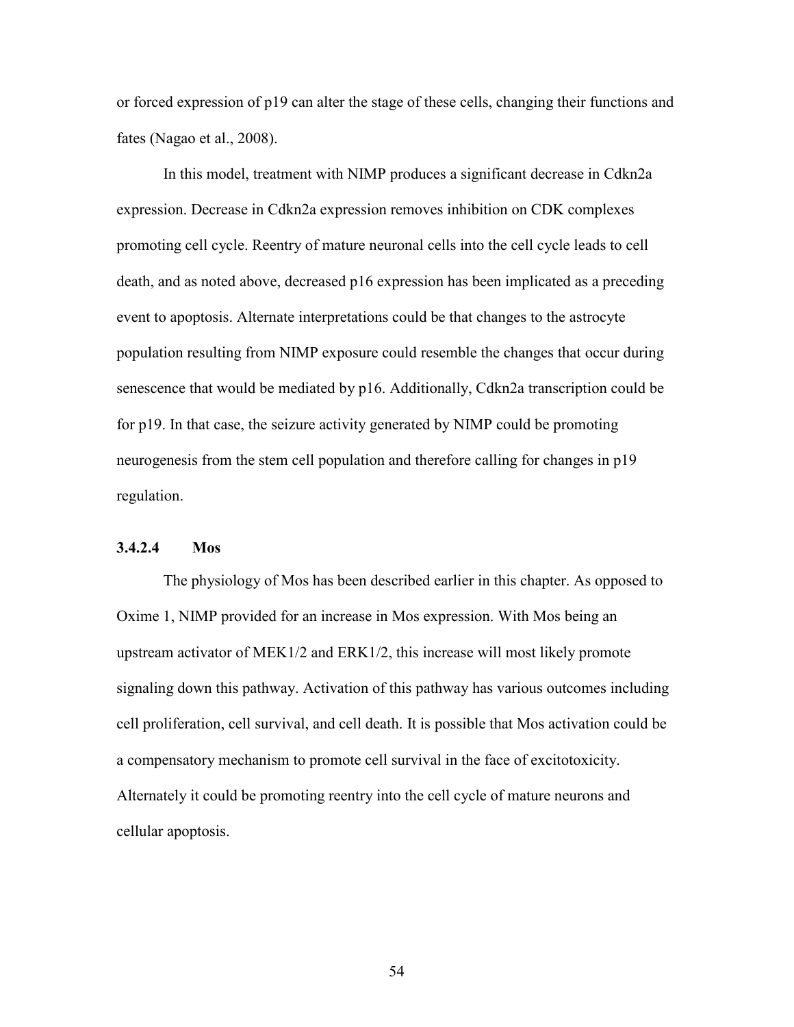or forced expression of p19 can alter the stage of these cells, changing their functions and fates (Nagao et al., 2008).

In this model, treatment with NIMP produces a significant decrease in Cdkn2a expression. Decrease in Cdkn2a expression removes inhibition on CDK complexes promoting cell cycle. Reentry of mature neuronal cells into the cell cycle leads to cell death, and as noted above, decreased p16 expression has been implicated as a preceding event to apoptosis. Alternate interpretations could be that changes to the astrocyte population resulting from NIMP exposure could resemble the changes that occur during senescence that would be mediated by p16. Additionally, Cdkn2a transcription could be for p19. In that case, the seizure activity generated by NIMP could be promoting neurogenesis from the stem cell population and therefore calling for changes in p19 regulation.

#### 3.4.2.4 Mos

The physiology of Mos has been described earlier in this chapter. As opposed to Oxime 1, NIMP provided for an increase in Mos expression. With Mos being an upstream activator of MEK1/2 and ERK1/2, this increase will most likely promote signaling down this pathway. Activation of this pathway has various outcomes including cell proliferation, cell survival, and cell death. It is possible that Mos activation could be a compensatory mechanism to promote cell survival in the face of excitotoxicity. Alternately it could be promoting reentry into the cell cycle of mature neurons and cellular apoptosis.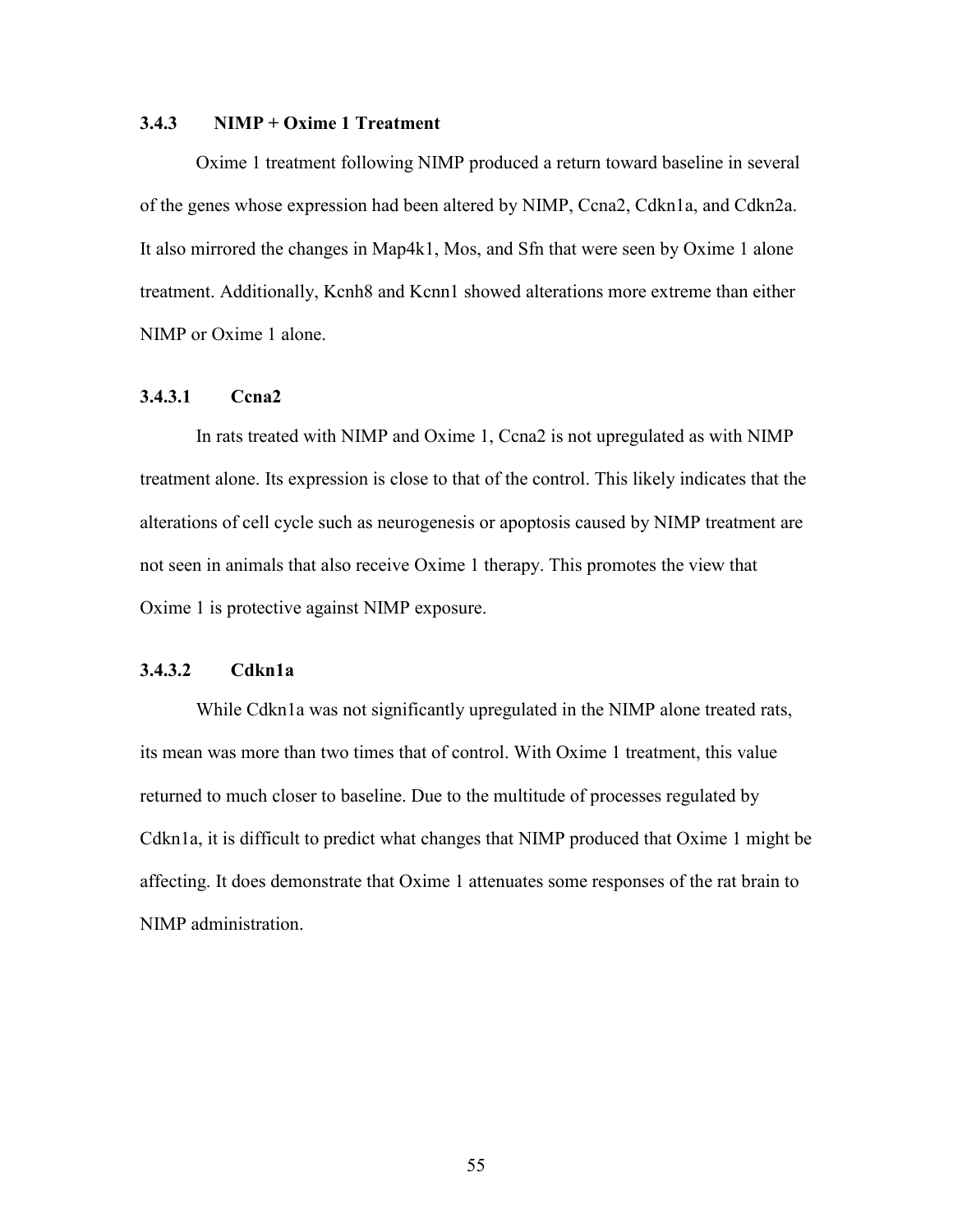### 3.4.3 NIMP + Oxime 1 Treatment

Oxime 1 treatment following NIMP produced a return toward baseline in several of the genes whose expression had been altered by NIMP, Ccna2, Cdkn1a, and Cdkn2a. It also mirrored the changes in Map4k1, Mos, and Sfn that were seen by Oxime 1 alone treatment. Additionally, Kcnh8 and Kcnn1 showed alterations more extreme than either NIMP or Oxime 1 alone.

#### 3.4.3.1 Ccna2

In rats treated with NIMP and Oxime 1, Ccna2 is not upregulated as with NIMP treatment alone. Its expression is close to that of the control. This likely indicates that the alterations of cell cycle such as neurogenesis or apoptosis caused by NIMP treatment are not seen in animals that also receive Oxime 1 therapy. This promotes the view that Oxime 1 is protective against NIMP exposure.

#### 3.4.3.2 Cdkn1a

While Cdkn1a was not significantly upregulated in the NIMP alone treated rats, its mean was more than two times that of control. With Oxime 1 treatment, this value returned to much closer to baseline. Due to the multitude of processes regulated by Cdkn1a, it is difficult to predict what changes that NIMP produced that Oxime 1 might be affecting. It does demonstrate that Oxime 1 attenuates some responses of the rat brain to NIMP administration.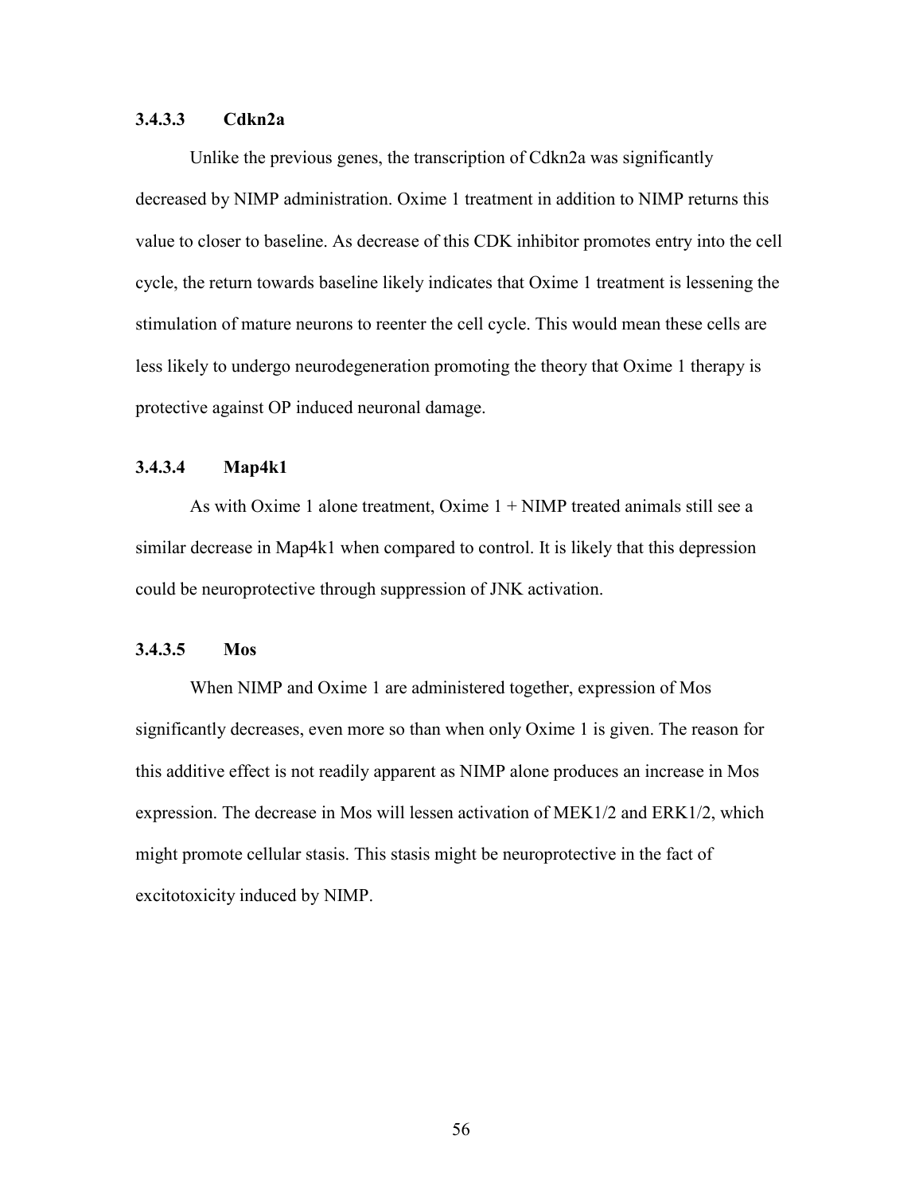#### 3.4.3.3 Cdkn2a

Unlike the previous genes, the transcription of Cdkn2a was significantly decreased by NIMP administration. Oxime 1 treatment in addition to NIMP returns this value to closer to baseline. As decrease of this CDK inhibitor promotes entry into the cell cycle, the return towards baseline likely indicates that Oxime 1 treatment is lessening the stimulation of mature neurons to reenter the cell cycle. This would mean these cells are less likely to undergo neurodegeneration promoting the theory that Oxime 1 therapy is protective against OP induced neuronal damage.

#### 3.4.3.4 Map4k1

As with Oxime 1 alone treatment, Oxime 1 + NIMP treated animals still see a similar decrease in Map4k1 when compared to control. It is likely that this depression could be neuroprotective through suppression of JNK activation.

#### 3.4.3.5 Mos

When NIMP and Oxime 1 are administered together, expression of Mos significantly decreases, even more so than when only Oxime 1 is given. The reason for this additive effect is not readily apparent as NIMP alone produces an increase in Mos expression. The decrease in Mos will lessen activation of MEK1/2 and ERK1/2, which might promote cellular stasis. This stasis might be neuroprotective in the fact of excitotoxicity induced by NIMP.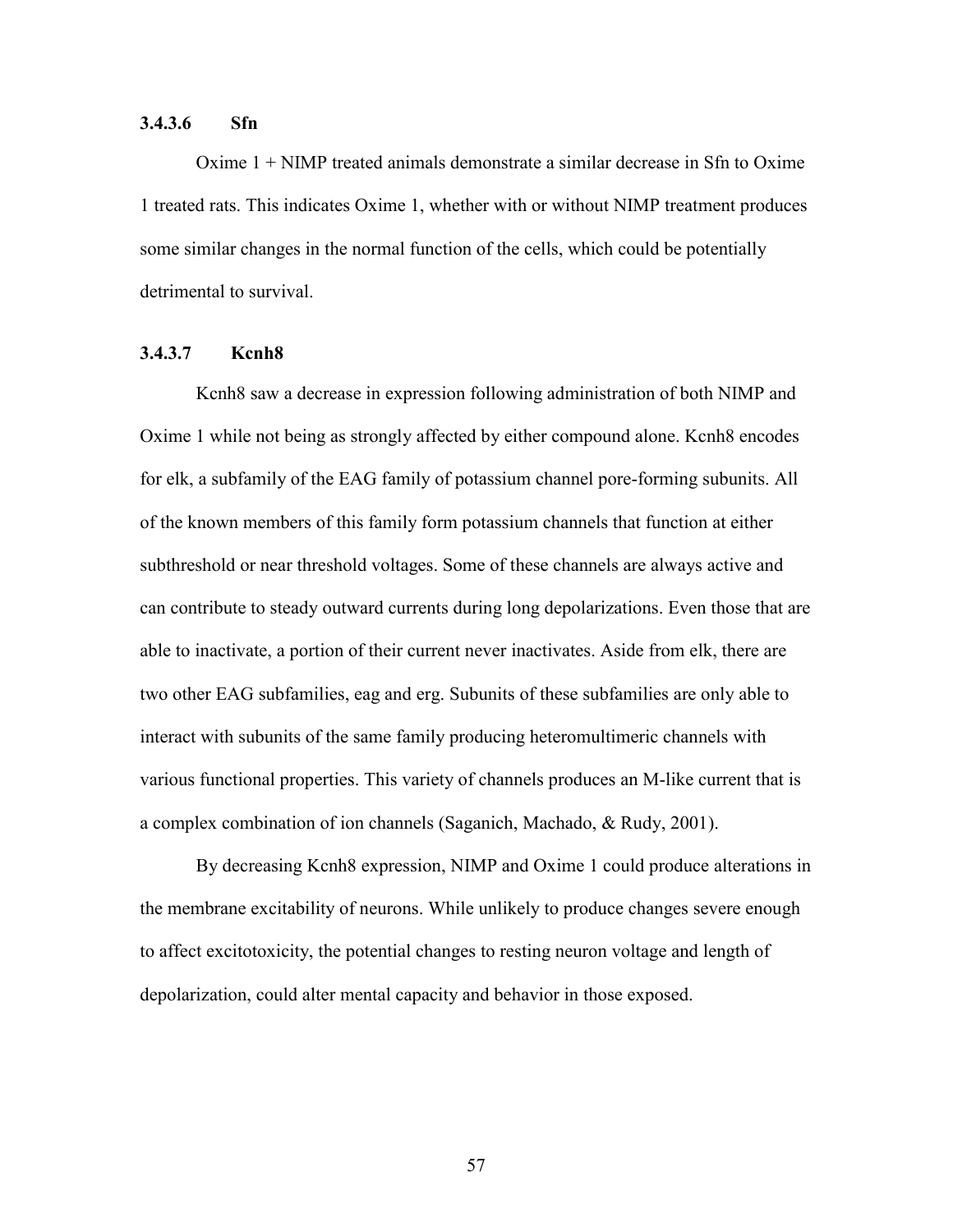#### 3.4.3.6 Sfn

Oxime 1 + NIMP treated animals demonstrate a similar decrease in Sfn to Oxime 1 treated rats. This indicates Oxime 1, whether with or without NIMP treatment produces some similar changes in the normal function of the cells, which could be potentially detrimental to survival.

#### 3.4.3.7 Kcnh8

Kcnh8 saw a decrease in expression following administration of both NIMP and Oxime 1 while not being as strongly affected by either compound alone. Kcnh8 encodes for elk, a subfamily of the EAG family of potassium channel pore-forming subunits. All of the known members of this family form potassium channels that function at either subthreshold or near threshold voltages. Some of these channels are always active and can contribute to steady outward currents during long depolarizations. Even those that are able to inactivate, a portion of their current never inactivates. Aside from elk, there are two other EAG subfamilies, eag and erg. Subunits of these subfamilies are only able to interact with subunits of the same family producing heteromultimeric channels with various functional properties. This variety of channels produces an M-like current that is a complex combination of ion channels (Saganich, Machado, & Rudy, 2001).

By decreasing Kcnh8 expression, NIMP and Oxime 1 could produce alterations in the membrane excitability of neurons. While unlikely to produce changes severe enough to affect excitotoxicity, the potential changes to resting neuron voltage and length of depolarization, could alter mental capacity and behavior in those exposed.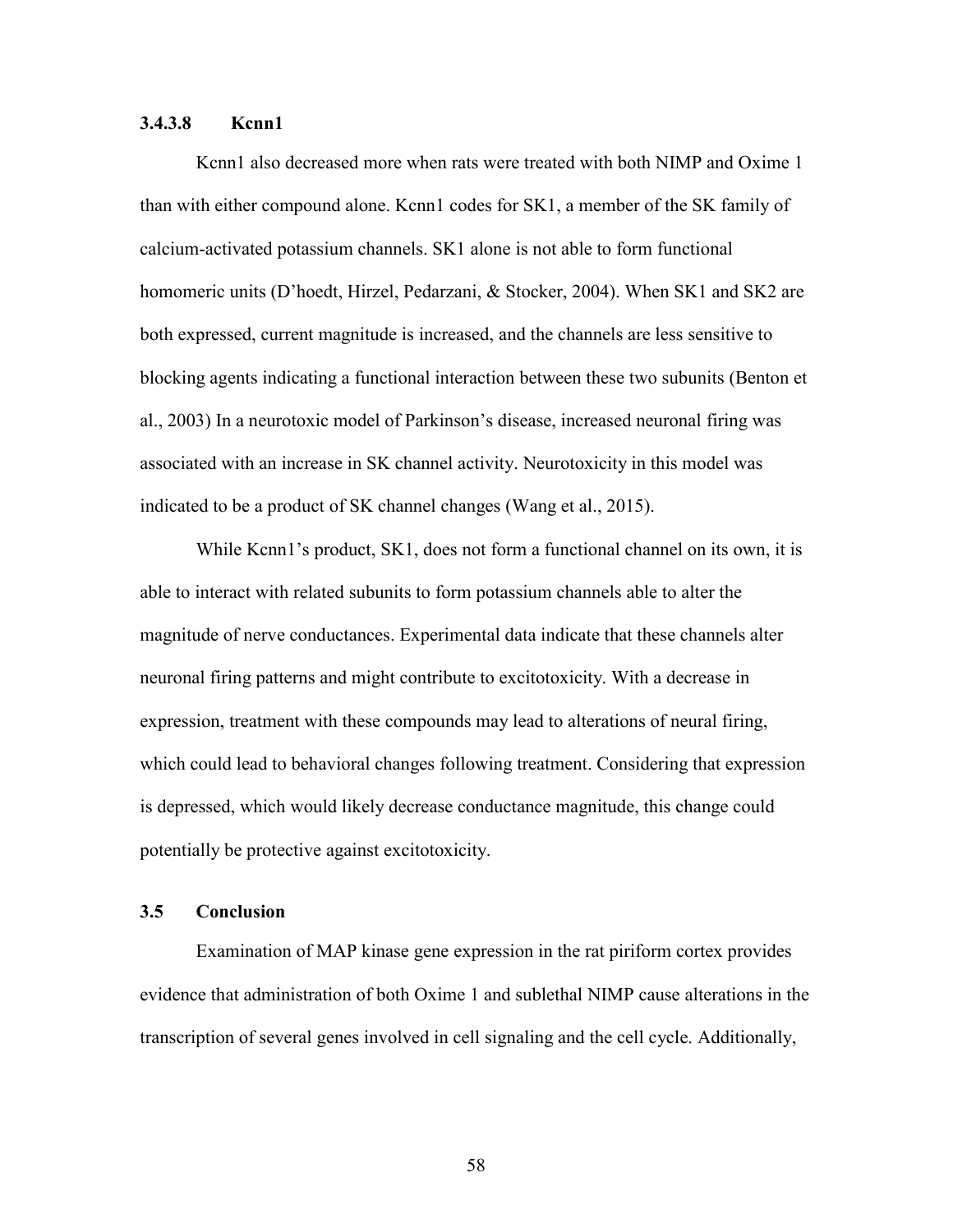#### 3.4.3.8 Kcnn1

Kcnn1 also decreased more when rats were treated with both NIMP and Oxime 1 than with either compound alone. Kcnn1 codes for SK1, a member of the SK family of calcium-activated potassium channels. SK1 alone is not able to form functional homomeric units (D'hoedt, Hirzel, Pedarzani, & Stocker, 2004). When SK1 and SK2 are both expressed, current magnitude is increased, and the channels are less sensitive to blocking agents indicating a functional interaction between these two subunits (Benton et al., 2003) In a neurotoxic model of Parkinson's disease, increased neuronal firing was associated with an increase in SK channel activity. Neurotoxicity in this model was indicated to be a product of SK channel changes (Wang et al., 2015).

While Kcnn1's product, SK1, does not form a functional channel on its own, it is able to interact with related subunits to form potassium channels able to alter the magnitude of nerve conductances. Experimental data indicate that these channels alter neuronal firing patterns and might contribute to excitotoxicity. With a decrease in expression, treatment with these compounds may lead to alterations of neural firing, which could lead to behavioral changes following treatment. Considering that expression is depressed, which would likely decrease conductance magnitude, this change could potentially be protective against excitotoxicity.

## 3.5 Conclusion

Examination of MAP kinase gene expression in the rat piriform cortex provides evidence that administration of both Oxime 1 and sublethal NIMP cause alterations in the transcription of several genes involved in cell signaling and the cell cycle. Additionally,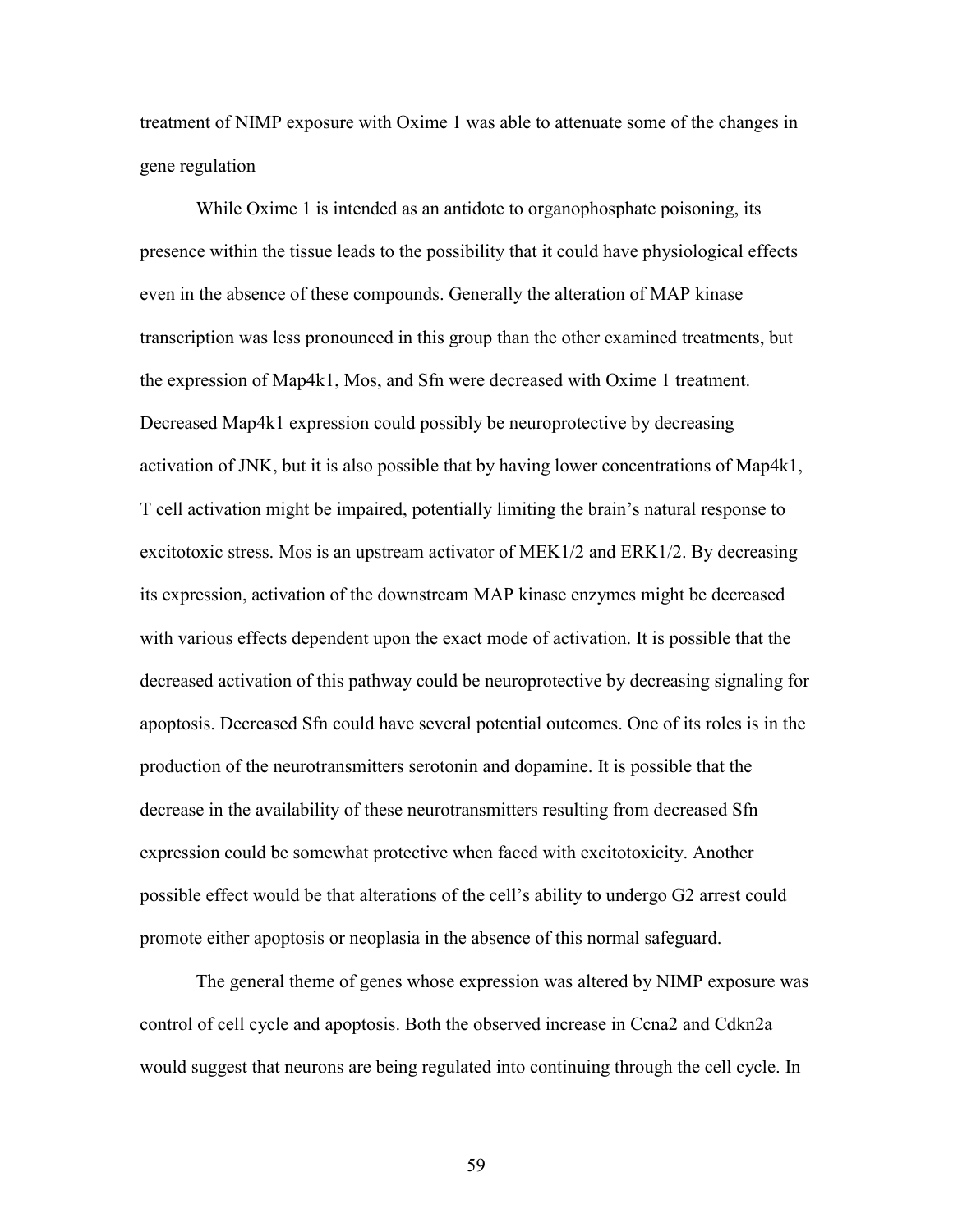treatment of NIMP exposure with Oxime 1 was able to attenuate some of the changes in gene regulation

While Oxime 1 is intended as an antidote to organophosphate poisoning, its presence within the tissue leads to the possibility that it could have physiological effects even in the absence of these compounds. Generally the alteration of MAP kinase transcription was less pronounced in this group than the other examined treatments, but the expression of Map4k1, Mos, and Sfn were decreased with Oxime 1 treatment. Decreased Map4k1 expression could possibly be neuroprotective by decreasing activation of JNK, but it is also possible that by having lower concentrations of Map4k1, T cell activation might be impaired, potentially limiting the brain's natural response to excitotoxic stress. Mos is an upstream activator of MEK1/2 and ERK1/2. By decreasing its expression, activation of the downstream MAP kinase enzymes might be decreased with various effects dependent upon the exact mode of activation. It is possible that the decreased activation of this pathway could be neuroprotective by decreasing signaling for apoptosis. Decreased Sfn could have several potential outcomes. One of its roles is in the production of the neurotransmitters serotonin and dopamine. It is possible that the decrease in the availability of these neurotransmitters resulting from decreased Sfn expression could be somewhat protective when faced with excitotoxicity. Another possible effect would be that alterations of the cell's ability to undergo G2 arrest could promote either apoptosis or neoplasia in the absence of this normal safeguard.

The general theme of genes whose expression was altered by NIMP exposure was control of cell cycle and apoptosis. Both the observed increase in Ccna2 and Cdkn2a would suggest that neurons are being regulated into continuing through the cell cycle. In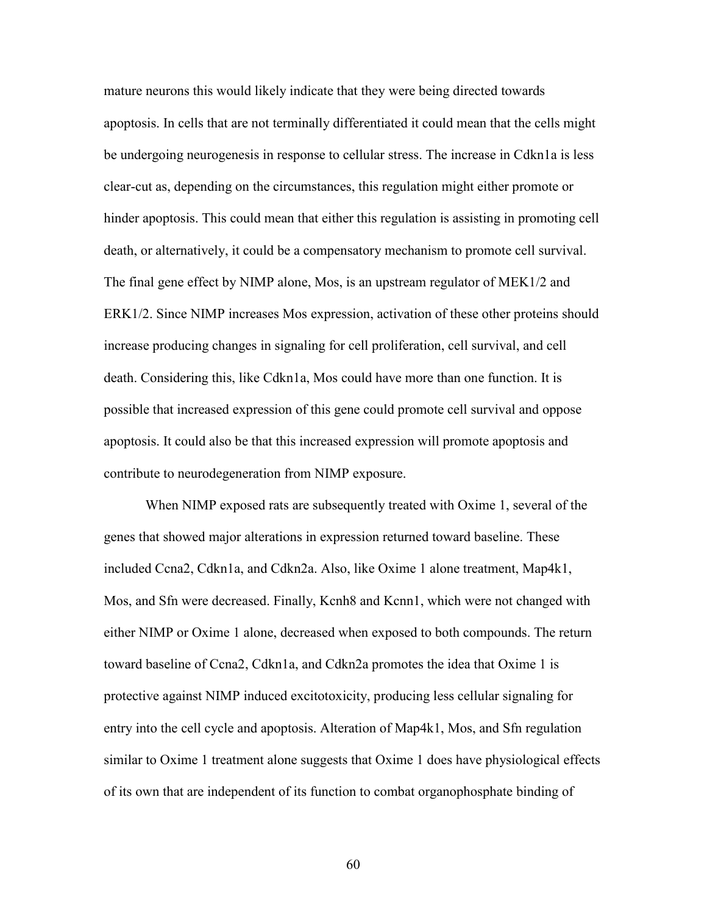mature neurons this would likely indicate that they were being directed towards apoptosis. In cells that are not terminally differentiated it could mean that the cells might be undergoing neurogenesis in response to cellular stress. The increase in Cdkn1a is less clear-cut as, depending on the circumstances, this regulation might either promote or hinder apoptosis. This could mean that either this regulation is assisting in promoting cell death, or alternatively, it could be a compensatory mechanism to promote cell survival. The final gene effect by NIMP alone, Mos, is an upstream regulator of MEK1/2 and ERK1/2. Since NIMP increases Mos expression, activation of these other proteins should increase producing changes in signaling for cell proliferation, cell survival, and cell death. Considering this, like Cdkn1a, Mos could have more than one function. It is possible that increased expression of this gene could promote cell survival and oppose apoptosis. It could also be that this increased expression will promote apoptosis and contribute to neurodegeneration from NIMP exposure.

When NIMP exposed rats are subsequently treated with Oxime 1, several of the genes that showed major alterations in expression returned toward baseline. These included Ccna2, Cdkn1a, and Cdkn2a. Also, like Oxime 1 alone treatment, Map4k1, Mos, and Sfn were decreased. Finally, Kcnh8 and Kcnn1, which were not changed with either NIMP or Oxime 1 alone, decreased when exposed to both compounds. The return toward baseline of Ccna2, Cdkn1a, and Cdkn2a promotes the idea that Oxime 1 is protective against NIMP induced excitotoxicity, producing less cellular signaling for entry into the cell cycle and apoptosis. Alteration of Map4k1, Mos, and Sfn regulation similar to Oxime 1 treatment alone suggests that Oxime 1 does have physiological effects of its own that are independent of its function to combat organophosphate binding of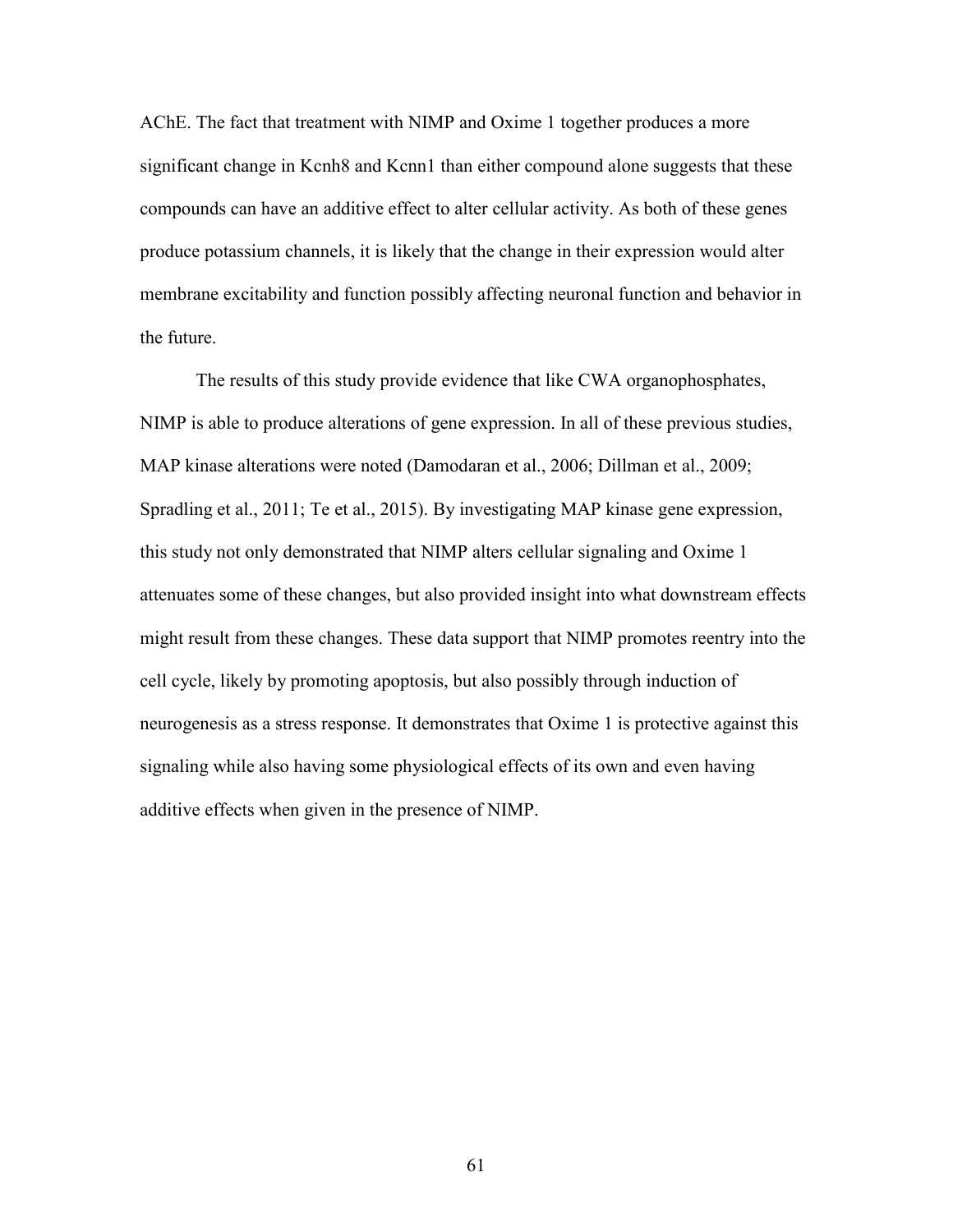AChE. The fact that treatment with NIMP and Oxime 1 together produces a more significant change in Kcnh8 and Kcnn1 than either compound alone suggests that these compounds can have an additive effect to alter cellular activity. As both of these genes produce potassium channels, it is likely that the change in their expression would alter membrane excitability and function possibly affecting neuronal function and behavior in the future.

The results of this study provide evidence that like CWA organophosphates, NIMP is able to produce alterations of gene expression. In all of these previous studies, MAP kinase alterations were noted (Damodaran et al., 2006; Dillman et al., 2009; Spradling et al., 2011; Te et al., 2015). By investigating MAP kinase gene expression, this study not only demonstrated that NIMP alters cellular signaling and Oxime 1 attenuates some of these changes, but also provided insight into what downstream effects might result from these changes. These data support that NIMP promotes reentry into the cell cycle, likely by promoting apoptosis, but also possibly through induction of neurogenesis as a stress response. It demonstrates that Oxime 1 is protective against this signaling while also having some physiological effects of its own and even having additive effects when given in the presence of NIMP.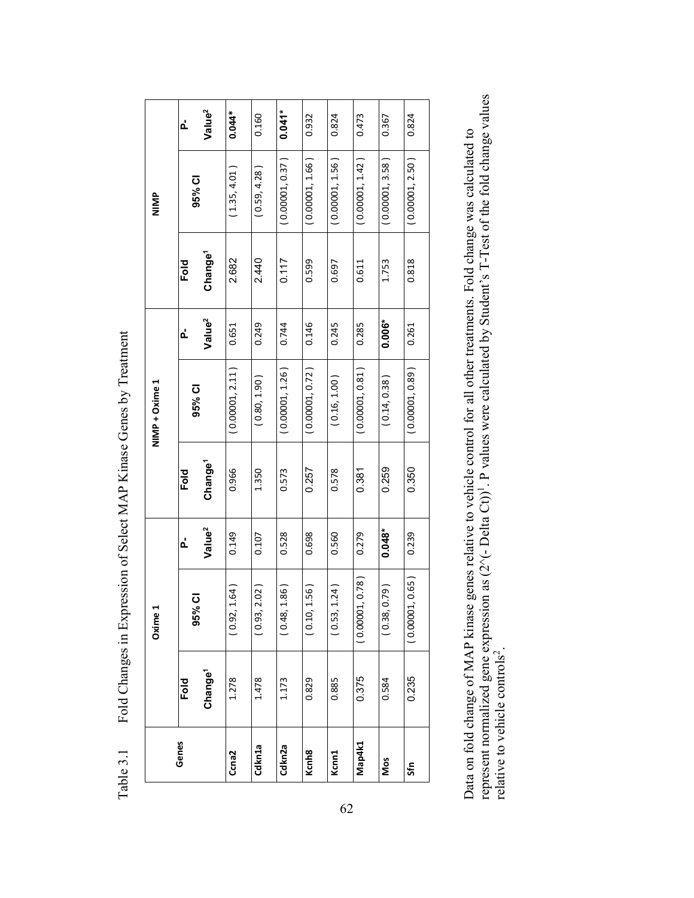Table 3.1 Fold Changes in Expression of Select MAP Kinase Genes by Treatment

| Genes | Oxime 1 | | | NIMP + Oxime 1 | | | NIMP | | |
|---|---|---|---|---|---|---|---|---|---|
| | Fold Change[1] | 95% CI | P-Value[2] | Fold Change[1] | 95% CI | P-Value[2] | Fold Change[1] | 95% CI | P-Value[2] |
| **Ccna2** | 1.278 | ( 0.92, 1.64 ) | 0.149 | 0.966 | ( 0.00001, 2.11 ) | 0.651 | 2.682 | ( 1.35, 4.01 ) | **0.044*** |
| **Cdkn1a** | 1.478 | ( 0.93, 2.02 ) | 0.107 | 1.350 | ( 0.80, 1.90 ) | 0.249 | 2.440 | ( 0.59, 4.28 ) | 0.160 |
| **Cdkn2a** | 1.173 | ( 0.48, 1.86 ) | 0.528 | 0.573 | ( 0.00001, 1.26 ) | 0.744 | 0.117 | ( 0.00001, 0.37 ) | **0.041*** |
| **Kcnh8** | 0.829 | ( 0.10, 1.56 ) | 0.698 | 0.257 | ( 0.00001, 0.72 ) | 0.146 | 0.599 | ( 0.00001, 1.66 ) | 0.932 |
| **Kcnn1** | 0.885 | ( 0.53, 1.24 ) | 0.560 | 0.578 | ( 0.16, 1.00 ) | 0.245 | 0.697 | ( 0.00001, 1.56 ) | 0.824 |
| **Map4k1** | 0.375 | ( 0.00001, 0.78 ) | 0.279 | 0.381 | ( 0.00001, 0.81 ) | 0.285 | 0.611 | ( 0.00001, 1.42 ) | 0.473 |
| **Mos** | 0.584 | ( 0.38, 0.79 ) | **0.048*** | 0.259 | ( 0.14, 0.38 ) | **0.006*** | 1.753 | ( 0.00001, 3.58 ) | 0.367 |
| **Sfn** | 0.235 | ( 0.00001, 0.65 ) | 0.239 | 0.350 | ( 0.00001, 0.89 ) | 0.261 | 0.818 | ( 0.00001, 2.50 ) | 0.824 |

Data on fold change of MAP kinase genes relative to vehicle control for all other treatments. Fold change was calculated to represent normalized gene expression as $(2^{(-\Delta Ct)})$[1]. P values were calculated by Student's T-Test of the fold change values relative to vehicle controls[2].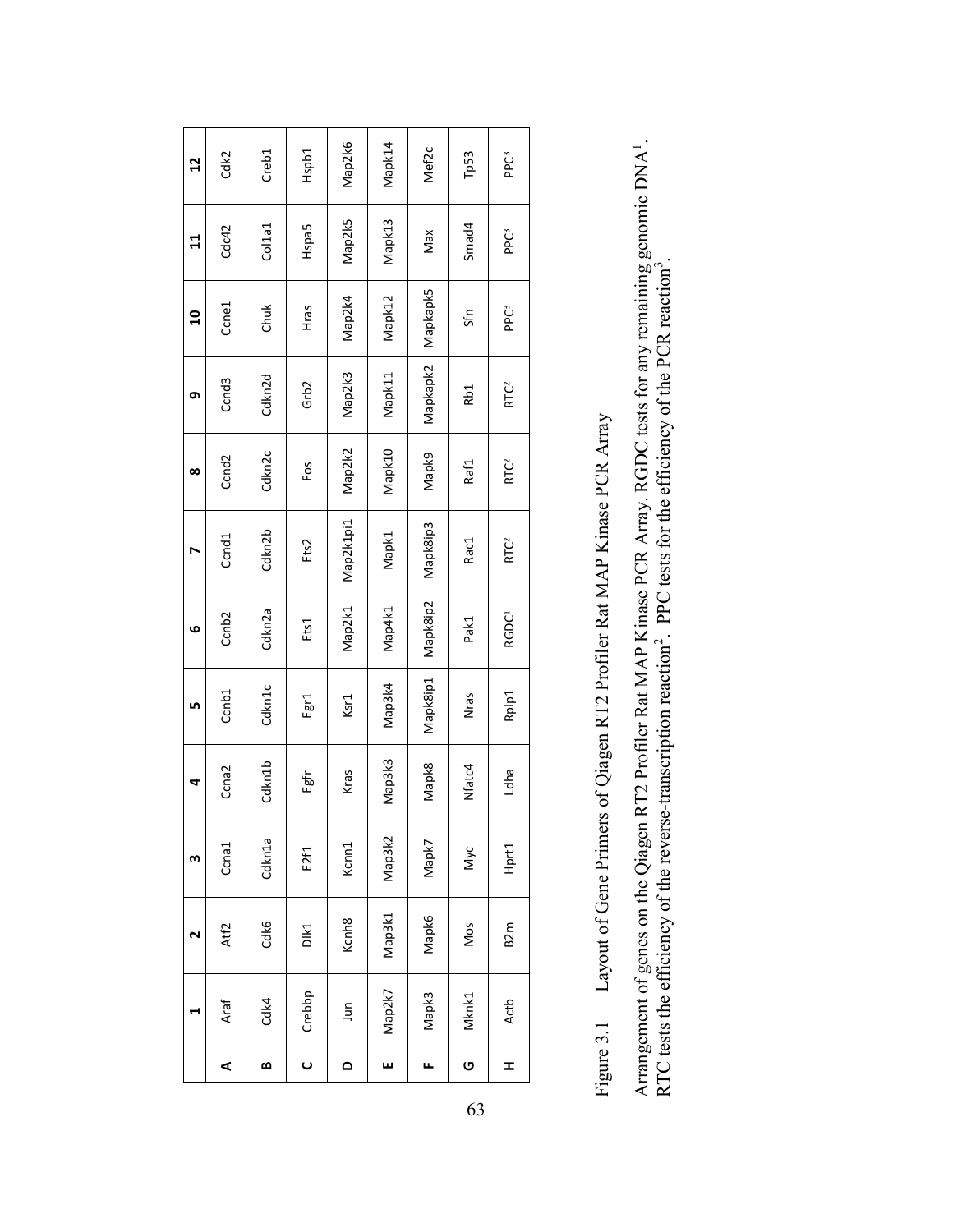|   | 1 | 2 | 3 | 4 | 5 | 6 | 7 | 8 | 9 | 10 | 11 | 12 |
|---|---|---|---|---|---|---|---|---|---|---|---|---|
| A | Araf | Atf2 | Ccna1 | Ccna2 | Ccnb1 | Ccnb2 | Ccnd1 | Ccnd2 | Ccnd3 | Ccne1 | Cdc42 | Cdk2 |
| B | Cdk4 | Cdk6 | Cdkn1a | Cdkn1b | Cdkn1c | Cdkn2a | Cdkn2b | Cdkn2c | Cdkn2d | Chuk | Col1a1 | Creb1 |
| C | Crebbp | Dlk1 | E2f1 | Egfr | Egr1 | Ets1 | Ets2 | Fos | Grb2 | Hras | Hspa5 | Hspb1 |
| D | Jun | Kcnh8 | Kcnn1 | Kras | Ksr1 | Map2k1 | Map2k1ip1 | Map2k2 | Map2k3 | Map2k4 | Map2k5 | Map2k6 |
| E | Map2k7 | Map3k1 | Map3k2 | Map3k3 | Map3k4 | Map4k1 | Mapk1 | Mapk10 | Mapk11 | Mapk12 | Mapk13 | Mapk14 |
| F | Mapk3 | Mapk6 | Mapk7 | Mapk8 | Mapk8ip1 | Mapk8ip2 | Mapk8ip3 | Mapk9 | Mapkapk2 | Mapkapk5 | Max | Mef2c |
| G | Mknk1 | Mos | Myc | Nfatc4 | Nras | Pak1 | Rac1 | Raf1 | Rb1 | Sfn | Smad4 | Tp53 |
| H | Actb | B2m | Hprt1 | Ldha | Rplp1 | RGDC[1] | RTC[2] | RTC[2] | RTC[2] | PPC[3] | PPC[3] | PPC[3] |

Figure 3.1 Layout of Gene Primers of Qiagen RT2 Profiler Rat MAP Kinase PCR Array

Arrangement of genes on the Qiagen RT2 Profiler Rat MAP Kinase PCR Array. RGDC tests for any remaining genomic DNA[1]. RTC tests the efficiency of the reverse-transcription reaction[2]. PPC tests for the efficiency of the PCR reaction[3].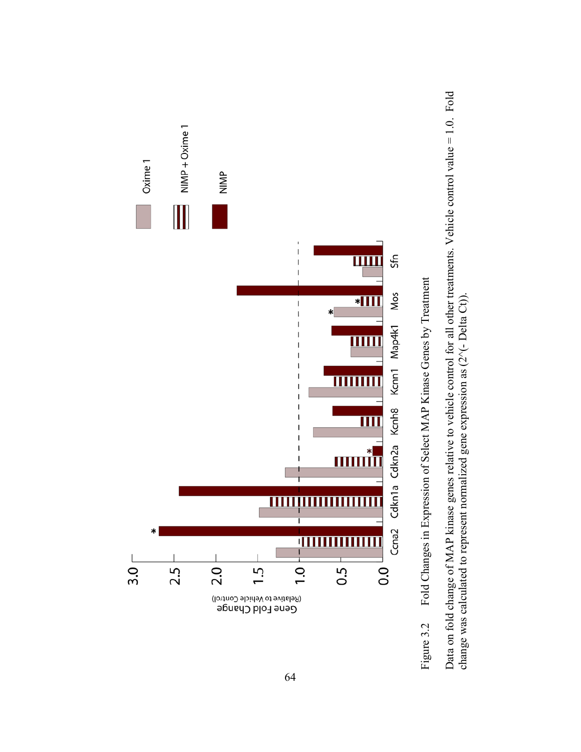Figure 3.2 Fold Changes in Expression of Select MAP Kinase Genes by Treatment

Data on fold change of MAP kinase genes relative to vehicle control for all other treatments. Vehicle control value = 1.0. Fold change was calculated to represent normalized gene expression as (2^(- Delta Ct)).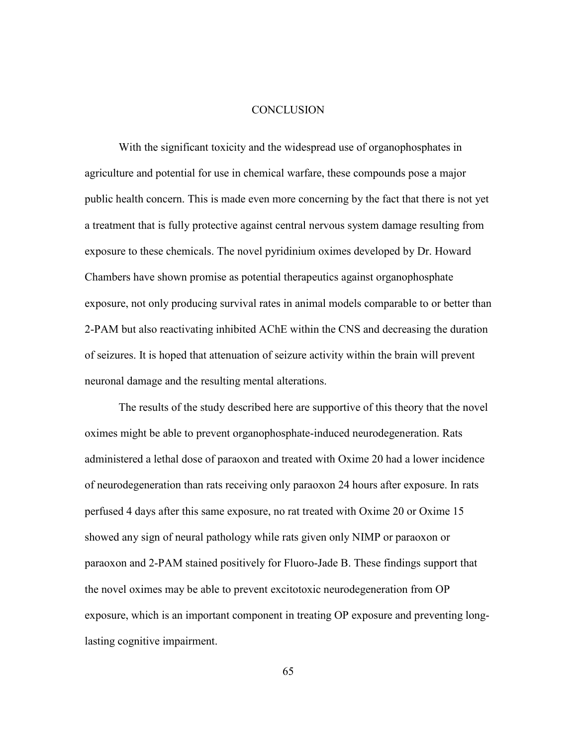# CONCLUSION

With the significant toxicity and the widespread use of organophosphates in agriculture and potential for use in chemical warfare, these compounds pose a major public health concern. This is made even more concerning by the fact that there is not yet a treatment that is fully protective against central nervous system damage resulting from exposure to these chemicals. The novel pyridinium oximes developed by Dr. Howard Chambers have shown promise as potential therapeutics against organophosphate exposure, not only producing survival rates in animal models comparable to or better than 2-PAM but also reactivating inhibited AChE within the CNS and decreasing the duration of seizures. It is hoped that attenuation of seizure activity within the brain will prevent neuronal damage and the resulting mental alterations.

The results of the study described here are supportive of this theory that the novel oximes might be able to prevent organophosphate-induced neurodegeneration. Rats administered a lethal dose of paraoxon and treated with Oxime 20 had a lower incidence of neurodegeneration than rats receiving only paraoxon 24 hours after exposure. In rats perfused 4 days after this same exposure, no rat treated with Oxime 20 or Oxime 15 showed any sign of neural pathology while rats given only NIMP or paraoxon or paraoxon and 2-PAM stained positively for Fluoro-Jade B. These findings support that the novel oximes may be able to prevent excitotoxic neurodegeneration from OP exposure, which is an important component in treating OP exposure and preventing long-lasting cognitive impairment.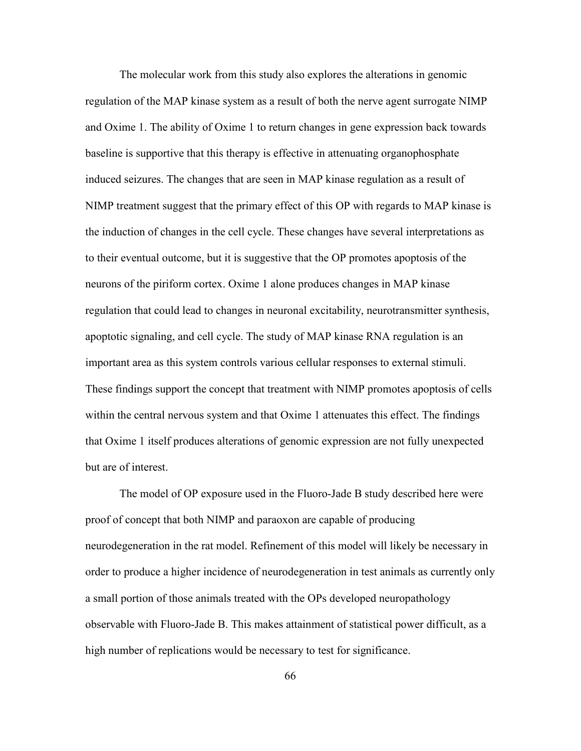The molecular work from this study also explores the alterations in genomic regulation of the MAP kinase system as a result of both the nerve agent surrogate NIMP and Oxime 1. The ability of Oxime 1 to return changes in gene expression back towards baseline is supportive that this therapy is effective in attenuating organophosphate induced seizures. The changes that are seen in MAP kinase regulation as a result of NIMP treatment suggest that the primary effect of this OP with regards to MAP kinase is the induction of changes in the cell cycle. These changes have several interpretations as to their eventual outcome, but it is suggestive that the OP promotes apoptosis of the neurons of the piriform cortex. Oxime 1 alone produces changes in MAP kinase regulation that could lead to changes in neuronal excitability, neurotransmitter synthesis, apoptotic signaling, and cell cycle. The study of MAP kinase RNA regulation is an important area as this system controls various cellular responses to external stimuli. These findings support the concept that treatment with NIMP promotes apoptosis of cells within the central nervous system and that Oxime 1 attenuates this effect. The findings that Oxime 1 itself produces alterations of genomic expression are not fully unexpected but are of interest.

The model of OP exposure used in the Fluoro-Jade B study described here were proof of concept that both NIMP and paraoxon are capable of producing neurodegeneration in the rat model. Refinement of this model will likely be necessary in order to produce a higher incidence of neurodegeneration in test animals as currently only a small portion of those animals treated with the OPs developed neuropathology observable with Fluoro-Jade B. This makes attainment of statistical power difficult, as a high number of replications would be necessary to test for significance.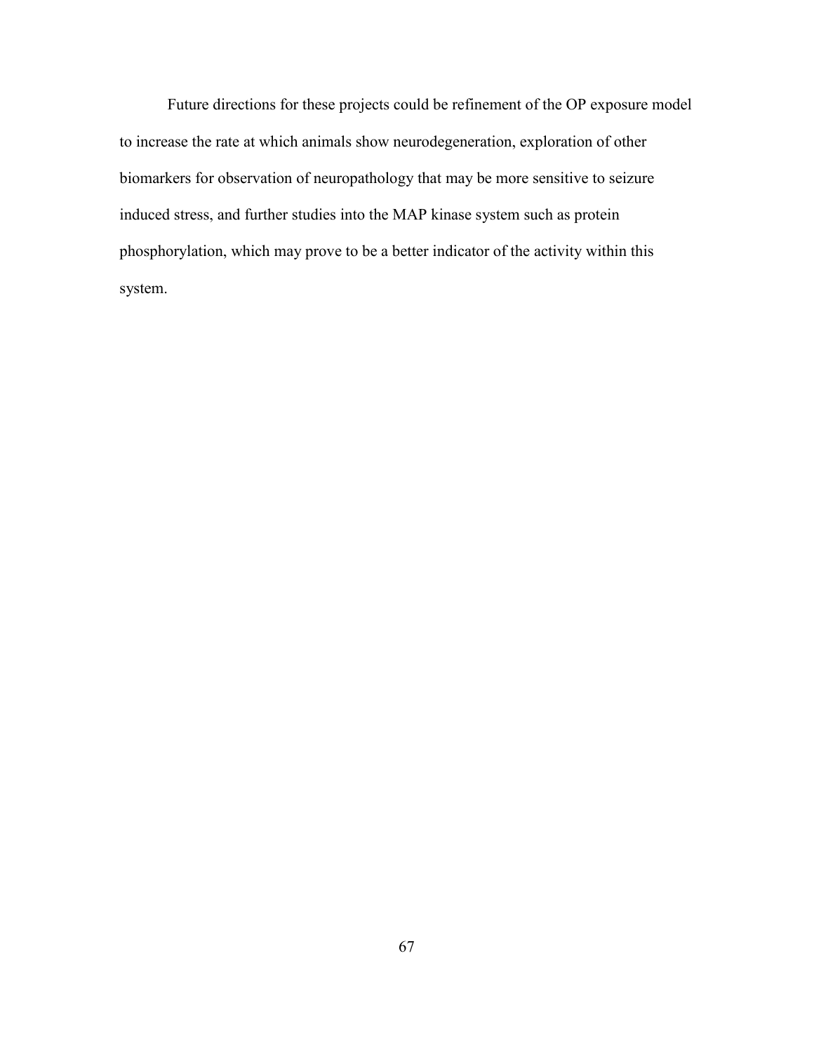Future directions for these projects could be refinement of the OP exposure model to increase the rate at which animals show neurodegeneration, exploration of other biomarkers for observation of neuropathology that may be more sensitive to seizure induced stress, and further studies into the MAP kinase system such as protein phosphorylation, which may prove to be a better indicator of the activity within this system.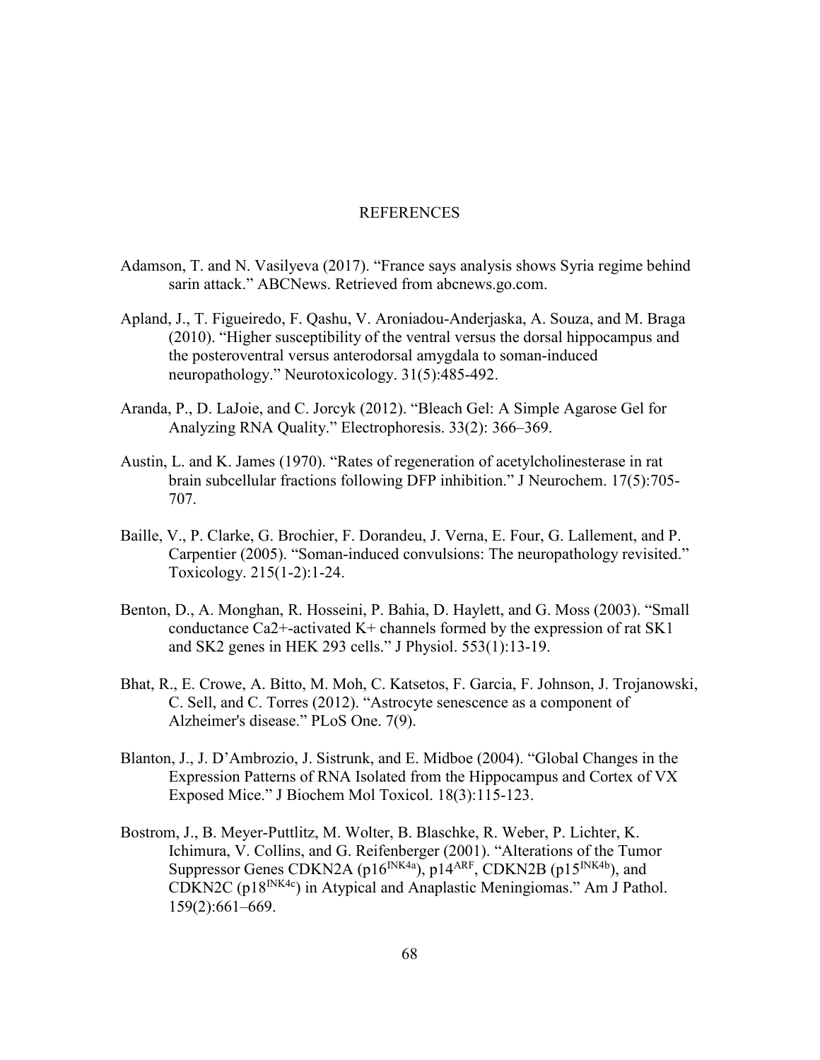# REFERENCES

Adamson, T. and N. Vasilyeva (2017). "France says analysis shows Syria regime behind sarin attack." ABCNews. Retrieved from abcnews.go.com.

Apland, J., T. Figueiredo, F. Qashu, V. Aroniadou-Anderjaska, A. Souza, and M. Braga (2010). "Higher susceptibility of the ventral versus the dorsal hippocampus and the posteroventral versus anterodorsal amygdala to soman-induced neuropathology." Neurotoxicology. 31(5):485-492.

Aranda, P., D. LaJoie, and C. Jorcyk (2012). "Bleach Gel: A Simple Agarose Gel for Analyzing RNA Quality." Electrophoresis. 33(2): 366–369.

Austin, L. and K. James (1970). "Rates of regeneration of acetylcholinesterase in rat brain subcellular fractions following DFP inhibition." J Neurochem. 17(5):705-707.

Baille, V., P. Clarke, G. Brochier, F. Dorandeu, J. Verna, E. Four, G. Lallement, and P. Carpentier (2005). "Soman-induced convulsions: The neuropathology revisited." Toxicology. 215(1-2):1-24.

Benton, D., A. Monghan, R. Hosseini, P. Bahia, D. Haylett, and G. Moss (2003). "Small conductance Ca2+-activated K+ channels formed by the expression of rat SK1 and SK2 genes in HEK 293 cells." J Physiol. 553(1):13-19.

Bhat, R., E. Crowe, A. Bitto, M. Moh, C. Katsetos, F. Garcia, F. Johnson, J. Trojanowski, C. Sell, and C. Torres (2012). "Astrocyte senescence as a component of Alzheimer's disease." PLoS One. 7(9).

Blanton, J., J. D'Ambrozio, J. Sistrunk, and E. Midboe (2004). "Global Changes in the Expression Patterns of RNA Isolated from the Hippocampus and Cortex of VX Exposed Mice." J Biochem Mol Toxicol. 18(3):115-123.

Bostrom, J., B. Meyer-Puttlitz, M. Wolter, B. Blaschke, R. Weber, P. Lichter, K. Ichimura, V. Collins, and G. Reifenberger (2001). "Alterations of the Tumor Suppressor Genes CDKN2A ($p16^{INK4a}$), $p14^{ARF}$, CDKN2B ($p15^{INK4b}$), and CDKN2C ($p18^{INK4c}$) in Atypical and Anaplastic Meningiomas." Am J Pathol. 159(2):661–669.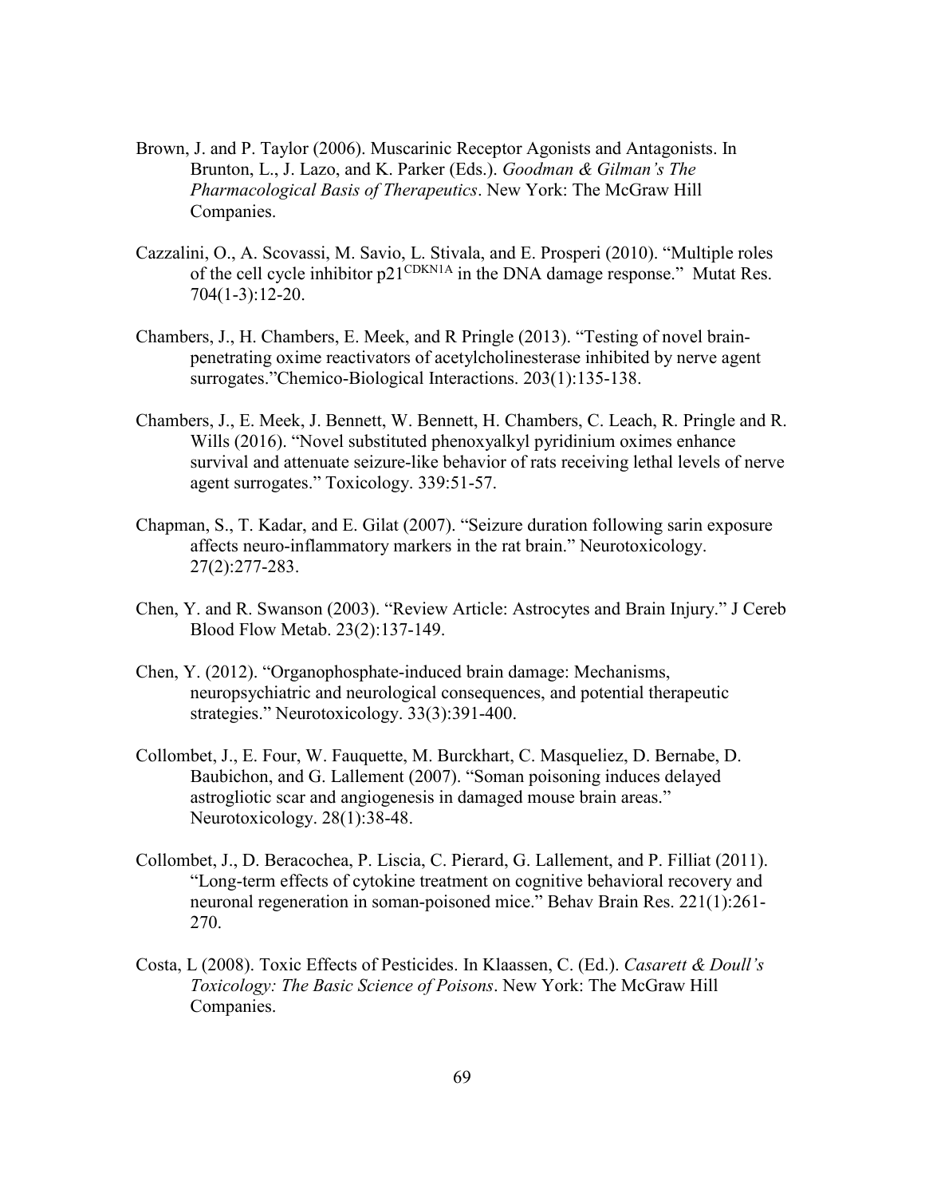Brown, J. and P. Taylor (2006). Muscarinic Receptor Agonists and Antagonists. In Brunton, L., J. Lazo, and K. Parker (Eds.). *Goodman & Gilman's The Pharmacological Basis of Therapeutics*. New York: The McGraw Hill Companies.

Cazzalini, O., A. Scovassi, M. Savio, L. Stivala, and E. Prosperi (2010). "Multiple roles of the cell cycle inhibitor $p21^{CDKN1A}$ in the DNA damage response." Mutat Res. 704(1-3):12-20.

Chambers, J., H. Chambers, E. Meek, and R Pringle (2013). "Testing of novel brain-penetrating oxime reactivators of acetylcholinesterase inhibited by nerve agent surrogates."Chemico-Biological Interactions. 203(1):135-138.

Chambers, J., E. Meek, J. Bennett, W. Bennett, H. Chambers, C. Leach, R. Pringle and R. Wills (2016). "Novel substituted phenoxyalkyl pyridinium oximes enhance survival and attenuate seizure-like behavior of rats receiving lethal levels of nerve agent surrogates." Toxicology. 339:51-57.

Chapman, S., T. Kadar, and E. Gilat (2007). "Seizure duration following sarin exposure affects neuro-inflammatory markers in the rat brain." Neurotoxicology. 27(2):277-283.

Chen, Y. and R. Swanson (2003). "Review Article: Astrocytes and Brain Injury." J Cereb Blood Flow Metab. 23(2):137-149.

Chen, Y. (2012). "Organophosphate-induced brain damage: Mechanisms, neuropsychiatric and neurological consequences, and potential therapeutic strategies." Neurotoxicology. 33(3):391-400.

Collombet, J., E. Four, W. Fauquette, M. Burckhart, C. Masqueliez, D. Bernabe, D. Baubichon, and G. Lallement (2007). "Soman poisoning induces delayed astrogliotic scar and angiogenesis in damaged mouse brain areas." Neurotoxicology. 28(1):38-48.

Collombet, J., D. Beracochea, P. Liscia, C. Pierard, G. Lallement, and P. Filliat (2011). "Long-term effects of cytokine treatment on cognitive behavioral recovery and neuronal regeneration in soman-poisoned mice." Behav Brain Res. 221(1):261-270.

Costa, L (2008). Toxic Effects of Pesticides. In Klaassen, C. (Ed.). *Casarett & Doull's Toxicology: The Basic Science of Poisons*. New York: The McGraw Hill Companies.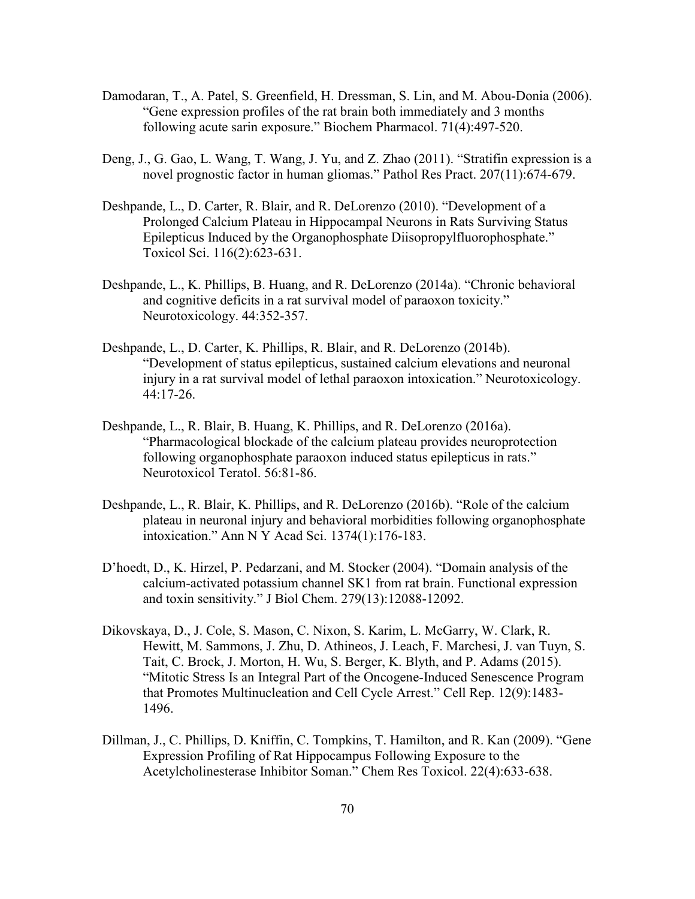Damodaran, T., A. Patel, S. Greenfield, H. Dressman, S. Lin, and M. Abou-Donia (2006). "Gene expression profiles of the rat brain both immediately and 3 months following acute sarin exposure." Biochem Pharmacol. 71(4):497-520.

Deng, J., G. Gao, L. Wang, T. Wang, J. Yu, and Z. Zhao (2011). "Stratifin expression is a novel prognostic factor in human gliomas." Pathol Res Pract. 207(11):674-679.

Deshpande, L., D. Carter, R. Blair, and R. DeLorenzo (2010). "Development of a Prolonged Calcium Plateau in Hippocampal Neurons in Rats Surviving Status Epilepticus Induced by the Organophosphate Diisopropylfluorophosphate." Toxicol Sci. 116(2):623-631.

Deshpande, L., K. Phillips, B. Huang, and R. DeLorenzo (2014a). "Chronic behavioral and cognitive deficits in a rat survival model of paraoxon toxicity." Neurotoxicology. 44:352-357.

Deshpande, L., D. Carter, K. Phillips, R. Blair, and R. DeLorenzo (2014b). "Development of status epilepticus, sustained calcium elevations and neuronal injury in a rat survival model of lethal paraoxon intoxication." Neurotoxicology. 44:17-26.

Deshpande, L., R. Blair, B. Huang, K. Phillips, and R. DeLorenzo (2016a). "Pharmacological blockade of the calcium plateau provides neuroprotection following organophosphate paraoxon induced status epilepticus in rats." Neurotoxicol Teratol. 56:81-86.

Deshpande, L., R. Blair, K. Phillips, and R. DeLorenzo (2016b). "Role of the calcium plateau in neuronal injury and behavioral morbidities following organophosphate intoxication." Ann N Y Acad Sci. 1374(1):176-183.

D'hoedt, D., K. Hirzel, P. Pedarzani, and M. Stocker (2004). "Domain analysis of the calcium-activated potassium channel SK1 from rat brain. Functional expression and toxin sensitivity." J Biol Chem. 279(13):12088-12092.

Dikovskaya, D., J. Cole, S. Mason, C. Nixon, S. Karim, L. McGarry, W. Clark, R. Hewitt, M. Sammons, J. Zhu, D. Athineos, J. Leach, F. Marchesi, J. van Tuyn, S. Tait, C. Brock, J. Morton, H. Wu, S. Berger, K. Blyth, and P. Adams (2015). "Mitotic Stress Is an Integral Part of the Oncogene-Induced Senescence Program that Promotes Multinucleation and Cell Cycle Arrest." Cell Rep. 12(9):1483-1496.

Dillman, J., C. Phillips, D. Kniffin, C. Tompkins, T. Hamilton, and R. Kan (2009). "Gene Expression Profiling of Rat Hippocampus Following Exposure to the Acetylcholinesterase Inhibitor Soman." Chem Res Toxicol. 22(4):633-638.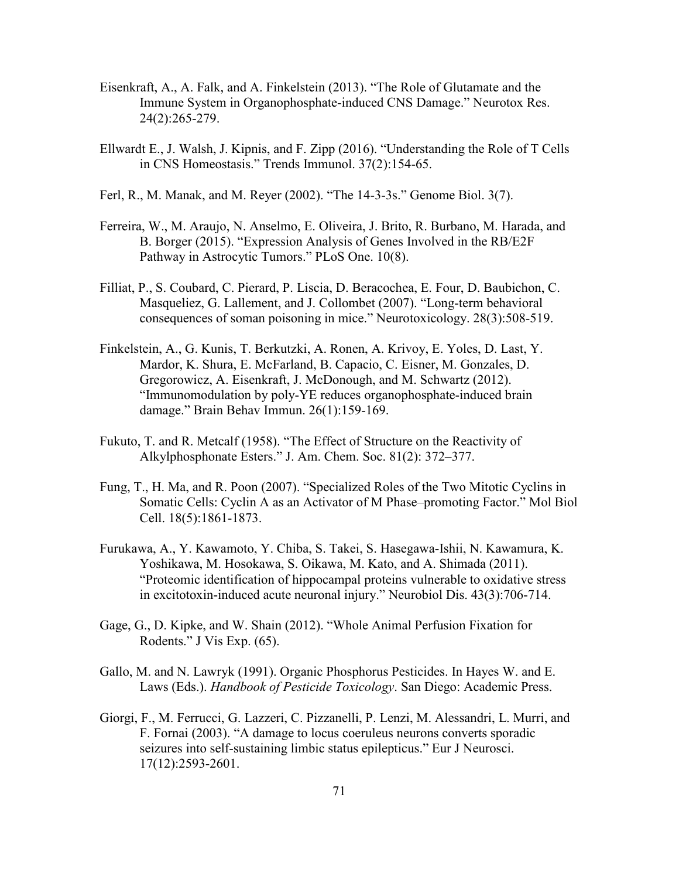Eisenkraft, A., A. Falk, and A. Finkelstein (2013). “The Role of Glutamate and the Immune System in Organophosphate-induced CNS Damage.” Neurotox Res. 24(2):265-279.

Ellwardt E., J. Walsh, J. Kipnis, and F. Zipp (2016). “Understanding the Role of T Cells in CNS Homeostasis.” Trends Immunol. 37(2):154-65.

Ferl, R., M. Manak, and M. Reyer (2002). “The 14-3-3s.” Genome Biol. 3(7).

Ferreira, W., M. Araujo, N. Anselmo, E. Oliveira, J. Brito, R. Burbano, M. Harada, and B. Borger (2015). “Expression Analysis of Genes Involved in the RB/E2F Pathway in Astrocytic Tumors.” PLoS One. 10(8).

Filliat, P., S. Coubard, C. Pierard, P. Liscia, D. Beracochea, E. Four, D. Baubichon, C. Masqueliez, G. Lallement, and J. Collombet (2007). “Long-term behavioral consequences of soman poisoning in mice.” Neurotoxicology. 28(3):508-519.

Finkelstein, A., G. Kunis, T. Berkutzki, A. Ronen, A. Krivoy, E. Yoles, D. Last, Y. Mardor, K. Shura, E. McFarland, B. Capacio, C. Eisner, M. Gonzales, D. Gregorowicz, A. Eisenkraft, J. McDonough, and M. Schwartz (2012). “Immunomodulation by poly-YE reduces organophosphate-induced brain damage.” Brain Behav Immun. 26(1):159-169.

Fukuto, T. and R. Metcalf (1958). “The Effect of Structure on the Reactivity of Alkylphosphonate Esters.” J. Am. Chem. Soc. 81(2): 372–377.

Fung, T., H. Ma, and R. Poon (2007). “Specialized Roles of the Two Mitotic Cyclins in Somatic Cells: Cyclin A as an Activator of M Phase–promoting Factor.” Mol Biol Cell. 18(5):1861-1873.

Furukawa, A., Y. Kawamoto, Y. Chiba, S. Takei, S. Hasegawa-Ishii, N. Kawamura, K. Yoshikawa, M. Hosokawa, S. Oikawa, M. Kato, and A. Shimada (2011). “Proteomic identification of hippocampal proteins vulnerable to oxidative stress in excitotoxin-induced acute neuronal injury.” Neurobiol Dis. 43(3):706-714.

Gage, G., D. Kipke, and W. Shain (2012). “Whole Animal Perfusion Fixation for Rodents.” J Vis Exp. (65).

Gallo, M. and N. Lawryk (1991). Organic Phosphorus Pesticides. In Hayes W. and E. Laws (Eds.). *Handbook of Pesticide Toxicology*. San Diego: Academic Press.

Giorgi, F., M. Ferrucci, G. Lazzeri, C. Pizzanelli, P. Lenzi, M. Alessandri, L. Murri, and F. Fornai (2003). “A damage to locus coeruleus neurons converts sporadic seizures into self-sustaining limbic status epilepticus.” Eur J Neurosci. 17(12):2593-2601.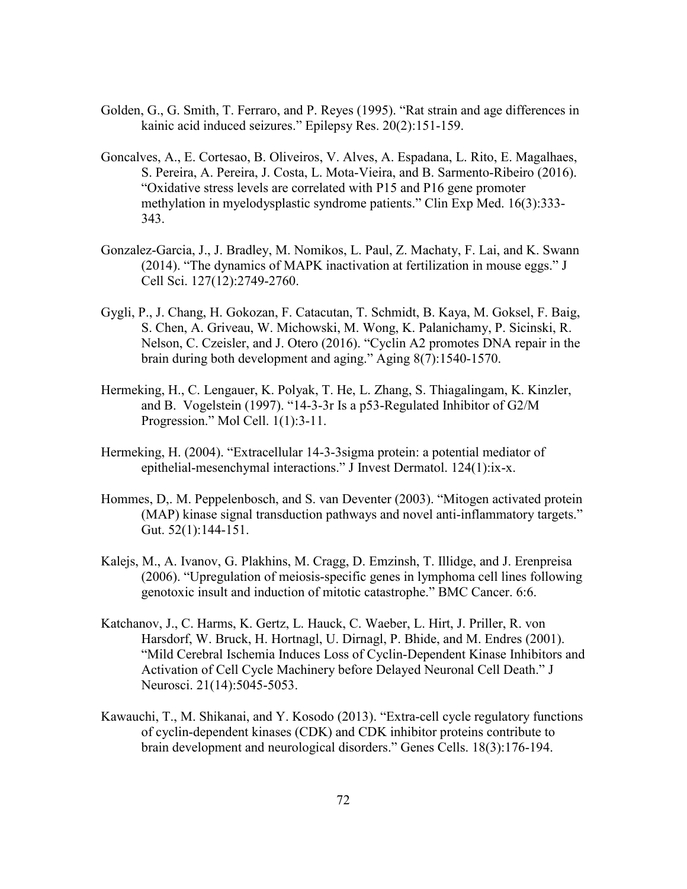Golden, G., G. Smith, T. Ferraro, and P. Reyes (1995). "Rat strain and age differences in kainic acid induced seizures." Epilepsy Res. 20(2):151-159.

Goncalves, A., E. Cortesao, B. Oliveiros, V. Alves, A. Espadana, L. Rito, E. Magalhaes, S. Pereira, A. Pereira, J. Costa, L. Mota-Vieira, and B. Sarmento-Ribeiro (2016). "Oxidative stress levels are correlated with P15 and P16 gene promoter methylation in myelodysplastic syndrome patients." Clin Exp Med. 16(3):333-343.

Gonzalez-Garcia, J., J. Bradley, M. Nomikos, L. Paul, Z. Machaty, F. Lai, and K. Swann (2014). "The dynamics of MAPK inactivation at fertilization in mouse eggs." J Cell Sci. 127(12):2749-2760.

Gygli, P., J. Chang, H. Gokozan, F. Catacutan, T. Schmidt, B. Kaya, M. Goksel, F. Baig, S. Chen, A. Griveau, W. Michowski, M. Wong, K. Palanichamy, P. Sicinski, R. Nelson, C. Czeisler, and J. Otero (2016). "Cyclin A2 promotes DNA repair in the brain during both development and aging." Aging 8(7):1540-1570.

Hermeking, H., C. Lengauer, K. Polyak, T. He, L. Zhang, S. Thiagalingam, K. Kinzler, and B. Vogelstein (1997). "14-3-3r Is a p53-Regulated Inhibitor of G2/M Progression." Mol Cell. 1(1):3-11.

Hermeking, H. (2004). "Extracellular 14-3-3sigma protein: a potential mediator of epithelial-mesenchymal interactions." J Invest Dermatol. 124(1):ix-x.

Hommes, D,. M. Peppelenbosch, and S. van Deventer (2003). "Mitogen activated protein (MAP) kinase signal transduction pathways and novel anti-inflammatory targets." Gut. 52(1):144-151.

Kalejs, M., A. Ivanov, G. Plakhins, M. Cragg, D. Emzinsh, T. Illidge, and J. Erenpreisa (2006). "Upregulation of meiosis-specific genes in lymphoma cell lines following genotoxic insult and induction of mitotic catastrophe." BMC Cancer. 6:6.

Katchanov, J., C. Harms, K. Gertz, L. Hauck, C. Waeber, L. Hirt, J. Priller, R. von Harsdorf, W. Bruck, H. Hortnagl, U. Dirnagl, P. Bhide, and M. Endres (2001). "Mild Cerebral Ischemia Induces Loss of Cyclin-Dependent Kinase Inhibitors and Activation of Cell Cycle Machinery before Delayed Neuronal Cell Death." J Neurosci. 21(14):5045-5053.

Kawauchi, T., M. Shikanai, and Y. Kosodo (2013). "Extra-cell cycle regulatory functions of cyclin-dependent kinases (CDK) and CDK inhibitor proteins contribute to brain development and neurological disorders." Genes Cells. 18(3):176-194.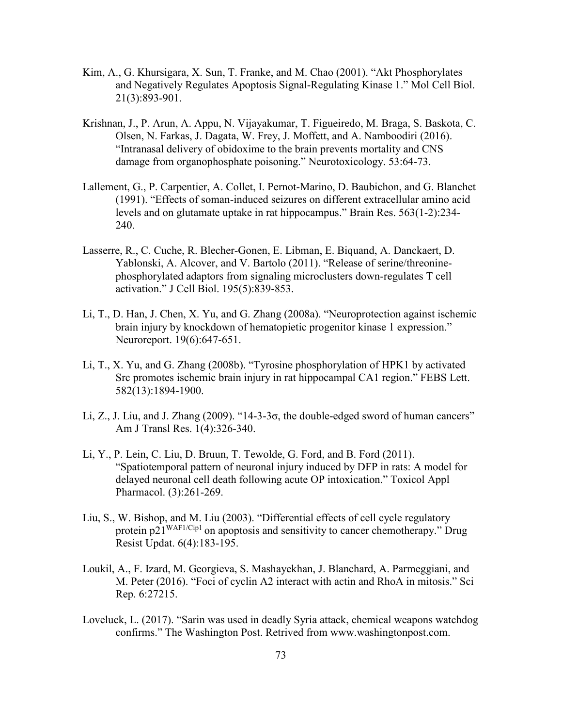Kim, A., G. Khursigara, X. Sun, T. Franke, and M. Chao (2001). "Akt Phosphorylates and Negatively Regulates Apoptosis Signal-Regulating Kinase 1." Mol Cell Biol. 21(3):893-901.

Krishnan, J., P. Arun, A. Appu, N. Vijayakumar, T. Figueiredo, M. Braga, S. Baskota, C. Olsen, N. Farkas, J. Dagata, W. Frey, J. Moffett, and A. Namboodiri (2016). "Intranasal delivery of obidoxime to the brain prevents mortality and CNS damage from organophosphate poisoning." Neurotoxicology. 53:64-73.

Lallement, G., P. Carpentier, A. Collet, I. Pernot-Marino, D. Baubichon, and G. Blanchet (1991). "Effects of soman-induced seizures on different extracellular amino acid levels and on glutamate uptake in rat hippocampus." Brain Res. 563(1-2):234-240.

Lasserre, R., C. Cuche, R. Blecher-Gonen, E. Libman, E. Biquand, A. Danckaert, D. Yablonski, A. Alcover, and V. Bartolo (2011). "Release of serine/threonine-phosphorylated adaptors from signaling microclusters down-regulates T cell activation." J Cell Biol. 195(5):839-853.

Li, T., D. Han, J. Chen, X. Yu, and G. Zhang (2008a). "Neuroprotection against ischemic brain injury by knockdown of hematopietic progenitor kinase 1 expression." Neuroreport. 19(6):647-651.

Li, T., X. Yu, and G. Zhang (2008b). "Tyrosine phosphorylation of HPK1 by activated Src promotes ischemic brain injury in rat hippocampal CA1 region." FEBS Lett. 582(13):1894-1900.

Li, Z., J. Liu, and J. Zhang (2009). "14-3-3σ, the double-edged sword of human cancers" Am J Transl Res. 1(4):326-340.

Li, Y., P. Lein, C. Liu, D. Bruun, T. Tewolde, G. Ford, and B. Ford (2011). "Spatiotemporal pattern of neuronal injury induced by DFP in rats: A model for delayed neuronal cell death following acute OP intoxication." Toxicol Appl Pharmacol. (3):261-269.

Liu, S., W. Bishop, and M. Liu (2003). "Differential effects of cell cycle regulatory protein $p21^{WAF1/Cip1}$ on apoptosis and sensitivity to cancer chemotherapy." Drug Resist Updat. 6(4):183-195.

Loukil, A., F. Izard, M. Georgieva, S. Mashayekhan, J. Blanchard, A. Parmeggiani, and M. Peter (2016). "Foci of cyclin A2 interact with actin and RhoA in mitosis." Sci Rep. 6:27215.

Loveluck, L. (2017). "Sarin was used in deadly Syria attack, chemical weapons watchdog confirms." The Washington Post. Retrived from www.washingtonpost.com.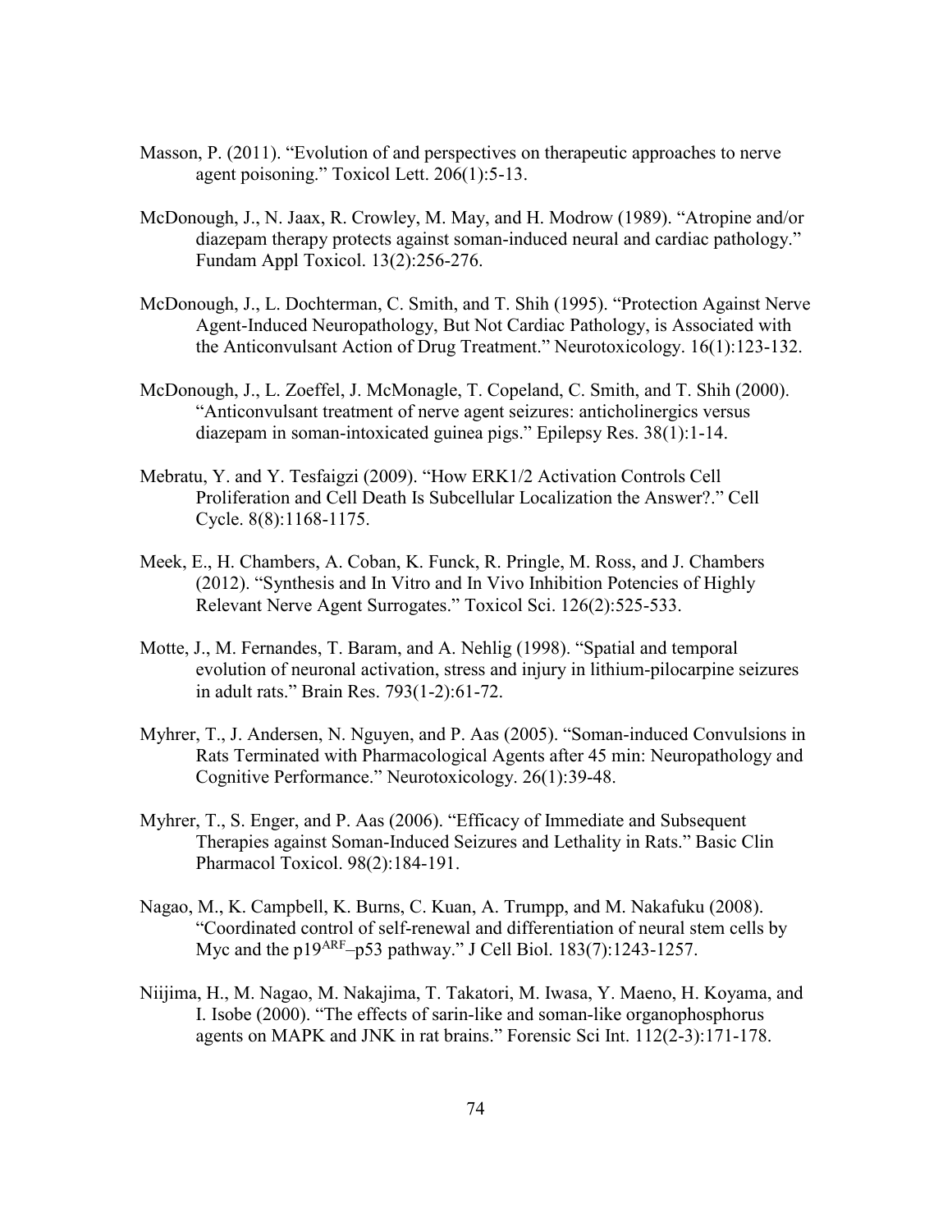Masson, P. (2011). “Evolution of and perspectives on therapeutic approaches to nerve agent poisoning.” Toxicol Lett. 206(1):5-13.

McDonough, J., N. Jaax, R. Crowley, M. May, and H. Modrow (1989). “Atropine and/or diazepam therapy protects against soman-induced neural and cardiac pathology.” Fundam Appl Toxicol. 13(2):256-276.

McDonough, J., L. Dochterman, C. Smith, and T. Shih (1995). “Protection Against Nerve Agent-Induced Neuropathology, But Not Cardiac Pathology, is Associated with the Anticonvulsant Action of Drug Treatment.” Neurotoxicology. 16(1):123-132.

McDonough, J., L. Zoeffel, J. McMonagle, T. Copeland, C. Smith, and T. Shih (2000). “Anticonvulsant treatment of nerve agent seizures: anticholinergics versus diazepam in soman-intoxicated guinea pigs.” Epilepsy Res. 38(1):1-14.

Mebratu, Y. and Y. Tesfaigzi (2009). “How ERK1/2 Activation Controls Cell Proliferation and Cell Death Is Subcellular Localization the Answer?.” Cell Cycle. 8(8):1168-1175.

Meek, E., H. Chambers, A. Coban, K. Funck, R. Pringle, M. Ross, and J. Chambers (2012). “Synthesis and In Vitro and In Vivo Inhibition Potencies of Highly Relevant Nerve Agent Surrogates.” Toxicol Sci. 126(2):525-533.

Motte, J., M. Fernandes, T. Baram, and A. Nehlig (1998). “Spatial and temporal evolution of neuronal activation, stress and injury in lithium-pilocarpine seizures in adult rats.” Brain Res. 793(1-2):61-72.

Myhrer, T., J. Andersen, N. Nguyen, and P. Aas (2005). “Soman-induced Convulsions in Rats Terminated with Pharmacological Agents after 45 min: Neuropathology and Cognitive Performance.” Neurotoxicology. 26(1):39-48.

Myhrer, T., S. Enger, and P. Aas (2006). “Efficacy of Immediate and Subsequent Therapies against Soman-Induced Seizures and Lethality in Rats.” Basic Clin Pharmacol Toxicol. 98(2):184-191.

Nagao, M., K. Campbell, K. Burns, C. Kuan, A. Trumpp, and M. Nakafuku (2008). “Coordinated control of self-renewal and differentiation of neural stem cells by Myc and the $p19^{ARF}$–p53 pathway.” J Cell Biol. 183(7):1243-1257.

Niijima, H., M. Nagao, M. Nakajima, T. Takatori, M. Iwasa, Y. Maeno, H. Koyama, and I. Isobe (2000). “The effects of sarin-like and soman-like organophosphorus agents on MAPK and JNK in rat brains.” Forensic Sci Int. 112(2-3):171-178.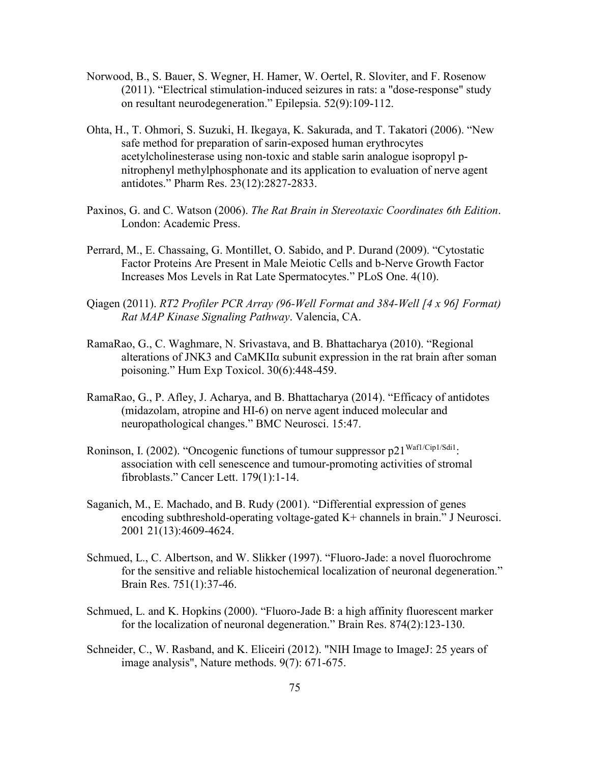Norwood, B., S. Bauer, S. Wegner, H. Hamer, W. Oertel, R. Sloviter, and F. Rosenow (2011). "Electrical stimulation-induced seizures in rats: a "dose-response" study on resultant neurodegeneration." Epilepsia. 52(9):109-112.

Ohta, H., T. Ohmori, S. Suzuki, H. Ikegaya, K. Sakurada, and T. Takatori (2006). "New safe method for preparation of sarin-exposed human erythrocytes acetylcholinesterase using non-toxic and stable sarin analogue isopropyl p-nitrophenyl methylphosphonate and its application to evaluation of nerve agent antidotes." Pharm Res. 23(12):2827-2833.

Paxinos, G. and C. Watson (2006). *The Rat Brain in Stereotaxic Coordinates 6th Edition*. London: Academic Press.

Perrard, M., E. Chassaing, G. Montillet, O. Sabido, and P. Durand (2009). "Cytostatic Factor Proteins Are Present in Male Meiotic Cells and b-Nerve Growth Factor Increases Mos Levels in Rat Late Spermatocytes." PLoS One. 4(10).

Qiagen (2011). *RT2 Profiler PCR Array (96-Well Format and 384-Well [4 x 96] Format) Rat MAP Kinase Signaling Pathway*. Valencia, CA.

RamaRao, G., C. Waghmare, N. Srivastava, and B. Bhattacharya (2010). "Regional alterations of JNK3 and CaMKIIα subunit expression in the rat brain after soman poisoning." Hum Exp Toxicol. 30(6):448-459.

RamaRao, G., P. Afley, J. Acharya, and B. Bhattacharya (2014). "Efficacy of antidotes (midazolam, atropine and HI-6) on nerve agent induced molecular and neuropathological changes." BMC Neurosci. 15:47.

Roninson, I. (2002). "Oncogenic functions of tumour suppressor $p21^{Waf1/Cip1/Sdi1}$: association with cell senescence and tumour-promoting activities of stromal fibroblasts." Cancer Lett. 179(1):1-14.

Saganich, M., E. Machado, and B. Rudy (2001). "Differential expression of genes encoding subthreshold-operating voltage-gated K+ channels in brain." J Neurosci. 2001 21(13):4609-4624.

Schmued, L., C. Albertson, and W. Slikker (1997). "Fluoro-Jade: a novel fluorochrome for the sensitive and reliable histochemical localization of neuronal degeneration." Brain Res. 751(1):37-46.

Schmued, L. and K. Hopkins (2000). "Fluoro-Jade B: a high affinity fluorescent marker for the localization of neuronal degeneration." Brain Res. 874(2):123-130.

Schneider, C., W. Rasband, and K. Eliceiri (2012). "NIH Image to ImageJ: 25 years of image analysis", Nature methods. 9(7): 671-675.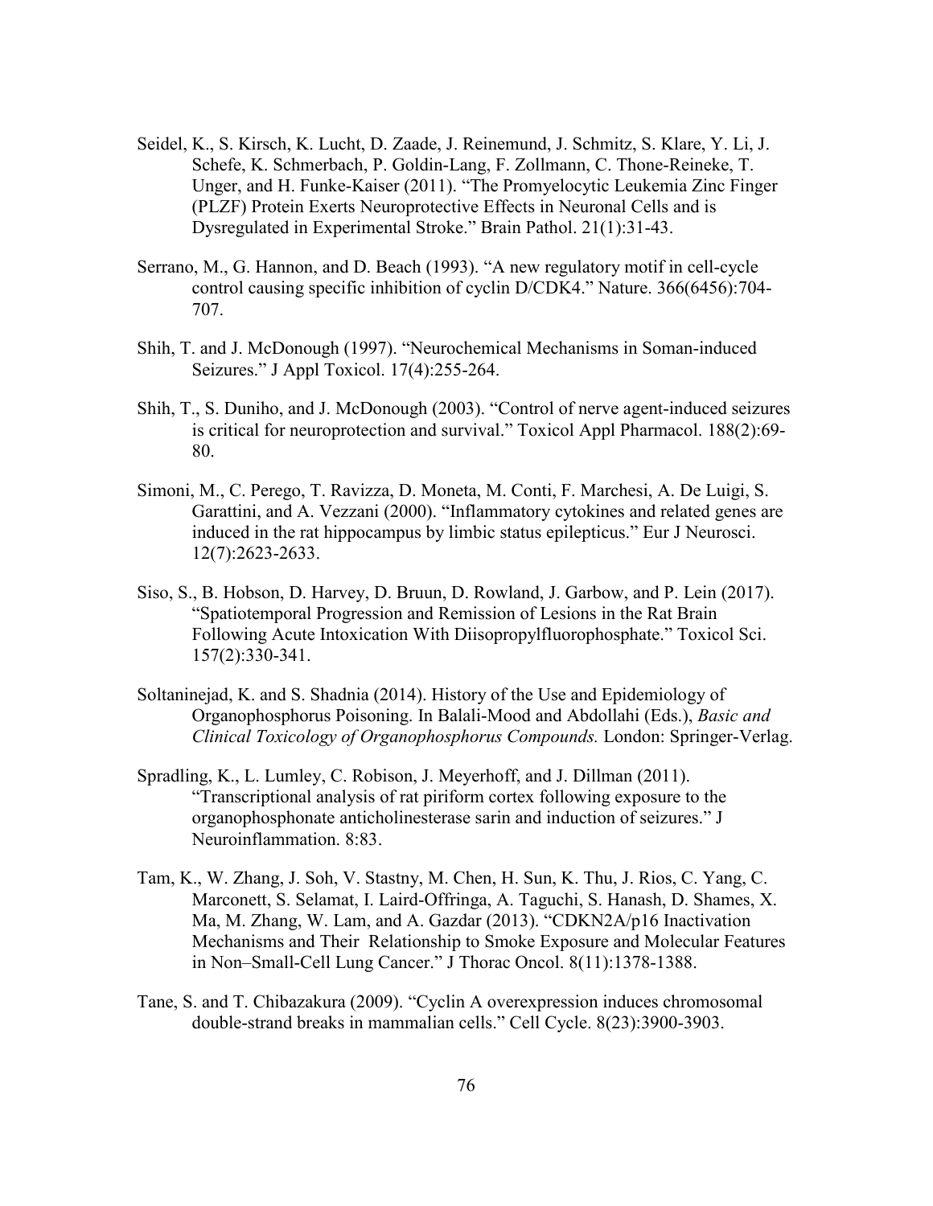Seidel, K., S. Kirsch, K. Lucht, D. Zaade, J. Reinemund, J. Schmitz, S. Klare, Y. Li, J. Schefe, K. Schmerbach, P. Goldin-Lang, F. Zollmann, C. Thone-Reineke, T. Unger, and H. Funke-Kaiser (2011). "The Promyelocytic Leukemia Zinc Finger (PLZF) Protein Exerts Neuroprotective Effects in Neuronal Cells and is Dysregulated in Experimental Stroke." Brain Pathol. 21(1):31-43.

Serrano, M., G. Hannon, and D. Beach (1993). "A new regulatory motif in cell-cycle control causing specific inhibition of cyclin D/CDK4." Nature. 366(6456):704-707.

Shih, T. and J. McDonough (1997). "Neurochemical Mechanisms in Soman-induced Seizures." J Appl Toxicol. 17(4):255-264.

Shih, T., S. Duniho, and J. McDonough (2003). "Control of nerve agent-induced seizures is critical for neuroprotection and survival." Toxicol Appl Pharmacol. 188(2):69-80.

Simoni, M., C. Perego, T. Ravizza, D. Moneta, M. Conti, F. Marchesi, A. De Luigi, S. Garattini, and A. Vezzani (2000). "Inflammatory cytokines and related genes are induced in the rat hippocampus by limbic status epilepticus." Eur J Neurosci. 12(7):2623-2633.

Siso, S., B. Hobson, D. Harvey, D. Bruun, D. Rowland, J. Garbow, and P. Lein (2017). "Spatiotemporal Progression and Remission of Lesions in the Rat Brain Following Acute Intoxication With Diisopropylfluorophosphate." Toxicol Sci. 157(2):330-341.

Soltaninejad, K. and S. Shadnia (2014). History of the Use and Epidemiology of Organophosphorus Poisoning. In Balali-Mood and Abdollahi (Eds.), *Basic and Clinical Toxicology of Organophosphorus Compounds.* London: Springer-Verlag.

Spradling, K., L. Lumley, C. Robison, J. Meyerhoff, and J. Dillman (2011). "Transcriptional analysis of rat piriform cortex following exposure to the organophosphonate anticholinesterase sarin and induction of seizures." J Neuroinflammation. 8:83.

Tam, K., W. Zhang, J. Soh, V. Stastny, M. Chen, H. Sun, K. Thu, J. Rios, C. Yang, C. Marconett, S. Selamat, I. Laird-Offringa, A. Taguchi, S. Hanash, D. Shames, X. Ma, M. Zhang, W. Lam, and A. Gazdar (2013). "CDKN2A/p16 Inactivation Mechanisms and Their Relationship to Smoke Exposure and Molecular Features in Non–Small-Cell Lung Cancer." J Thorac Oncol. 8(11):1378-1388.

Tane, S. and T. Chibazakura (2009). "Cyclin A overexpression induces chromosomal double-strand breaks in mammalian cells." Cell Cycle. 8(23):3900-3903.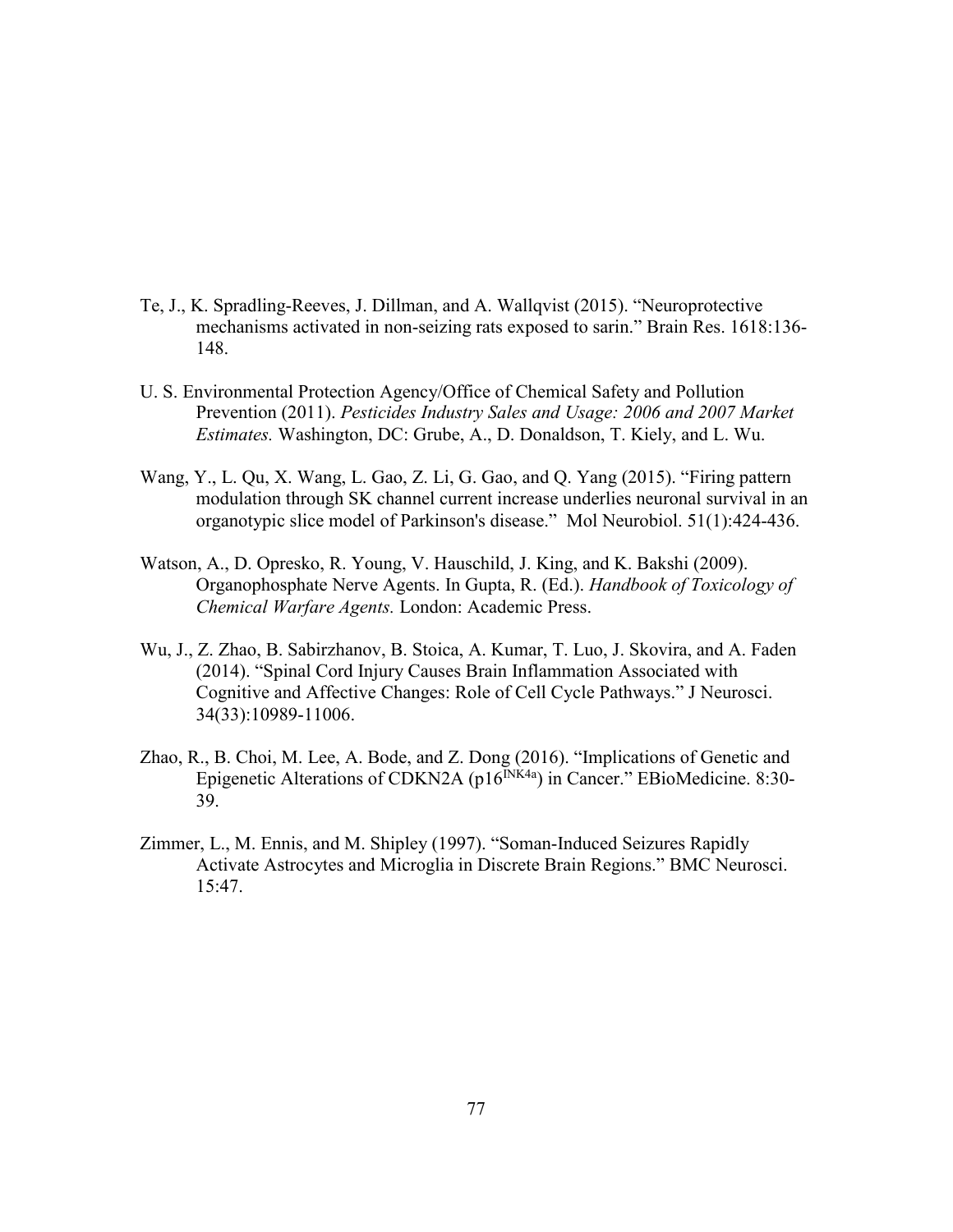Te, J., K. Spradling-Reeves, J. Dillman, and A. Wallqvist (2015). "Neuroprotective mechanisms activated in non-seizing rats exposed to sarin." Brain Res. 1618:136-148.

U. S. Environmental Protection Agency/Office of Chemical Safety and Pollution Prevention (2011). *Pesticides Industry Sales and Usage: 2006 and 2007 Market Estimates.* Washington, DC: Grube, A., D. Donaldson, T. Kiely, and L. Wu.

Wang, Y., L. Qu, X. Wang, L. Gao, Z. Li, G. Gao, and Q. Yang (2015). "Firing pattern modulation through SK channel current increase underlies neuronal survival in an organotypic slice model of Parkinson's disease." Mol Neurobiol. 51(1):424-436.

Watson, A., D. Opresko, R. Young, V. Hauschild, J. King, and K. Bakshi (2009). Organophosphate Nerve Agents. In Gupta, R. (Ed.). *Handbook of Toxicology of Chemical Warfare Agents.* London: Academic Press.

Wu, J., Z. Zhao, B. Sabirzhanov, B. Stoica, A. Kumar, T. Luo, J. Skovira, and A. Faden (2014). "Spinal Cord Injury Causes Brain Inflammation Associated with Cognitive and Affective Changes: Role of Cell Cycle Pathways." J Neurosci. 34(33):10989-11006.

Zhao, R., B. Choi, M. Lee, A. Bode, and Z. Dong (2016). "Implications of Genetic and Epigenetic Alterations of CDKN2A ($p16^{INK4a}$) in Cancer." EBioMedicine. 8:30-39.

Zimmer, L., M. Ennis, and M. Shipley (1997). "Soman-Induced Seizures Rapidly Activate Astrocytes and Microglia in Discrete Brain Regions." BMC Neurosci. 15:47.